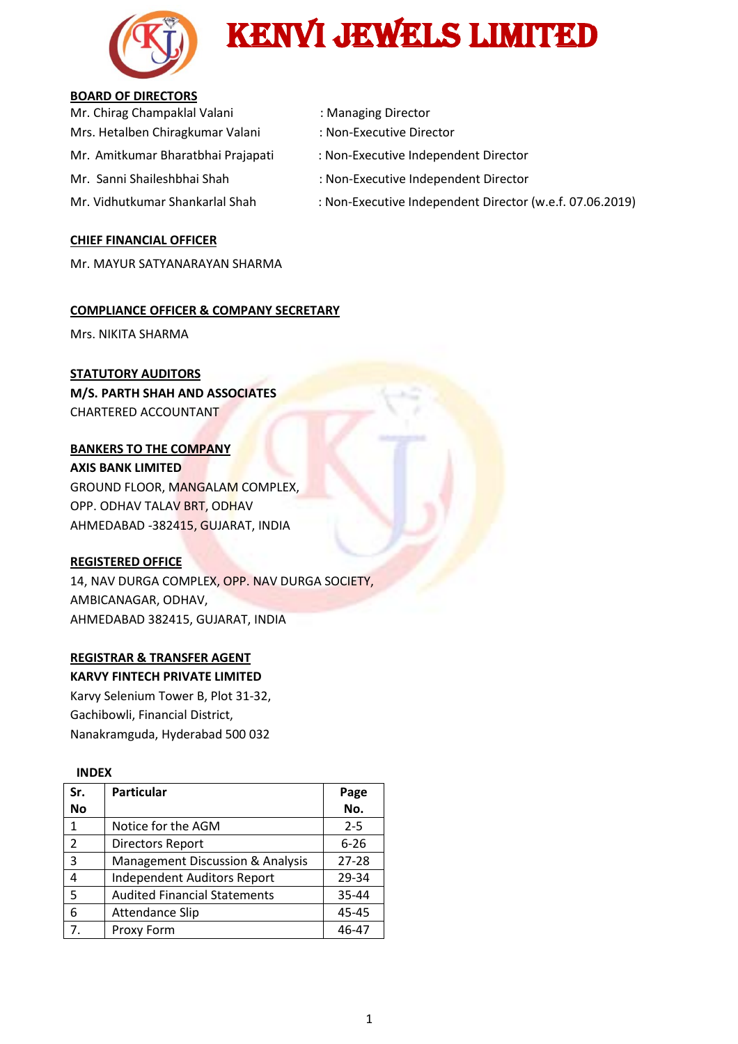# KENVI JEWELS LIMITED

**BOARD OF DIRECTORS**

Mr. Chirag Champaklal Valani : Managing Director

Mrs. Hetalben Chiragkumar Valani : Non-Executive Director

Mr. Amitkumar Bharatbhai Prajapati : Non-Executive Independent Director

Mr. Sanni Shaileshbhai Shah : Non-Executive Independent Director

Mr. Vidhutkumar Shankarlal Shah : Non-Executive Independent Director (w.e.f. 07.06.2019)

**CHIEF FINANCIAL OFFICER**

Mr. MAYUR SATYANARAYAN SHARMA

**COMPLIANCE OFFICER & COMPANY SECRETARY**

Mrs. NIKITA SHARMA

**STATUTORY AUDITORS**

**M/S. PARTH SHAH AND ASSOCIATES**
CHARTERED ACCOUNTANT

**BANKERS TO THE COMPANY**

**AXIS BANK LIMITED**
GROUND FLOOR, MANGALAM COMPLEX,
OPP. ODHAV TALAV BRT, ODHAV
AHMEDABAD -382415, GUJARAT, INDIA

**REGISTERED OFFICE**

14, NAV DURGA COMPLEX, OPP. NAV DURGA SOCIETY,
AMBICANAGAR, ODHAV,
AHMEDABAD 382415, GUJARAT, INDIA

**REGISTRAR & TRANSFER AGENT**

**KARVY FINTECH PRIVATE LIMITED**
Karvy Selenium Tower B, Plot 31-32,
Gachibowli, Financial District,
Nanakramguda, Hyderabad 500 032

**INDEX**

| Sr. No | Particular | Page No. |
|---|---|---|
| 1 | Notice for the AGM | 2-5 |
| 2 | Directors Report | 6-26 |
| 3 | Management Discussion & Analysis | 27-28 |
| 4 | Independent Auditors Report | 29-34 |
| 5 | Audited Financial Statements | 35-44 |
| 6 | Attendance Slip | 45-45 |
| 7. | Proxy Form | 46-47 |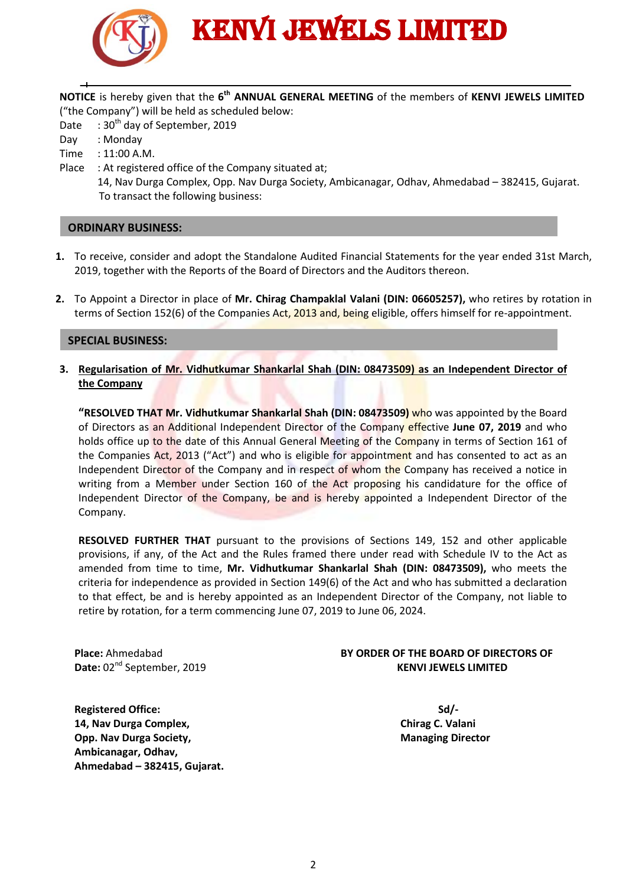# KENVI JEWELS LIMITED

**NOTICE** is hereby given that the **6th ANNUAL GENERAL MEETING** of the members of **KENVI JEWELS LIMITED** ("the Company") will be held as scheduled below:

Date : 30th day of September, 2019

Day : Monday

Time : 11:00 A.M.

Place : At registered office of the Company situated at;
14, Nav Durga Complex, Opp. Nav Durga Society, Ambicanagar, Odhav, Ahmedabad – 382415, Gujarat.
To transact the following business:

## ORDINARY BUSINESS:

1. To receive, consider and adopt the Standalone Audited Financial Statements for the year ended 31st March, 2019, together with the Reports of the Board of Directors and the Auditors thereon.

2. To Appoint a Director in place of **Mr. Chirag Champaklal Valani (DIN: 06605257),** who retires by rotation in terms of Section 152(6) of the Companies Act, 2013 and, being eligible, offers himself for re-appointment.

## SPECIAL BUSINESS:

3. **Regularisation of Mr. Vidhutkumar Shankarlal Shah (DIN: 08473509) as an Independent Director of the Company**

   **"RESOLVED THAT Mr. Vidhutkumar Shankarlal Shah (DIN: 08473509)** who was appointed by the Board of Directors as an Additional Independent Director of the Company effective **June 07, 2019** and who holds office up to the date of this Annual General Meeting of the Company in terms of Section 161 of the Companies Act, 2013 ("Act") and who is eligible for appointment and has consented to act as an Independent Director of the Company and in respect of whom the Company has received a notice in writing from a Member under Section 160 of the Act proposing his candidature for the office of Independent Director of the Company, be and is hereby appointed a Independent Director of the Company.

   **RESOLVED FURTHER THAT** pursuant to the provisions of Sections 149, 152 and other applicable provisions, if any, of the Act and the Rules framed there under read with Schedule IV to the Act as amended from time to time, **Mr. Vidhutkumar Shankarlal Shah (DIN: 08473509),** who meets the criteria for independence as provided in Section 149(6) of the Act and who has submitted a declaration to that effect, be and is hereby appointed as an Independent Director of the Company, not liable to retire by rotation, for a term commencing June 07, 2019 to June 06, 2024.

**Place:** Ahmedabad
**Date:** 02nd September, 2019

**BY ORDER OF THE BOARD OF DIRECTORS OF KENVI JEWELS LIMITED**

**Sd/-**
**Chirag C. Valani**
**Managing Director**

**Registered Office:**
**14, Nav Durga Complex,**
**Opp. Nav Durga Society,**
**Ambicanagar, Odhav,**
**Ahmedabad – 382415, Gujarat.**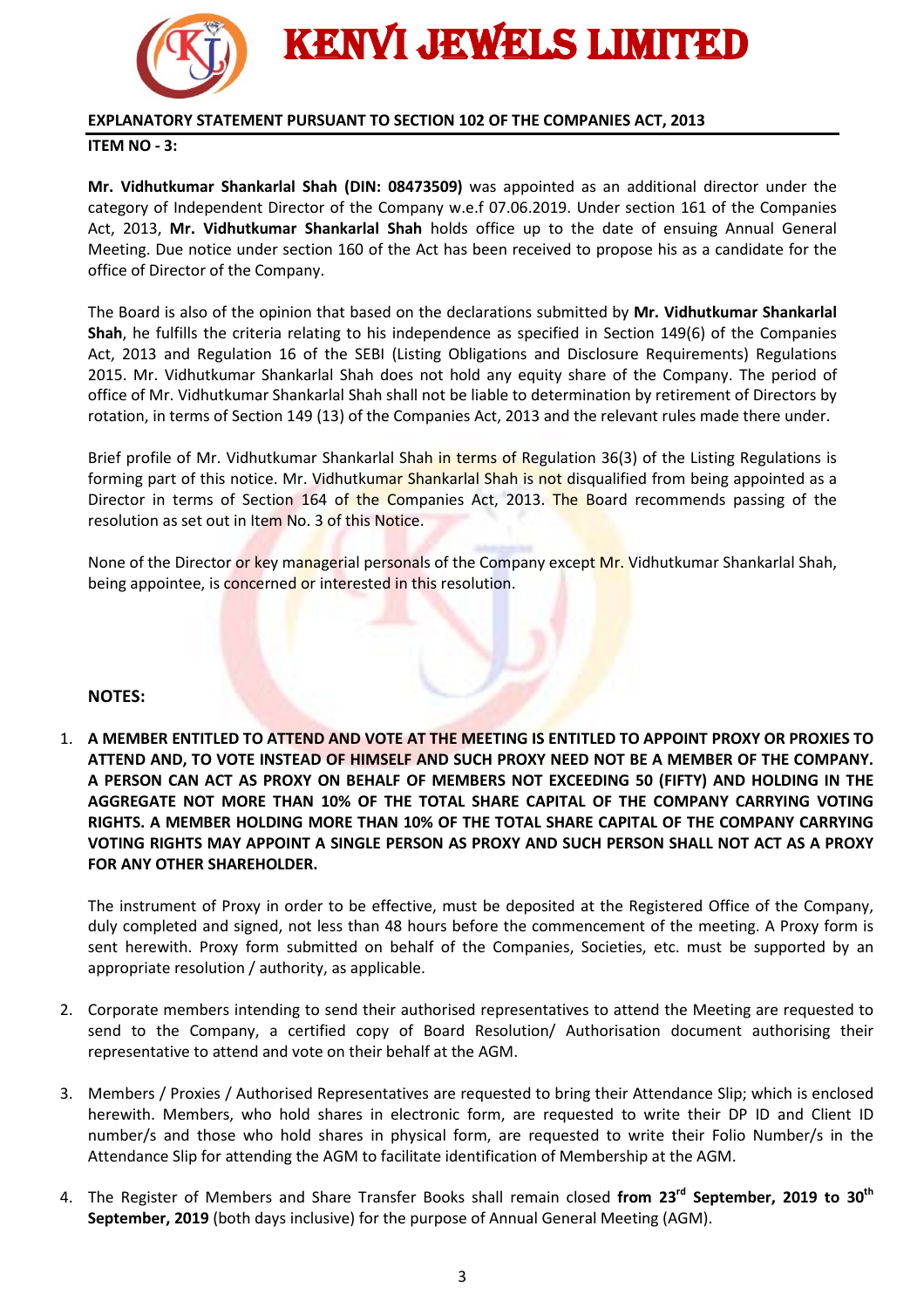## EXPLANATORY STATEMENT PURSUANT TO SECTION 102 OF THE COMPANIES ACT, 2013

**ITEM NO - 3:**

**Mr. Vidhutkumar Shankarlal Shah (DIN: 08473509)** was appointed as an additional director under the category of Independent Director of the Company w.e.f 07.06.2019. Under section 161 of the Companies Act, 2013, **Mr. Vidhutkumar Shankarlal Shah** holds office up to the date of ensuing Annual General Meeting. Due notice under section 160 of the Act has been received to propose his as a candidate for the office of Director of the Company.

The Board is also of the opinion that based on the declarations submitted by **Mr. Vidhutkumar Shankarlal Shah**, he fulfills the criteria relating to his independence as specified in Section 149(6) of the Companies Act, 2013 and Regulation 16 of the SEBI (Listing Obligations and Disclosure Requirements) Regulations 2015. Mr. Vidhutkumar Shankarlal Shah does not hold any equity share of the Company. The period of office of Mr. Vidhutkumar Shankarlal Shah shall not be liable to determination by retirement of Directors by rotation, in terms of Section 149 (13) of the Companies Act, 2013 and the relevant rules made there under.

Brief profile of Mr. Vidhutkumar Shankarlal Shah in terms of Regulation 36(3) of the Listing Regulations is forming part of this notice. Mr. Vidhutkumar Shankarlal Shah is not disqualified from being appointed as a Director in terms of Section 164 of the Companies Act, 2013. The Board recommends passing of the resolution as set out in Item No. 3 of this Notice.

None of the Director or key managerial personals of the Company except Mr. Vidhutkumar Shankarlal Shah, being appointee, is concerned or interested in this resolution.

**NOTES:**

1. **A MEMBER ENTITLED TO ATTEND AND VOTE AT THE MEETING IS ENTITLED TO APPOINT PROXY OR PROXIES TO ATTEND AND, TO VOTE INSTEAD OF HIMSELF AND SUCH PROXY NEED NOT BE A MEMBER OF THE COMPANY. A PERSON CAN ACT AS PROXY ON BEHALF OF MEMBERS NOT EXCEEDING 50 (FIFTY) AND HOLDING IN THE AGGREGATE NOT MORE THAN 10% OF THE TOTAL SHARE CAPITAL OF THE COMPANY CARRYING VOTING RIGHTS. A MEMBER HOLDING MORE THAN 10% OF THE TOTAL SHARE CAPITAL OF THE COMPANY CARRYING VOTING RIGHTS MAY APPOINT A SINGLE PERSON AS PROXY AND SUCH PERSON SHALL NOT ACT AS A PROXY FOR ANY OTHER SHAREHOLDER.**

   The instrument of Proxy in order to be effective, must be deposited at the Registered Office of the Company, duly completed and signed, not less than 48 hours before the commencement of the meeting. A Proxy form is sent herewith. Proxy form submitted on behalf of the Companies, Societies, etc. must be supported by an appropriate resolution / authority, as applicable.

2. Corporate members intending to send their authorised representatives to attend the Meeting are requested to send to the Company, a certified copy of Board Resolution/ Authorisation document authorising their representative to attend and vote on their behalf at the AGM.

3. Members / Proxies / Authorised Representatives are requested to bring their Attendance Slip; which is enclosed herewith. Members, who hold shares in electronic form, are requested to write their DP ID and Client ID number/s and those who hold shares in physical form, are requested to write their Folio Number/s in the Attendance Slip for attending the AGM to facilitate identification of Membership at the AGM.

4. The Register of Members and Share Transfer Books shall remain closed **from 23rd September, 2019 to 30th September, 2019** (both days inclusive) for the purpose of Annual General Meeting (AGM).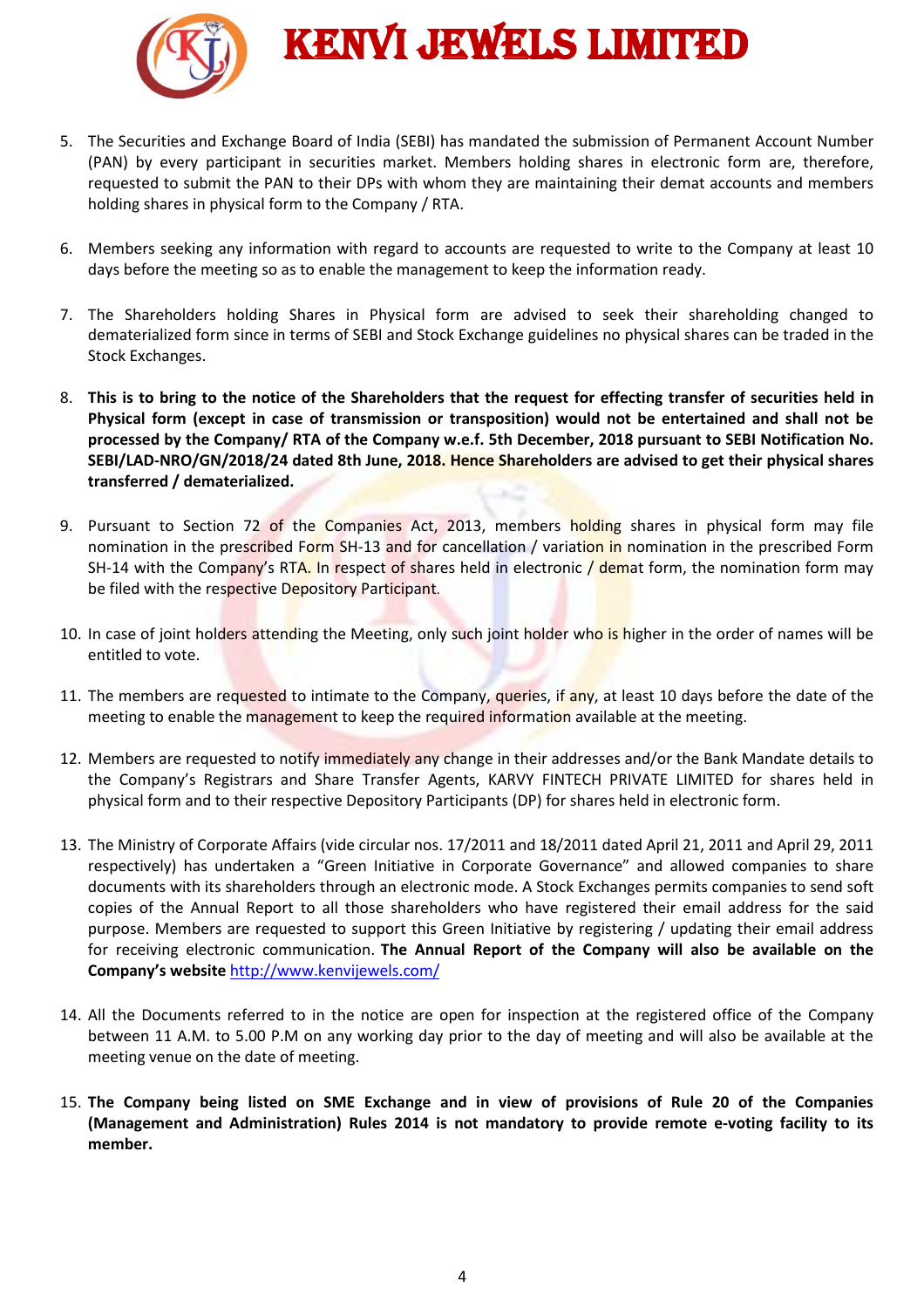5. The Securities and Exchange Board of India (SEBI) has mandated the submission of Permanent Account Number (PAN) by every participant in securities market. Members holding shares in electronic form are, therefore, requested to submit the PAN to their DPs with whom they are maintaining their demat accounts and members holding shares in physical form to the Company / RTA.

6. Members seeking any information with regard to accounts are requested to write to the Company at least 10 days before the meeting so as to enable the management to keep the information ready.

7. The Shareholders holding Shares in Physical form are advised to seek their shareholding changed to dematerialized form since in terms of SEBI and Stock Exchange guidelines no physical shares can be traded in the Stock Exchanges.

8. **This is to bring to the notice of the Shareholders that the request for effecting transfer of securities held in Physical form (except in case of transmission or transposition) would not be entertained and shall not be processed by the Company/ RTA of the Company w.e.f. 5th December, 2018 pursuant to SEBI Notification No. SEBI/LAD-NRO/GN/2018/24 dated 8th June, 2018. Hence Shareholders are advised to get their physical shares transferred / dematerialized.**

9. Pursuant to Section 72 of the Companies Act, 2013, members holding shares in physical form may file nomination in the prescribed Form SH-13 and for cancellation / variation in nomination in the prescribed Form SH-14 with the Company's RTA. In respect of shares held in electronic / demat form, the nomination form may be filed with the respective Depository Participant.

10. In case of joint holders attending the Meeting, only such joint holder who is higher in the order of names will be entitled to vote.

11. The members are requested to intimate to the Company, queries, if any, at least 10 days before the date of the meeting to enable the management to keep the required information available at the meeting.

12. Members are requested to notify immediately any change in their addresses and/or the Bank Mandate details to the Company's Registrars and Share Transfer Agents, KARVY FINTECH PRIVATE LIMITED for shares held in physical form and to their respective Depository Participants (DP) for shares held in electronic form.

13. The Ministry of Corporate Affairs (vide circular nos. 17/2011 and 18/2011 dated April 21, 2011 and April 29, 2011 respectively) has undertaken a "Green Initiative in Corporate Governance" and allowed companies to share documents with its shareholders through an electronic mode. A Stock Exchanges permits companies to send soft copies of the Annual Report to all those shareholders who have registered their email address for the said purpose. Members are requested to support this Green Initiative by registering / updating their email address for receiving electronic communication. **The Annual Report of the Company will also be available on the Company's website** http://www.kenvijewels.com/

14. All the Documents referred to in the notice are open for inspection at the registered office of the Company between 11 A.M. to 5.00 P.M on any working day prior to the day of meeting and will also be available at the meeting venue on the date of meeting.

15. **The Company being listed on SME Exchange and in view of provisions of Rule 20 of the Companies (Management and Administration) Rules 2014 is not mandatory to provide remote e-voting facility to its member.**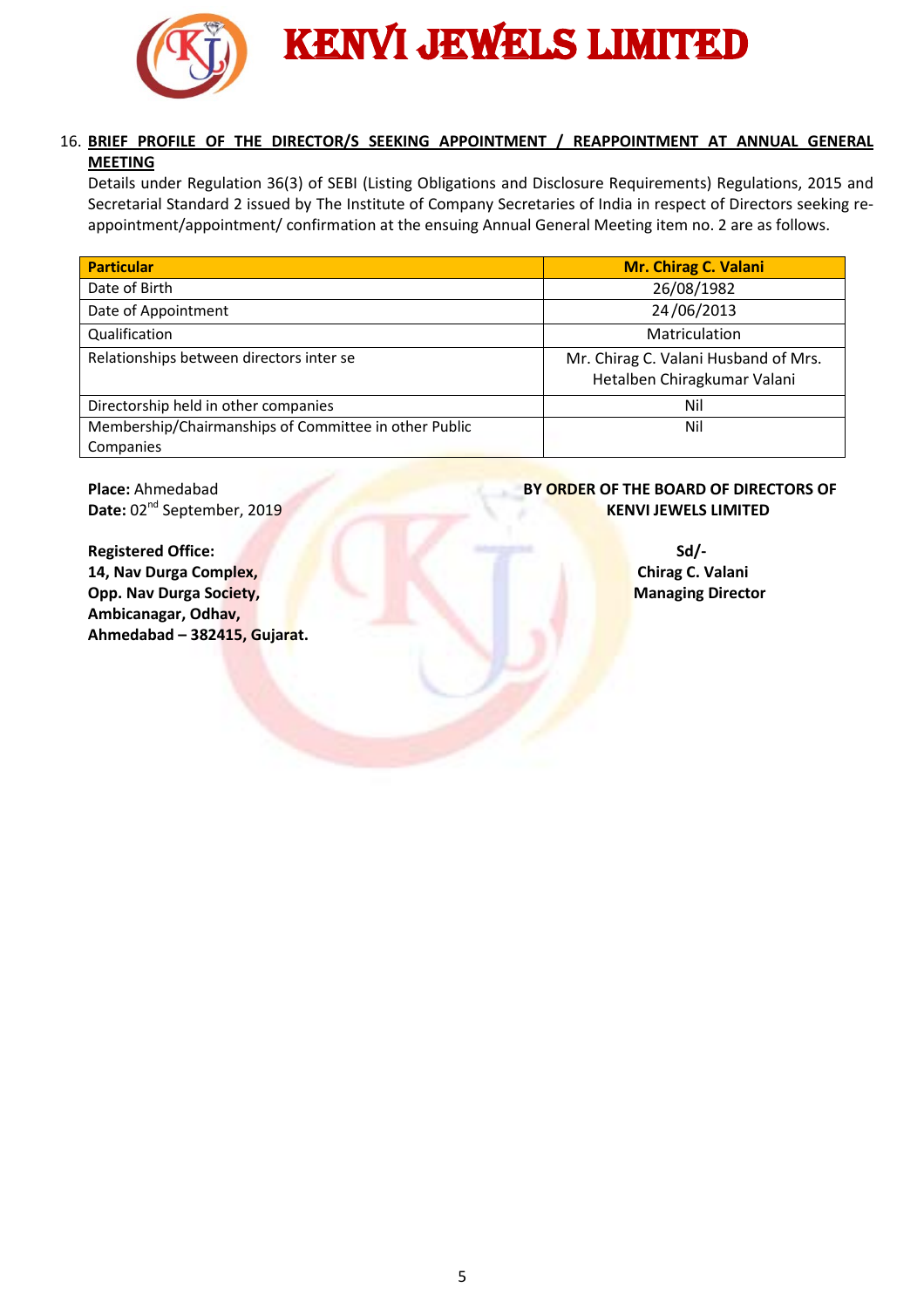16. **BRIEF PROFILE OF THE DIRECTOR/S SEEKING APPOINTMENT / REAPPOINTMENT AT ANNUAL GENERAL MEETING**

Details under Regulation 36(3) of SEBI (Listing Obligations and Disclosure Requirements) Regulations, 2015 and Secretarial Standard 2 issued by The Institute of Company Secretaries of India in respect of Directors seeking re-appointment/appointment/ confirmation at the ensuing Annual General Meeting item no. 2 are as follows.

| Particular | Mr. Chirag C. Valani |
|---|---|
| Date of Birth | 26/08/1982 |
| Date of Appointment | 24/06/2013 |
| Qualification | Matriculation |
| Relationships between directors inter se | Mr. Chirag C. Valani Husband of Mrs. Hetalben Chiragkumar Valani |
| Directorship held in other companies | Nil |
| Membership/Chairmanships of Committee in other Public Companies | Nil |

**Place:** Ahmedabad
**Date:** 02nd September, 2019

**BY ORDER OF THE BOARD OF DIRECTORS OF KENVI JEWELS LIMITED**

**Registered Office:**
**14, Nav Durga Complex,**
**Opp. Nav Durga Society,**
**Ambicanagar, Odhav,**
**Ahmedabad – 382415, Gujarat.**

**Sd/-**
**Chirag C. Valani**
**Managing Director**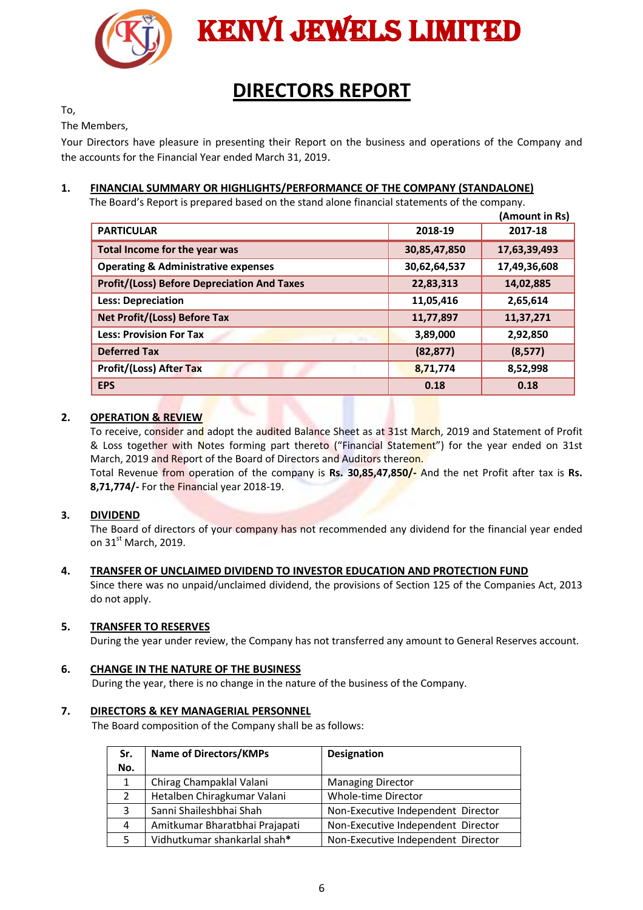# KENVI JEWELS LIMITED

## DIRECTORS REPORT

To,

The Members,

Your Directors have pleasure in presenting their Report on the business and operations of the Company and the accounts for the Financial Year ended March 31, 2019.

### 1. FINANCIAL SUMMARY OR HIGHLIGHTS/PERFORMANCE OF THE COMPANY (STANDALONE)

The Board's Report is prepared based on the stand alone financial statements of the company.

**(Amount in Rs)**

| PARTICULAR | 2018-19 | 2017-18 |
|---|---|---|
| Total Income for the year was | 30,85,47,850 | 17,63,39,493 |
| Operating & Administrative expenses | 30,62,64,537 | 17,49,36,608 |
| Profit/(Loss) Before Depreciation And Taxes | 22,83,313 | 14,02,885 |
| Less: Depreciation | 11,05,416 | 2,65,614 |
| Net Profit/(Loss) Before Tax | 11,77,897 | 11,37,271 |
| Less: Provision For Tax | 3,89,000 | 2,92,850 |
| Deferred Tax | (82,877) | (8,577) |
| Profit/(Loss) After Tax | 8,71,774 | 8,52,998 |
| EPS | 0.18 | 0.18 |

### 2. OPERATION & REVIEW

To receive, consider and adopt the audited Balance Sheet as at 31st March, 2019 and Statement of Profit & Loss together with Notes forming part thereto ("Financial Statement") for the year ended on 31st March, 2019 and Report of the Board of Directors and Auditors thereon.

Total Revenue from operation of the company is **Rs. 30,85,47,850/-** And the net Profit after tax is **Rs. 8,71,774/-** For the Financial year 2018-19.

### 3. DIVIDEND

The Board of directors of your company has not recommended any dividend for the financial year ended on 31st March, 2019.

### 4. TRANSFER OF UNCLAIMED DIVIDEND TO INVESTOR EDUCATION AND PROTECTION FUND

Since there was no unpaid/unclaimed dividend, the provisions of Section 125 of the Companies Act, 2013 do not apply.

### 5. TRANSFER TO RESERVES

During the year under review, the Company has not transferred any amount to General Reserves account.

### 6. CHANGE IN THE NATURE OF THE BUSINESS

During the year, there is no change in the nature of the business of the Company.

### 7. DIRECTORS & KEY MANAGERIAL PERSONNEL

The Board composition of the Company shall be as follows:

| Sr. No. | Name of Directors/KMPs | Designation |
|---|---|---|
| 1 | Chirag Champaklal Valani | Managing Director |
| 2 | Hetalben Chiragkumar Valani | Whole-time Director |
| 3 | Sanni Shaileshbhai Shah | Non-Executive Independent Director |
| 4 | Amitkumar Bharatbhai Prajapati | Non-Executive Independent Director |
| 5 | Vidhutkumar shankarlal shah* | Non-Executive Independent Director |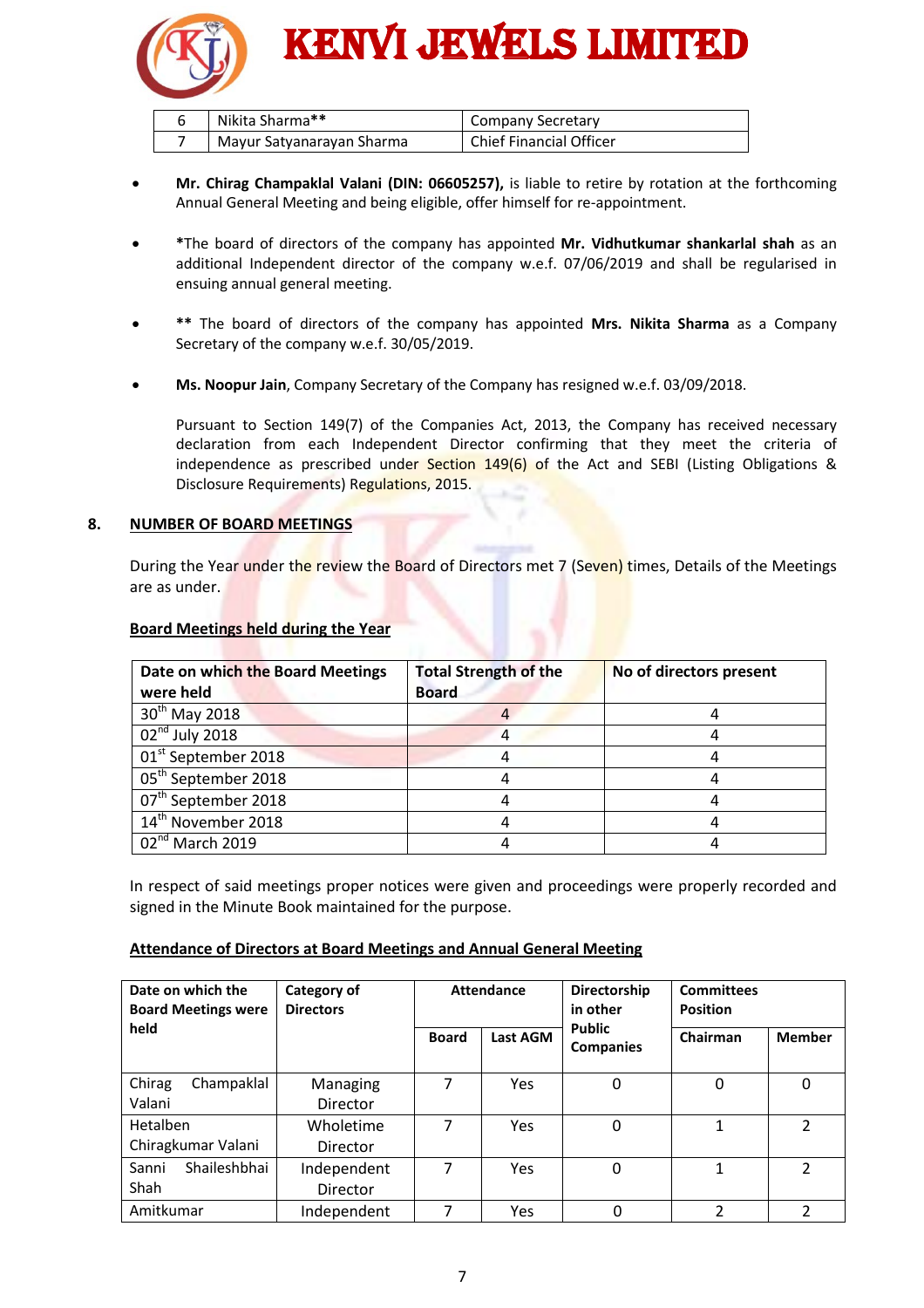| 6 | Nikita Sharma** | Company Secretary |
|---|---|---|
| 7 | Mayur Satyanarayan Sharma | Chief Financial Officer |

- **Mr. Chirag Champaklal Valani (DIN: 06605257),** is liable to retire by rotation at the forthcoming Annual General Meeting and being eligible, offer himself for re-appointment.

- *The board of directors of the company has appointed **Mr. Vidhutkumar shankarlal shah** as an additional Independent director of the company w.e.f. 07/06/2019 and shall be regularised in ensuing annual general meeting.

- **\*\*** The board of directors of the company has appointed **Mrs. Nikita Sharma** as a Company Secretary of the company w.e.f. 30/05/2019.

- **Ms. Noopur Jain**, Company Secretary of the Company has resigned w.e.f. 03/09/2018.

  Pursuant to Section 149(7) of the Companies Act, 2013, the Company has received necessary declaration from each Independent Director confirming that they meet the criteria of independence as prescribed under Section 149(6) of the Act and SEBI (Listing Obligations & Disclosure Requirements) Regulations, 2015.

## 8. NUMBER OF BOARD MEETINGS

During the Year under the review the Board of Directors met 7 (Seven) times, Details of the Meetings are as under.

**Board Meetings held during the Year**

| Date on which the Board Meetings were held | Total Strength of the Board | No of directors present |
|---|---|---|
| 30th May 2018 | 4 | 4 |
| 02nd July 2018 | 4 | 4 |
| 01st September 2018 | 4 | 4 |
| 05th September 2018 | 4 | 4 |
| 07th September 2018 | 4 | 4 |
| 14th November 2018 | 4 | 4 |
| 02nd March 2019 | 4 | 4 |

In respect of said meetings proper notices were given and proceedings were properly recorded and signed in the Minute Book maintained for the purpose.

**Attendance of Directors at Board Meetings and Annual General Meeting**

| Date on which the Board Meetings were held | Category of Directors | Attendance | | Directorship in other Public Companies | Committees Position | |
|---|---|---|---|---|---|---|
| | | Board | Last AGM | | Chairman | Member |
| Chirag Champaklal Valani | Managing Director | 7 | Yes | 0 | 0 | 0 |
| Hetalben Chiragkumar Valani | Wholetime Director | 7 | Yes | 0 | 1 | 2 |
| Sanni Shaileshbhai Shah | Independent Director | 7 | Yes | 0 | 1 | 2 |
| Amitkumar | Independent | 7 | Yes | 0 | 2 | 2 |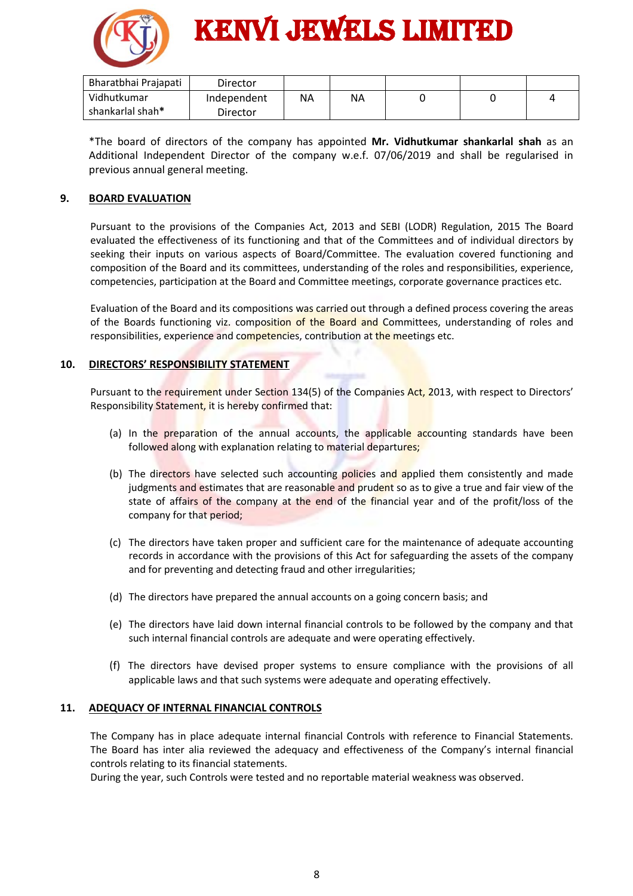| Bharatbhai Prajapati | Director | | | | | |
|---|---|---|---|---|---|---|
| Vidhutkumar shankarlal shah* | Independent Director | NA | NA | 0 | 0 | 4 |

*The board of directors of the company has appointed **Mr. Vidhutkumar shankarlal shah** as an Additional Independent Director of the company w.e.f. 07/06/2019 and shall be regularised in previous annual general meeting.

## 9. BOARD EVALUATION

Pursuant to the provisions of the Companies Act, 2013 and SEBI (LODR) Regulation, 2015 The Board evaluated the effectiveness of its functioning and that of the Committees and of individual directors by seeking their inputs on various aspects of Board/Committee. The evaluation covered functioning and composition of the Board and its committees, understanding of the roles and responsibilities, experience, competencies, participation at the Board and Committee meetings, corporate governance practices etc.

Evaluation of the Board and its compositions was carried out through a defined process covering the areas of the Boards functioning viz. composition of the Board and Committees, understanding of roles and responsibilities, experience and competencies, contribution at the meetings etc.

## 10. DIRECTORS' RESPONSIBILITY STATEMENT

Pursuant to the requirement under Section 134(5) of the Companies Act, 2013, with respect to Directors' Responsibility Statement, it is hereby confirmed that:

(a) In the preparation of the annual accounts, the applicable accounting standards have been followed along with explanation relating to material departures;

(b) The directors have selected such accounting policies and applied them consistently and made judgments and estimates that are reasonable and prudent so as to give a true and fair view of the state of affairs of the company at the end of the financial year and of the profit/loss of the company for that period;

(c) The directors have taken proper and sufficient care for the maintenance of adequate accounting records in accordance with the provisions of this Act for safeguarding the assets of the company and for preventing and detecting fraud and other irregularities;

(d) The directors have prepared the annual accounts on a going concern basis; and

(e) The directors have laid down internal financial controls to be followed by the company and that such internal financial controls are adequate and were operating effectively.

(f) The directors have devised proper systems to ensure compliance with the provisions of all applicable laws and that such systems were adequate and operating effectively.

## 11. ADEQUACY OF INTERNAL FINANCIAL CONTROLS

The Company has in place adequate internal financial Controls with reference to Financial Statements. The Board has inter alia reviewed the adequacy and effectiveness of the Company's internal financial controls relating to its financial statements.
During the year, such Controls were tested and no reportable material weakness was observed.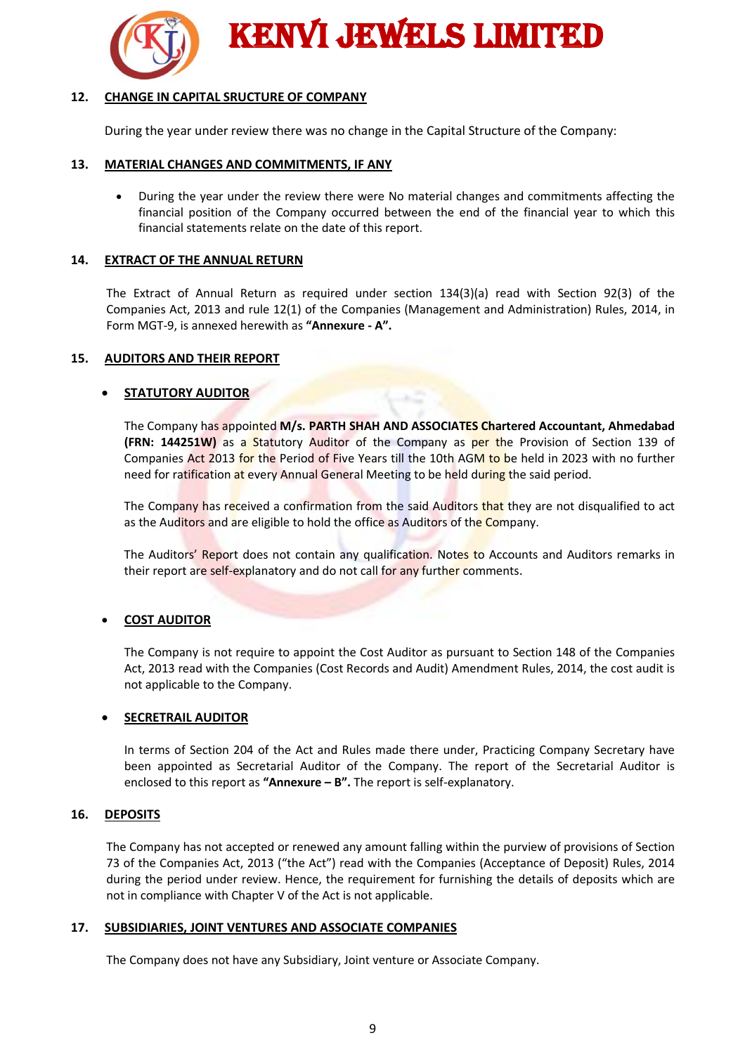## 12. CHANGE IN CAPITAL SRUCTURE OF COMPANY

During the year under review there was no change in the Capital Structure of the Company:

## 13. MATERIAL CHANGES AND COMMITMENTS, IF ANY

- During the year under the review there were No material changes and commitments affecting the financial position of the Company occurred between the end of the financial year to which this financial statements relate on the date of this report.

## 14. EXTRACT OF THE ANNUAL RETURN

The Extract of Annual Return as required under section 134(3)(a) read with Section 92(3) of the Companies Act, 2013 and rule 12(1) of the Companies (Management and Administration) Rules, 2014, in Form MGT-9, is annexed herewith as **"Annexure - A".**

## 15. AUDITORS AND THEIR REPORT

- **STATUTORY AUDITOR**

The Company has appointed **M/s. PARTH SHAH AND ASSOCIATES Chartered Accountant, Ahmedabad (FRN: 144251W)** as a Statutory Auditor of the Company as per the Provision of Section 139 of Companies Act 2013 for the Period of Five Years till the 10th AGM to be held in 2023 with no further need for ratification at every Annual General Meeting to be held during the said period.

The Company has received a confirmation from the said Auditors that they are not disqualified to act as the Auditors and are eligible to hold the office as Auditors of the Company.

The Auditors' Report does not contain any qualification. Notes to Accounts and Auditors remarks in their report are self-explanatory and do not call for any further comments.

- **COST AUDITOR**

The Company is not require to appoint the Cost Auditor as pursuant to Section 148 of the Companies Act, 2013 read with the Companies (Cost Records and Audit) Amendment Rules, 2014, the cost audit is not applicable to the Company.

- **SECRETRAIL AUDITOR**

In terms of Section 204 of the Act and Rules made there under, Practicing Company Secretary have been appointed as Secretarial Auditor of the Company. The report of the Secretarial Auditor is enclosed to this report as **"Annexure – B".** The report is self-explanatory.

## 16. DEPOSITS

The Company has not accepted or renewed any amount falling within the purview of provisions of Section 73 of the Companies Act, 2013 ("the Act") read with the Companies (Acceptance of Deposit) Rules, 2014 during the period under review. Hence, the requirement for furnishing the details of deposits which are not in compliance with Chapter V of the Act is not applicable.

## 17. SUBSIDIARIES, JOINT VENTURES AND ASSOCIATE COMPANIES

The Company does not have any Subsidiary, Joint venture or Associate Company.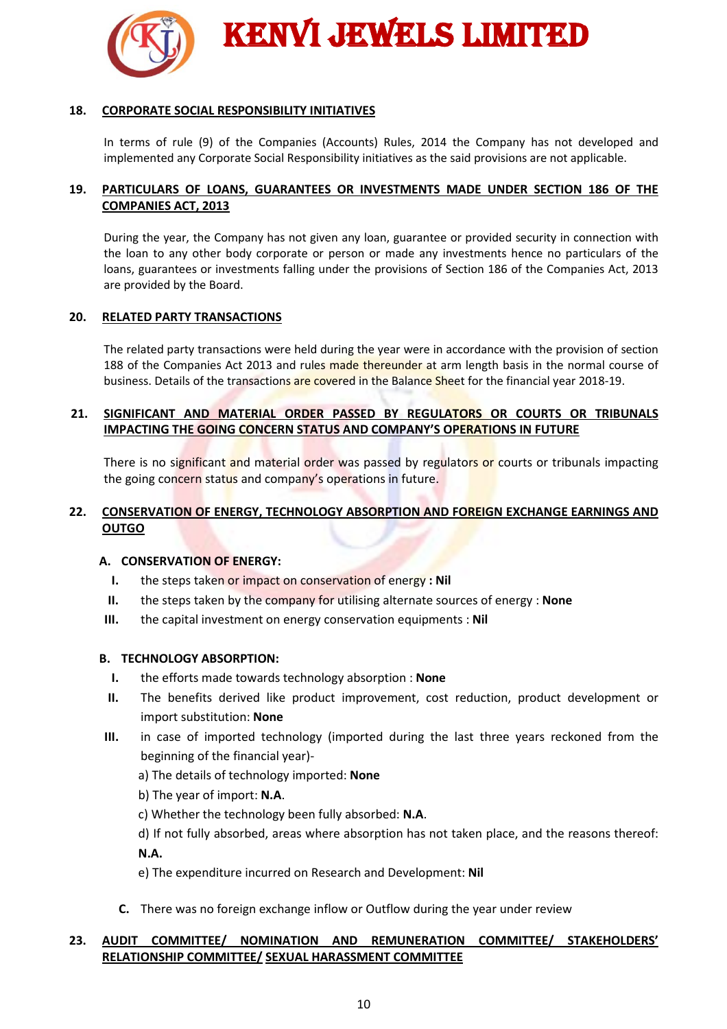## 18. CORPORATE SOCIAL RESPONSIBILITY INITIATIVES

In terms of rule (9) of the Companies (Accounts) Rules, 2014 the Company has not developed and implemented any Corporate Social Responsibility initiatives as the said provisions are not applicable.

## 19. PARTICULARS OF LOANS, GUARANTEES OR INVESTMENTS MADE UNDER SECTION 186 OF THE COMPANIES ACT, 2013

During the year, the Company has not given any loan, guarantee or provided security in connection with the loan to any other body corporate or person or made any investments hence no particulars of the loans, guarantees or investments falling under the provisions of Section 186 of the Companies Act, 2013 are provided by the Board.

## 20. RELATED PARTY TRANSACTIONS

The related party transactions were held during the year were in accordance with the provision of section 188 of the Companies Act 2013 and rules made thereunder at arm length basis in the normal course of business. Details of the transactions are covered in the Balance Sheet for the financial year 2018-19.

## 21. SIGNIFICANT AND MATERIAL ORDER PASSED BY REGULATORS OR COURTS OR TRIBUNALS IMPACTING THE GOING CONCERN STATUS AND COMPANY'S OPERATIONS IN FUTURE

There is no significant and material order was passed by regulators or courts or tribunals impacting the going concern status and company's operations in future.

## 22. CONSERVATION OF ENERGY, TECHNOLOGY ABSORPTION AND FOREIGN EXCHANGE EARNINGS AND OUTGO

### A. CONSERVATION OF ENERGY:

- I. the steps taken or impact on conservation of energy **: Nil**
- II. the steps taken by the company for utilising alternate sources of energy : **None**
- III. the capital investment on energy conservation equipments : **Nil**

### B. TECHNOLOGY ABSORPTION:

- I. the efforts made towards technology absorption : **None**
- II. The benefits derived like product improvement, cost reduction, product development or import substitution: **None**
- III. in case of imported technology (imported during the last three years reckoned from the beginning of the financial year)-

  a) The details of technology imported: **None**

  b) The year of import: **N.A**.

  c) Whether the technology been fully absorbed: **N.A**.

  d) If not fully absorbed, areas where absorption has not taken place, and the reasons thereof: **N.A.**

  e) The expenditure incurred on Research and Development: **Nil**

**C.** There was no foreign exchange inflow or Outflow during the year under review

## 23. AUDIT COMMITTEE/ NOMINATION AND REMUNERATION COMMITTEE/ STAKEHOLDERS' RELATIONSHIP COMMITTEE/ SEXUAL HARASSMENT COMMITTEE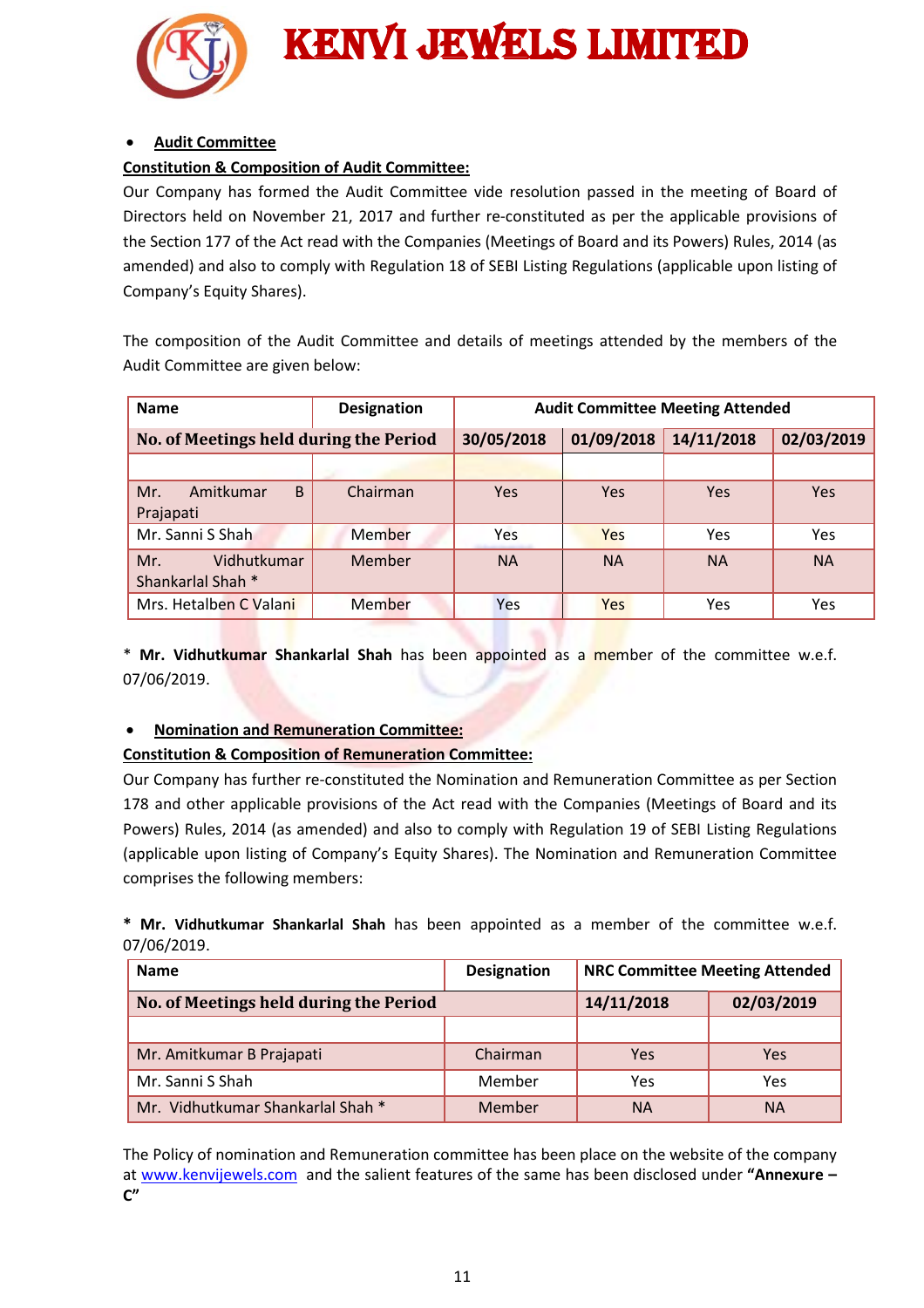- **Audit Committee**

**Constitution & Composition of Audit Committee:**

Our Company has formed the Audit Committee vide resolution passed in the meeting of Board of Directors held on November 21, 2017 and further re-constituted as per the applicable provisions of the Section 177 of the Act read with the Companies (Meetings of Board and its Powers) Rules, 2014 (as amended) and also to comply with Regulation 18 of SEBI Listing Regulations (applicable upon listing of Company's Equity Shares).

The composition of the Audit Committee and details of meetings attended by the members of the Audit Committee are given below:

| Name | Designation | Audit Committee Meeting Attended | | | |
|---|---|---|---|---|---|
| **No. of Meetings held during the Period** | | **30/05/2018** | **01/09/2018** | **14/11/2018** | **02/03/2019** |
| | | | | | |
| Mr. Amitkumar B Prajapati | Chairman | Yes | Yes | Yes | Yes |
| Mr. Sanni S Shah | Member | Yes | Yes | Yes | Yes |
| Mr. Vidhutkumar Shankarlal Shah * | Member | NA | NA | NA | NA |
| Mrs. Hetalben C Valani | Member | Yes | Yes | Yes | Yes |

\* **Mr. Vidhutkumar Shankarlal Shah** has been appointed as a member of the committee w.e.f. 07/06/2019.

- **Nomination and Remuneration Committee:**

**Constitution & Composition of Remuneration Committee:**

Our Company has further re-constituted the Nomination and Remuneration Committee as per Section 178 and other applicable provisions of the Act read with the Companies (Meetings of Board and its Powers) Rules, 2014 (as amended) and also to comply with Regulation 19 of SEBI Listing Regulations (applicable upon listing of Company's Equity Shares). The Nomination and Remuneration Committee comprises the following members:

**\* Mr. Vidhutkumar Shankarlal Shah** has been appointed as a member of the committee w.e.f. 07/06/2019.

| Name | Designation | NRC Committee Meeting Attended | |
|---|---|---|---|
| **No. of Meetings held during the Period** | | **14/11/2018** | **02/03/2019** |
| | | | |
| Mr. Amitkumar B Prajapati | Chairman | Yes | Yes |
| Mr. Sanni S Shah | Member | Yes | Yes |
| Mr. Vidhutkumar Shankarlal Shah * | Member | NA | NA |

The Policy of nomination and Remuneration committee has been place on the website of the company at www.kenvijewels.com and the salient features of the same has been disclosed under **"Annexure – C"**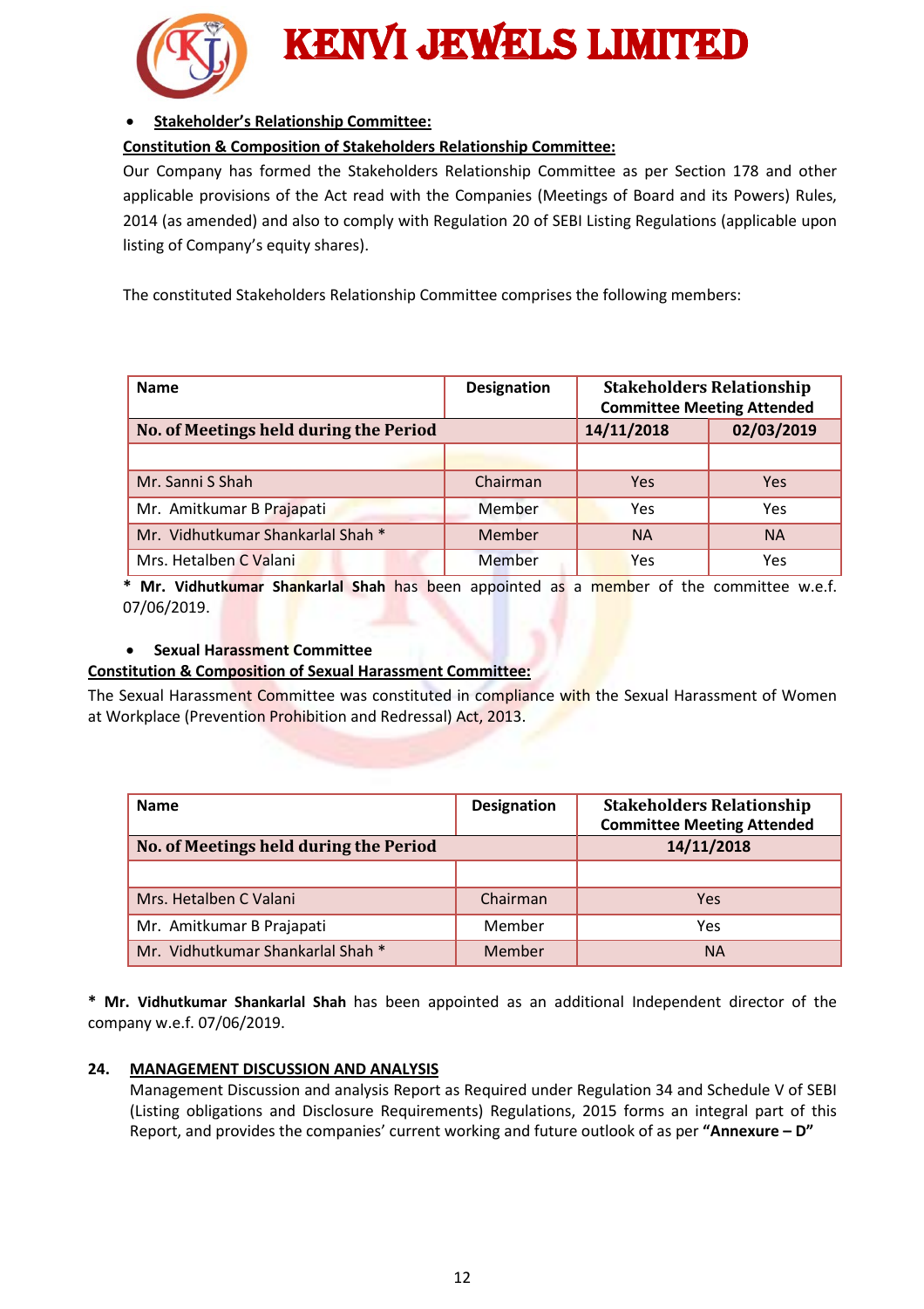- **Stakeholder's Relationship Committee:**

**Constitution & Composition of Stakeholders Relationship Committee:**

Our Company has formed the Stakeholders Relationship Committee as per Section 178 and other applicable provisions of the Act read with the Companies (Meetings of Board and its Powers) Rules, 2014 (as amended) and also to comply with Regulation 20 of SEBI Listing Regulations (applicable upon listing of Company's equity shares).

The constituted Stakeholders Relationship Committee comprises the following members:

| Name | Designation | Stakeholders Relationship Committee Meeting Attended | |
|---|---|---|---|
| No. of Meetings held during the Period | | 14/11/2018 | 02/03/2019 |
| | | | |
| Mr. Sanni S Shah | Chairman | Yes | Yes |
| Mr. Amitkumar B Prajapati | Member | Yes | Yes |
| Mr. Vidhutkumar Shankarlal Shah * | Member | NA | NA |
| Mrs. Hetalben C Valani | Member | Yes | Yes |

**\* Mr. Vidhutkumar Shankarlal Shah** has been appointed as a member of the committee w.e.f. 07/06/2019.

- **Sexual Harassment Committee**

**Constitution & Composition of Sexual Harassment Committee:**

The Sexual Harassment Committee was constituted in compliance with the Sexual Harassment of Women at Workplace (Prevention Prohibition and Redressal) Act, 2013.

| Name | Designation | Stakeholders Relationship Committee Meeting Attended |
|---|---|---|
| No. of Meetings held during the Period | | 14/11/2018 |
| | | |
| Mrs. Hetalben C Valani | Chairman | Yes |
| Mr. Amitkumar B Prajapati | Member | Yes |
| Mr. Vidhutkumar Shankarlal Shah * | Member | NA |

**\* Mr. Vidhutkumar Shankarlal Shah** has been appointed as an additional Independent director of the company w.e.f. 07/06/2019.

## 24. MANAGEMENT DISCUSSION AND ANALYSIS

Management Discussion and analysis Report as Required under Regulation 34 and Schedule V of SEBI (Listing obligations and Disclosure Requirements) Regulations, 2015 forms an integral part of this Report, and provides the companies' current working and future outlook of as per **"Annexure – D"**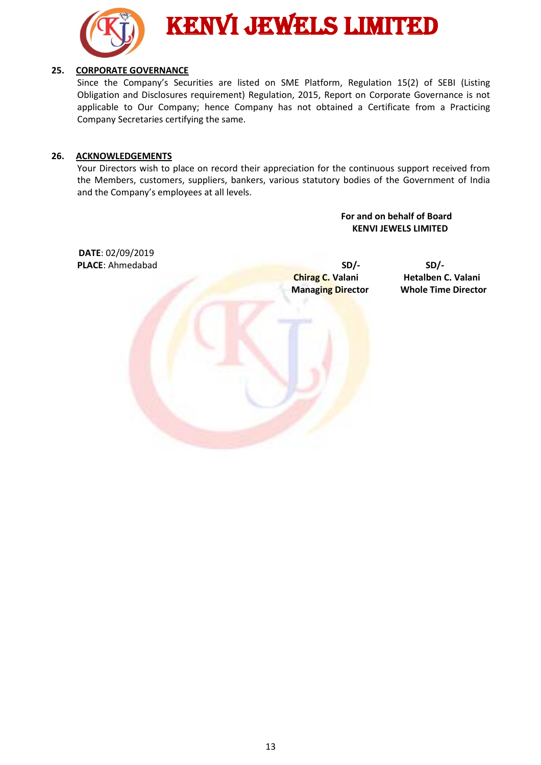## 25. CORPORATE GOVERNANCE

Since the Company's Securities are listed on SME Platform, Regulation 15(2) of SEBI (Listing Obligation and Disclosures requirement) Regulation, 2015, Report on Corporate Governance is not applicable to Our Company; hence Company has not obtained a Certificate from a Practicing Company Secretaries certifying the same.

## 26. ACKNOWLEDGEMENTS

Your Directors wish to place on record their appreciation for the continuous support received from the Members, customers, suppliers, bankers, various statutory bodies of the Government of India and the Company's employees at all levels.

**For and on behalf of Board**
**KENVI JEWELS LIMITED**

**DATE**: 02/09/2019
**PLACE**: Ahmedabad

| SD/- | SD/- |
|---|---|
| **Chirag C. Valani** | **Hetalben C. Valani** |
| **Managing Director** | **Whole Time Director** |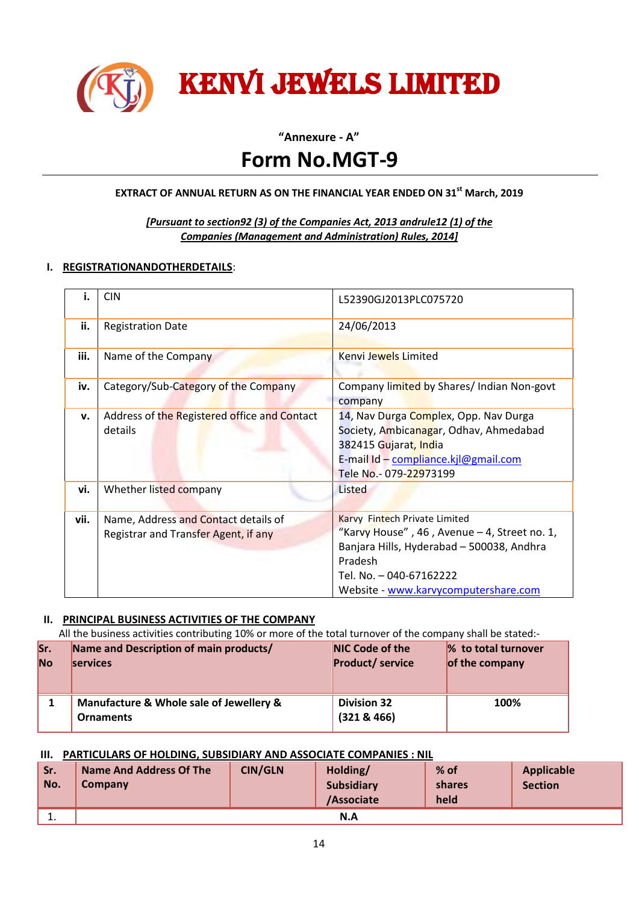# KENVI JEWELS LIMITED

**"Annexure - A"**

# Form No.MGT-9

**EXTRACT OF ANNUAL RETURN AS ON THE FINANCIAL YEAR ENDED ON 31st March, 2019**

***[Pursuant to section92 (3) of the Companies Act, 2013 andrule12 (1) of the Companies (Management and Administration) Rules, 2014]***

## I. REGISTRATIONANDOTHERDETAILS:

| | | |
|---|---|---|
| **i.** | CIN | L52390GJ2013PLC075720 |
| **ii.** | Registration Date | 24/06/2013 |
| **iii.** | Name of the Company | Kenvi Jewels Limited |
| **iv.** | Category/Sub-Category of the Company | Company limited by Shares/ Indian Non-govt company |
| **v.** | Address of the Registered office and Contact details | 14, Nav Durga Complex, Opp. Nav Durga Society, Ambicanagar, Odhav, Ahmedabad 382415 Gujarat, India<br>E-mail Id – compliance.kjl@gmail.com<br>Tele No.- 079-22973199 |
| **vi.** | Whether listed company | Listed |
| **vii.** | Name, Address and Contact details of Registrar and Transfer Agent, if any | Karvy Fintech Private Limited<br>"Karvy House" , 46 , Avenue – 4, Street no. 1, Banjara Hills, Hyderabad – 500038, Andhra Pradesh<br>Tel. No. – 040-67162222<br>Website - www.karvycomputershare.com |

## II. PRINCIPAL BUSINESS ACTIVITIES OF THE COMPANY

All the business activities contributing 10% or more of the total turnover of the company shall be stated:-

| Sr. No | Name and Description of main products/ services | NIC Code of the Product/ service | % to total turnover of the company |
|---|---|---|---|
| 1 | **Manufacture & Whole sale of Jewellery & Ornaments** | **Division 32 (321 & 466)** | **100%** |

## III. PARTICULARS OF HOLDING, SUBSIDIARY AND ASSOCIATE COMPANIES : NIL

| Sr. No. | Name And Address Of The Company | CIN/GLN | Holding/ Subsidiary /Associate | % of shares held | Applicable Section |
|---|---|---|---|---|---|
| 1. | | | N.A | | |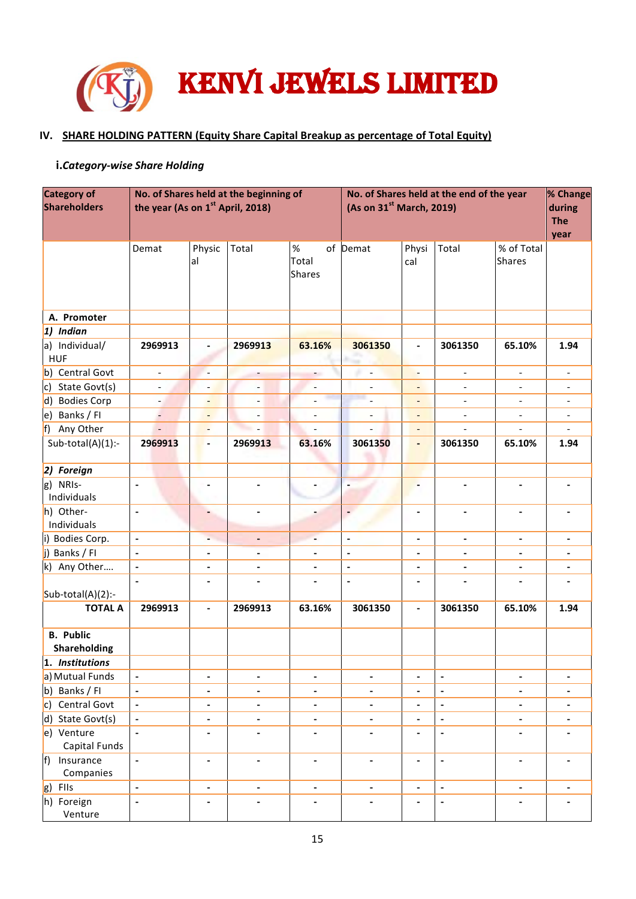# KENVI JEWELS LIMITED

## IV. SHARE HOLDING PATTERN (Equity Share Capital Breakup as percentage of Total Equity)

### i. *Category-wise Share Holding*

| Category of Shareholders | No. of Shares held at the beginning of the year (As on 1st April, 2018) | | | | No. of Shares held at the end of the year (As on 31st March, 2019) | | | | % Change during The year |
|---|---|---|---|---|---|---|---|---|---|
| | Demat | Physical | Total | % of Total Shares | Demat | Physical | Total | % of Total Shares | |
| **A. Promoter** | | | | | | | | | |
| ***1) Indian*** | | | | | | | | | |
| a) Individual/ HUF | **2969913** | **-** | **2969913** | **63.16%** | **3061350** | **-** | **3061350** | **65.10%** | **1.94** |
| b) Central Govt | - | - | - | - | - | - | - | - | - |
| c) State Govt(s) | - | - | - | - | - | - | - | - | - |
| d) Bodies Corp | - | - | - | - | - | - | - | - | - |
| e) Banks / FI | - | - | - | - | - | - | - | - | - |
| f) Any Other | - | - | - | - | - | - | - | - | - |
| Sub-total(A)(1):- | **2969913** | **-** | **2969913** | **63.16%** | **3061350** | **-** | **3061350** | **65.10%** | **1.94** |
| ***2) Foreign*** | | | | | | | | | |
| g) NRIs-Individuals | - | - | - | - | - | - | - | - | - |
| h) Other-Individuals | - | - | - | - | - | - | - | - | - |
| i) Bodies Corp. | - | - | - | - | - | - | - | - | - |
| j) Banks / FI | - | - | - | - | - | - | - | - | - |
| k) Any Other…. | - | - | - | - | - | - | - | - | - |
| Sub-total(A)(2):- | - | - | - | - | - | - | - | - | - |
| **TOTAL A** | **2969913** | **-** | **2969913** | **63.16%** | **3061350** | **-** | **3061350** | **65.10%** | **1.94** |
| **B. Public Shareholding** | | | | | | | | | |
| ***1. Institutions*** | | | | | | | | | |
| a) Mutual Funds | - | - | - | - | - | - | - | - | - |
| b) Banks / FI | - | - | - | - | - | - | - | - | - |
| c) Central Govt | - | - | - | - | - | - | - | - | - |
| d) State Govt(s) | - | - | - | - | - | - | - | - | - |
| e) Venture Capital Funds | - | - | - | - | - | - | - | - | - |
| f) Insurance Companies | - | - | - | - | - | - | - | - | - |
| g) FIIs | - | - | - | - | - | - | - | - | - |
| h) Foreign Venture | - | - | - | - | - | - | - | - | - |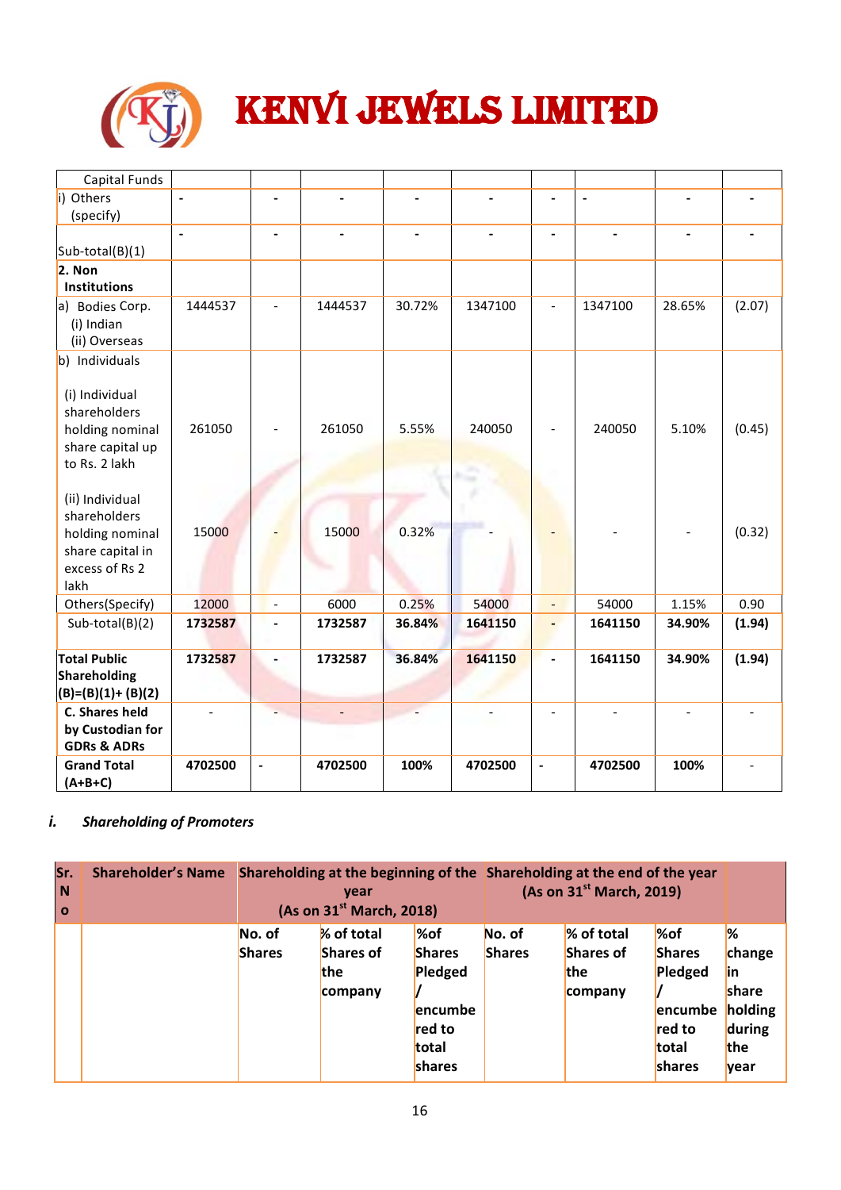# KENVI JEWELS LIMITED

| Capital Funds | | | | | | | | | |
|---|---|---|---|---|---|---|---|---|---|
| i) Others (specify) | - | - | - | - | - | - | - | - | - |
| Sub-total(B)(1) | - | - | - | - | - | - | - | - | - |
| **2. Non Institutions** | | | | | | | | | |
| a) Bodies Corp. (i) Indian (ii) Overseas | 1444537 | - | 1444537 | 30.72% | 1347100 | - | 1347100 | 28.65% | (2.07) |
| b) Individuals (i) Individual shareholders holding nominal share capital up to Rs. 2 lakh | 261050 | - | 261050 | 5.55% | 240050 | - | 240050 | 5.10% | (0.45) |
| (ii) Individual shareholders holding nominal share capital in excess of Rs 2 lakh | 15000 | - | 15000 | 0.32% | - | - | - | - | (0.32) |
| Others(Specify) | 12000 | - | 6000 | 0.25% | 54000 | - | 54000 | 1.15% | 0.90 |
| Sub-total(B)(2) | **1732587** | - | **1732587** | **36.84%** | **1641150** | - | **1641150** | **34.90%** | **(1.94)** |
| **Total Public Shareholding (B)=(B)(1)+ (B)(2)** | **1732587** | - | **1732587** | **36.84%** | **1641150** | - | **1641150** | **34.90%** | **(1.94)** |
| **C. Shares held by Custodian for GDRs & ADRs** | - | - | - | - | - | - | - | - | - |
| **Grand Total (A+B+C)** | **4702500** | - | **4702500** | **100%** | **4702500** | - | **4702500** | **100%** | - |

***i. Shareholding of Promoters***

| Sr. No | Shareholder's Name | Shareholding at the beginning of the year (As on 31st March, 2018) | | | Shareholding at the end of the year (As on 31st March, 2019) | | | |
|---|---|---|---|---|---|---|---|---|
| | | No. of Shares | % of total Shares of the company | %of Shares Pledged / encumbered to total shares | No. of Shares | % of total Shares of the company | %of Shares Pledged / encumbered to total shares | % change in share holding during the year |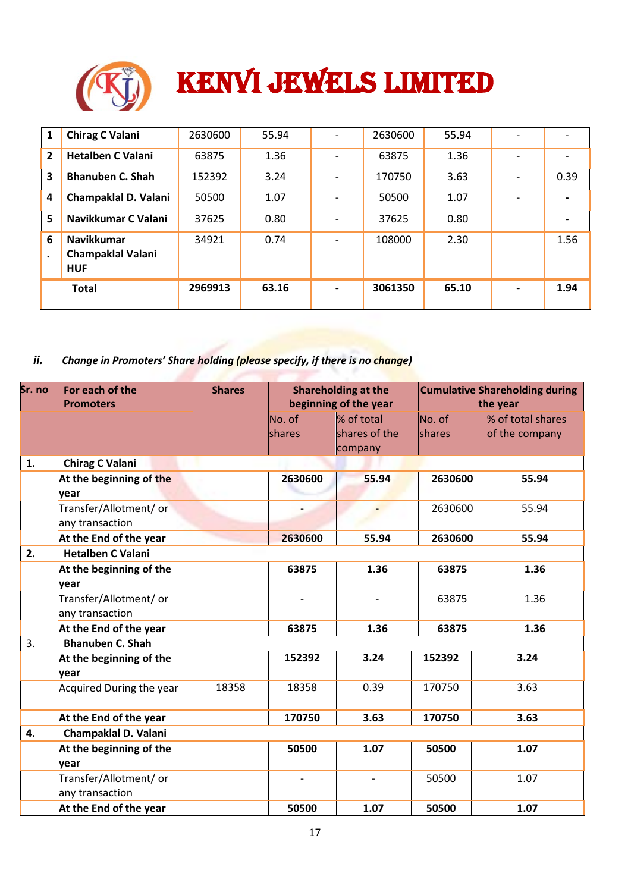# KENVI JEWELS LIMITED

| 1 | Chirag C Valani | 2630600 | 55.94 | - | 2630600 | 55.94 | - | - |
|---|---|---|---|---|---|---|---|---|
| 2 | Hetalben C Valani | 63875 | 1.36 | - | 63875 | 1.36 | - | - |
| 3 | Bhanuben C. Shah | 152392 | 3.24 | - | 170750 | 3.63 | - | 0.39 |
| 4 | Champaklal D. Valani | 50500 | 1.07 | - | 50500 | 1.07 | - | - |
| 5 | Navikkumar C Valani | 37625 | 0.80 | - | 37625 | 0.80 | | - |
| 6. | Navikkumar Champaklal Valani HUF | 34921 | 0.74 | - | 108000 | 2.30 | | 1.56 |
| | **Total** | **2969913** | **63.16** | **-** | **3061350** | **65.10** | **-** | **1.94** |

*ii. Change in Promoters' Share holding (please specify, if there is no change)*

| Sr. no | For each of the Promoters | Shares | Shareholding at the beginning of the year | | Cumulative Shareholding during the year | |
|---|---|---|---|---|---|---|
| | | | No. of shares | % of total shares of the company | No. of shares | % of total shares of the company |
| 1. | Chirag C Valani | | | | | |
| | **At the beginning of the year** | | **2630600** | **55.94** | **2630600** | **55.94** |
| | Transfer/Allotment/ or any transaction | | - | - | 2630600 | 55.94 |
| | **At the End of the year** | | **2630600** | **55.94** | **2630600** | **55.94** |
| 2. | Hetalben C Valani | | | | | |
| | **At the beginning of the year** | | **63875** | **1.36** | **63875** | **1.36** |
| | Transfer/Allotment/ or any transaction | | - | - | 63875 | 1.36 |
| | **At the End of the year** | | **63875** | **1.36** | **63875** | **1.36** |
| 3. | Bhanuben C. Shah | | | | | |
| | **At the beginning of the year** | | **152392** | **3.24** | **152392** | **3.24** |
| | Acquired During the year | 18358 | 18358 | 0.39 | 170750 | 3.63 |
| | **At the End of the year** | | **170750** | **3.63** | **170750** | **3.63** |
| 4. | Champaklal D. Valani | | | | | |
| | **At the beginning of the year** | | **50500** | **1.07** | **50500** | **1.07** |
| | Transfer/Allotment/ or any transaction | | - | - | 50500 | 1.07 |
| | **At the End of the year** | | **50500** | **1.07** | **50500** | **1.07** |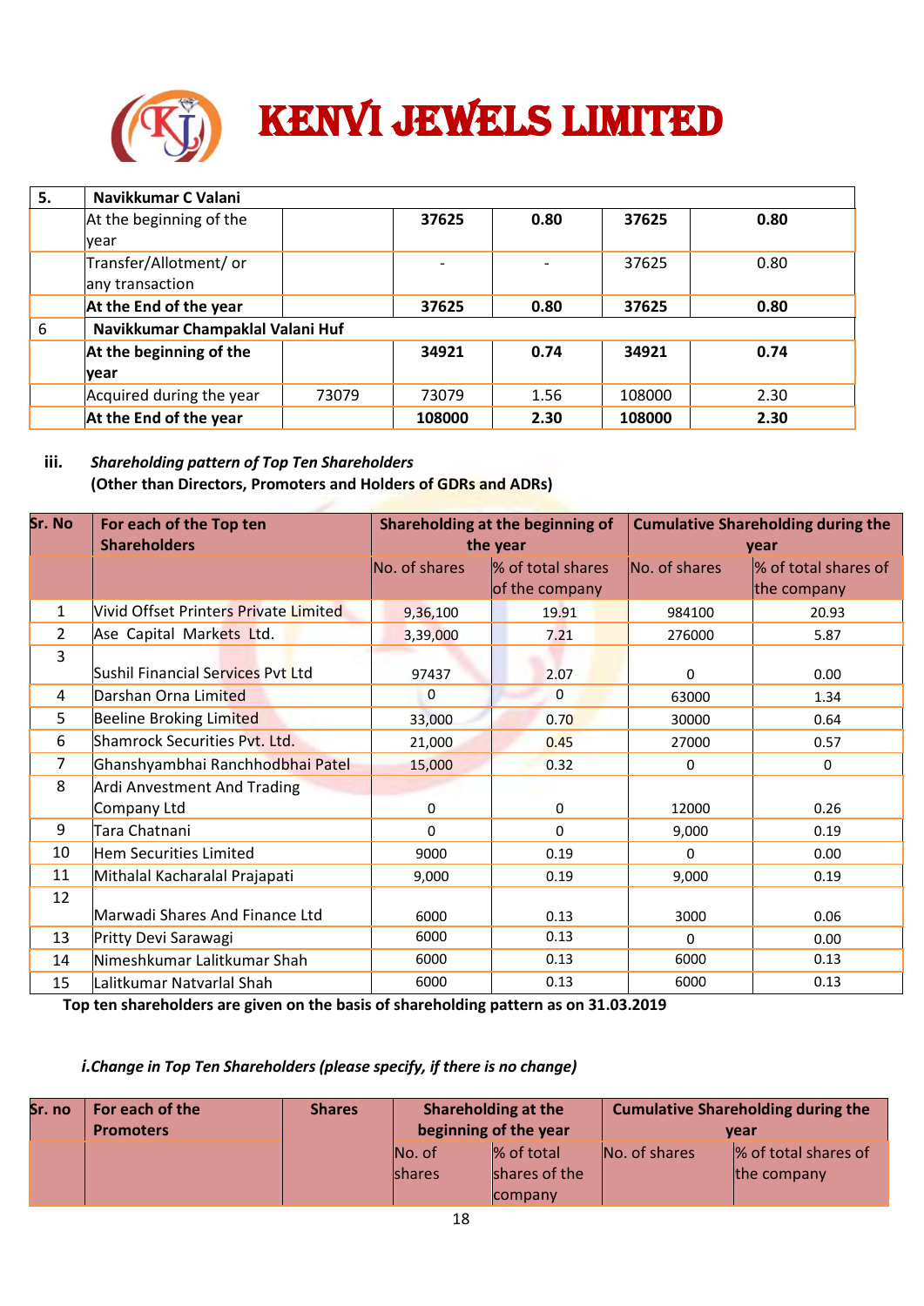| 5. | Navikkumar C Valani | | | | | |
|---|---|---|---|---|---|---|
| | At the beginning of the year | | **37625** | **0.80** | **37625** | **0.80** |
| | Transfer/Allotment/ or any transaction | | - | - | 37625 | 0.80 |
| | **At the End of the year** | | **37625** | **0.80** | **37625** | **0.80** |
| 6 | **Navikkumar Champaklal Valani Huf** | | | | | |
| | **At the beginning of the year** | | **34921** | **0.74** | **34921** | **0.74** |
| | Acquired during the year | 73079 | 73079 | 1.56 | 108000 | 2.30 |
| | **At the End of the year** | | **108000** | **2.30** | **108000** | **2.30** |

**iii.** ***Shareholding pattern of Top Ten Shareholders***
**(Other than Directors, Promoters and Holders of GDRs and ADRs)**

| Sr. No | For each of the Top ten Shareholders | Shareholding at the beginning of the year | | Cumulative Shareholding during the year | |
|---|---|---|---|---|---|
| | | No. of shares | % of total shares of the company | No. of shares | % of total shares of the company |
| 1 | Vivid Offset Printers Private Limited | 9,36,100 | 19.91 | 984100 | 20.93 |
| 2 | Ase Capital Markets Ltd. | 3,39,000 | 7.21 | 276000 | 5.87 |
| 3 | Sushil Financial Services Pvt Ltd | 97437 | 2.07 | 0 | 0.00 |
| 4 | Darshan Orna Limited | 0 | 0 | 63000 | 1.34 |
| 5 | Beeline Broking Limited | 33,000 | 0.70 | 30000 | 0.64 |
| 6 | Shamrock Securities Pvt. Ltd. | 21,000 | 0.45 | 27000 | 0.57 |
| 7 | Ghanshyambhai Ranchhodbhai Patel | 15,000 | 0.32 | 0 | 0 |
| 8 | Ardi Anvestment And Trading Company Ltd | 0 | 0 | 12000 | 0.26 |
| 9 | Tara Chatnani | 0 | 0 | 9,000 | 0.19 |
| 10 | Hem Securities Limited | 9000 | 0.19 | 0 | 0.00 |
| 11 | Mithalal Kacharalal Prajapati | 9,000 | 0.19 | 9,000 | 0.19 |
| 12 | Marwadi Shares And Finance Ltd | 6000 | 0.13 | 3000 | 0.06 |
| 13 | Pritty Devi Sarawagi | 6000 | 0.13 | 0 | 0.00 |
| 14 | Nimeshkumar Lalitkumar Shah | 6000 | 0.13 | 6000 | 0.13 |
| 15 | Lalitkumar Natvarlal Shah | 6000 | 0.13 | 6000 | 0.13 |

**Top ten shareholders are given on the basis of shareholding pattern as on 31.03.2019**

***i.Change in Top Ten Shareholders (please specify, if there is no change)***

| Sr. no | For each of the Promoters | Shares | Shareholding at the beginning of the year | | Cumulative Shareholding during the year | |
|---|---|---|---|---|---|---|
| | | | No. of shares | % of total shares of the company | No. of shares | % of total shares of the company |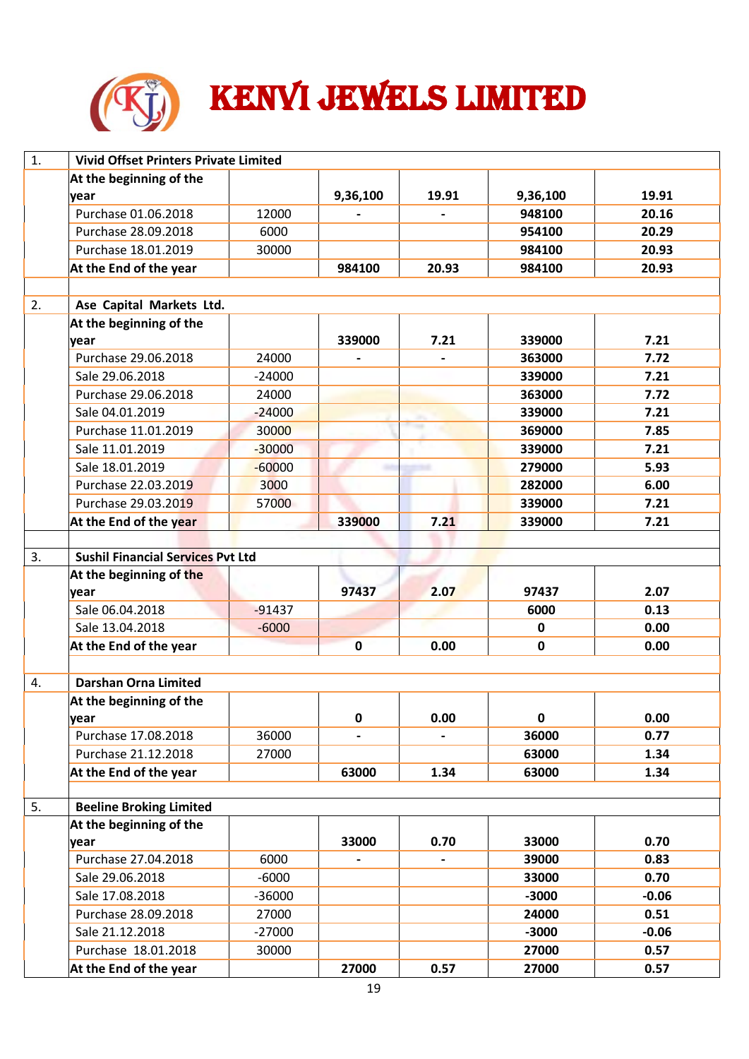# KENVI JEWELS LIMITED

| | | | | | | |
|---|---|---|---|---|---|---|
| 1. | **Vivid Offset Printers Private Limited** | | | | | |
| | **At the beginning of the year** | | **9,36,100** | **19.91** | **9,36,100** | **19.91** |
| | Purchase 01.06.2018 | 12000 | **-** | **-** | **948100** | **20.16** |
| | Purchase 28.09.2018 | 6000 | | | **954100** | **20.29** |
| | Purchase 18.01.2019 | 30000 | | | **984100** | **20.93** |
| | **At the End of the year** | | **984100** | **20.93** | **984100** | **20.93** |
| | | | | | | |
| 2. | **Ase Capital Markets Ltd.** | | | | | |
| | **At the beginning of the year** | | **339000** | **7.21** | **339000** | **7.21** |
| | Purchase 29.06.2018 | 24000 | **-** | **-** | **363000** | **7.72** |
| | Sale 29.06.2018 | -24000 | | | **339000** | **7.21** |
| | Purchase 29.06.2018 | 24000 | | | **363000** | **7.72** |
| | Sale 04.01.2019 | -24000 | | | **339000** | **7.21** |
| | Purchase 11.01.2019 | 30000 | | | **369000** | **7.85** |
| | Sale 11.01.2019 | -30000 | | | **339000** | **7.21** |
| | Sale 18.01.2019 | -60000 | | | **279000** | **5.93** |
| | Purchase 22.03.2019 | 3000 | | | **282000** | **6.00** |
| | Purchase 29.03.2019 | 57000 | | | **339000** | **7.21** |
| | **At the End of the year** | | **339000** | **7.21** | **339000** | **7.21** |
| | | | | | | |
| 3. | **Sushil Financial Services Pvt Ltd** | | | | | |
| | **At the beginning of the year** | | **97437** | **2.07** | **97437** | **2.07** |
| | Sale 06.04.2018 | -91437 | | | **6000** | **0.13** |
| | Sale 13.04.2018 | -6000 | | | **0** | **0.00** |
| | **At the End of the year** | | **0** | **0.00** | **0** | **0.00** |
| | | | | | | |
| 4. | **Darshan Orna Limited** | | | | | |
| | **At the beginning of the year** | | **0** | **0.00** | **0** | **0.00** |
| | Purchase 17.08.2018 | 36000 | **-** | **-** | **36000** | **0.77** |
| | Purchase 21.12.2018 | 27000 | | | **63000** | **1.34** |
| | **At the End of the year** | | **63000** | **1.34** | **63000** | **1.34** |
| | | | | | | |
| 5. | **Beeline Broking Limited** | | | | | |
| | **At the beginning of the year** | | **33000** | **0.70** | **33000** | **0.70** |
| | Purchase 27.04.2018 | 6000 | **-** | **-** | **39000** | **0.83** |
| | Sale 29.06.2018 | -6000 | | | **33000** | **0.70** |
| | Sale 17.08.2018 | -36000 | | | **-3000** | **-0.06** |
| | Purchase 28.09.2018 | 27000 | | | **24000** | **0.51** |
| | Sale 21.12.2018 | -27000 | | | **-3000** | **-0.06** |
| | Purchase 18.01.2018 | 30000 | | | **27000** | **0.57** |
| | **At the End of the year** | | **27000** | **0.57** | **27000** | **0.57** |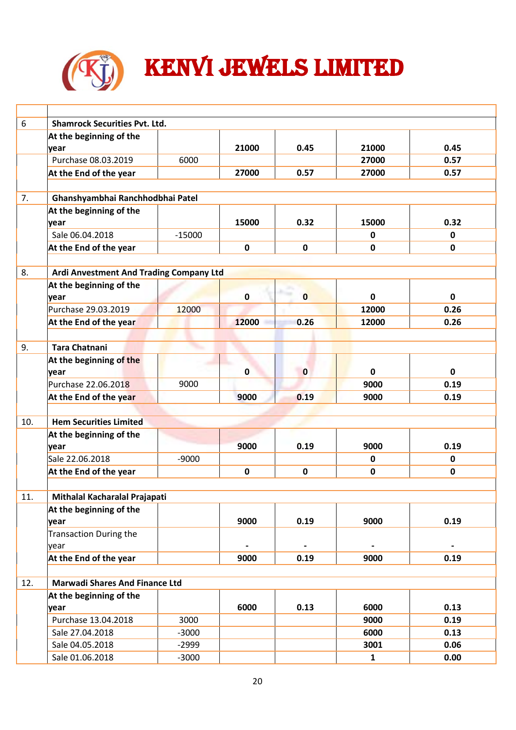# KENVI JEWELS LIMITED

| | | | | | | |
|---|---|---|---|---|---|---|
| 6 | **Shamrock Securities Pvt. Ltd.** | | | | | |
| | **At the beginning of the year** | | **21000** | **0.45** | **21000** | **0.45** |
| | Purchase 08.03.2019 | 6000 | | | **27000** | **0.57** |
| | **At the End of the year** | | **27000** | **0.57** | **27000** | **0.57** |
| 7. | **Ghanshyambhai Ranchhodbhai Patel** | | | | | |
| | **At the beginning of the year** | | **15000** | **0.32** | **15000** | **0.32** |
| | Sale 06.04.2018 | -15000 | | | **0** | **0** |
| | **At the End of the year** | | **0** | **0** | **0** | **0** |
| 8. | **Ardi Anvestment And Trading Company Ltd** | | | | | |
| | **At the beginning of the year** | | **0** | **0** | **0** | **0** |
| | Purchase 29.03.2019 | 12000 | | | **12000** | **0.26** |
| | **At the End of the year** | | **12000** | **0.26** | **12000** | **0.26** |
| 9. | **Tara Chatnani** | | | | | |
| | **At the beginning of the year** | | **0** | **0** | **0** | **0** |
| | Purchase 22.06.2018 | 9000 | | | **9000** | **0.19** |
| | **At the End of the year** | | **9000** | **0.19** | **9000** | **0.19** |
| 10. | **Hem Securities Limited** | | | | | |
| | **At the beginning of the year** | | **9000** | **0.19** | **9000** | **0.19** |
| | Sale 22.06.2018 | -9000 | | | **0** | **0** |
| | **At the End of the year** | | **0** | **0** | **0** | **0** |
| 11. | **Mithalal Kacharalal Prajapati** | | | | | |
| | **At the beginning of the year** | | **9000** | **0.19** | **9000** | **0.19** |
| | Transaction During the year | | **-** | **-** | **-** | **-** |
| | **At the End of the year** | | **9000** | **0.19** | **9000** | **0.19** |
| 12. | **Marwadi Shares And Finance Ltd** | | | | | |
| | **At the beginning of the year** | | **6000** | **0.13** | **6000** | **0.13** |
| | Purchase 13.04.2018 | 3000 | | | **9000** | **0.19** |
| | Sale 27.04.2018 | -3000 | | | **6000** | **0.13** |
| | Sale 04.05.2018 | -2999 | | | **3001** | **0.06** |
| | Sale 01.06.2018 | -3000 | | | **1** | **0.00** |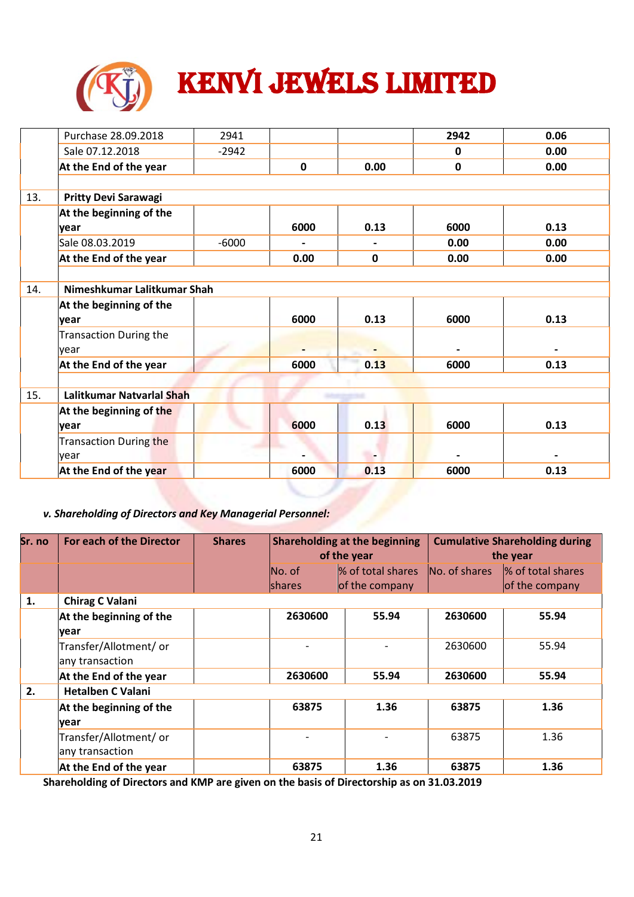# KENVI JEWELS LIMITED

| | | | | | | |
|---|---|---|---|---|---|---|
| | Purchase 28.09.2018 | 2941 | | | **2942** | **0.06** |
| | Sale 07.12.2018 | -2942 | | | **0** | **0.00** |
| | **At the End of the year** | | **0** | **0.00** | **0** | **0.00** |
| | | | | | | |
| 13. | **Pritty Devi Sarawagi** | | | | | |
| | **At the beginning of the year** | | **6000** | **0.13** | **6000** | **0.13** |
| | Sale 08.03.2019 | -6000 | **-** | **-** | **0.00** | **0.00** |
| | **At the End of the year** | | **0.00** | **0** | **0.00** | **0.00** |
| | | | | | | |
| 14. | **Nimeshkumar Lalitkumar Shah** | | | | | |
| | **At the beginning of the year** | | **6000** | **0.13** | **6000** | **0.13** |
| | Transaction During the year | | **-** | **-** | **-** | **-** |
| | **At the End of the year** | | **6000** | **0.13** | **6000** | **0.13** |
| | | | | | | |
| 15. | **Lalitkumar Natvarlal Shah** | | | | | |
| | **At the beginning of the year** | | **6000** | **0.13** | **6000** | **0.13** |
| | Transaction During the year | | **-** | **-** | **-** | **-** |
| | **At the End of the year** | | **6000** | **0.13** | **6000** | **0.13** |

***v. Shareholding of Directors and Key Managerial Personnel:***

| Sr. no | For each of the Director | Shares | Shareholding at the beginning of the year | | Cumulative Shareholding during the year | |
|---|---|---|---|---|---|---|
| | | | No. of shares | % of total shares of the company | No. of shares | % of total shares of the company |
| **1.** | **Chirag C Valani** | | | | | |
| | **At the beginning of the year** | | **2630600** | **55.94** | **2630600** | **55.94** |
| | Transfer/Allotment/ or any transaction | | - | - | 2630600 | 55.94 |
| | **At the End of the year** | | **2630600** | **55.94** | **2630600** | **55.94** |
| **2.** | **Hetalben C Valani** | | | | | |
| | **At the beginning of the year** | | **63875** | **1.36** | **63875** | **1.36** |
| | Transfer/Allotment/ or any transaction | | - | - | 63875 | 1.36 |
| | **At the End of the year** | | **63875** | **1.36** | **63875** | **1.36** |

**Shareholding of Directors and KMP are given on the basis of Directorship as on 31.03.2019**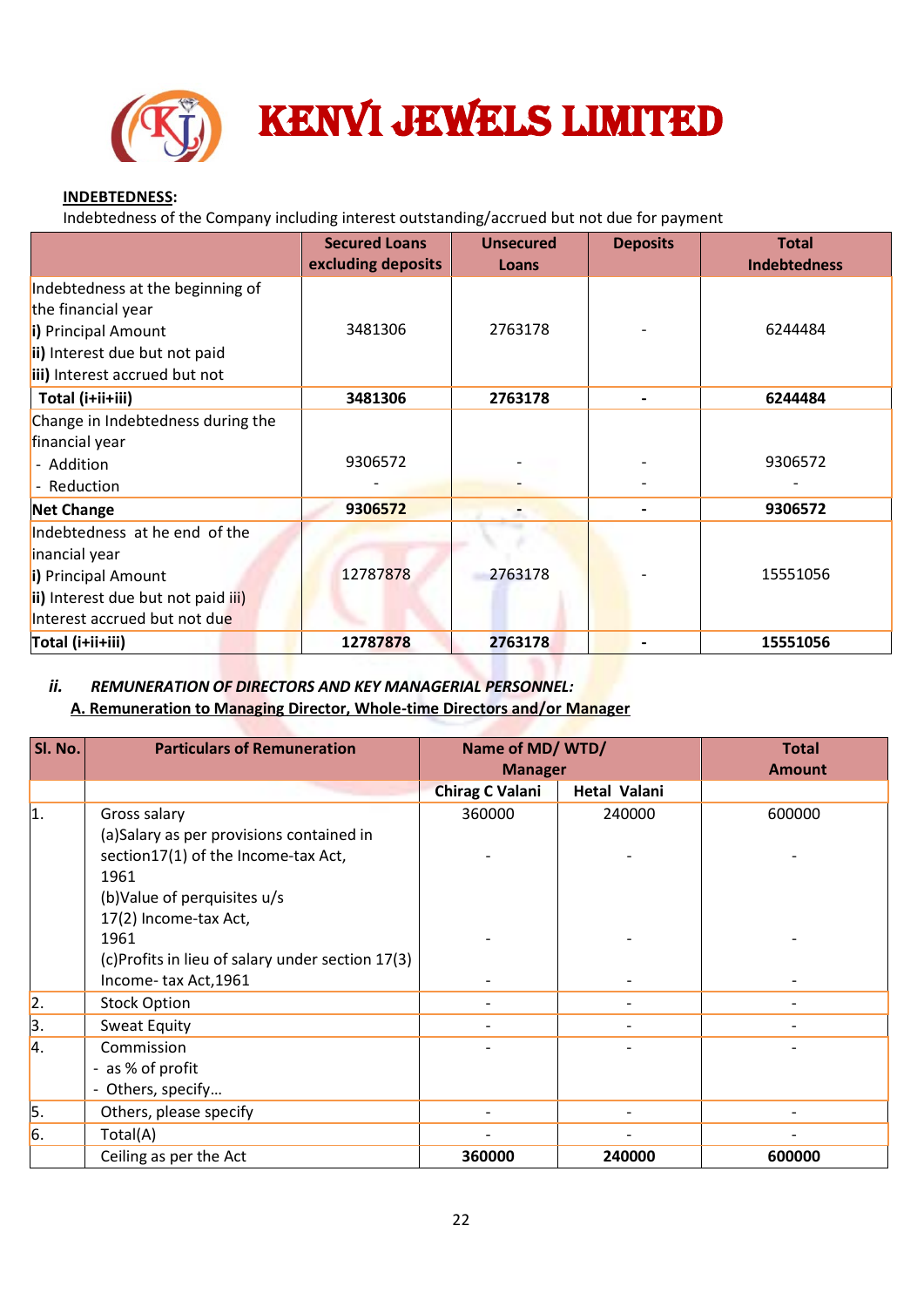**KENVI JEWELS LIMITED**

**INDEBTEDNESS:**

Indebtedness of the Company including interest outstanding/accrued but not due for payment

| | Secured Loans excluding deposits | Unsecured Loans | Deposits | Total Indebtedness |
|---|---|---|---|---|
| Indebtedness at the beginning of the financial year<br>**i)** Principal Amount<br>**ii)** Interest due but not paid<br>**iii)** Interest accrued but not | 3481306 | 2763178 | - | 6244484 |
| **Total (i+ii+iii)** | **3481306** | **2763178** | **-** | **6244484** |
| Change in Indebtedness during the financial year<br>- Addition<br>- Reduction | 9306572<br>- | -<br>- | -<br>- | 9306572<br>- |
| **Net Change** | **9306572** | **-** | **-** | **9306572** |
| Indebtedness at he end of the inancial year<br>**i)** Principal Amount<br>**ii)** Interest due but not paid iii) Interest accrued but not due | 12787878 | 2763178 | - | 15551056 |
| **Total (i+ii+iii)** | **12787878** | **2763178** | **-** | **15551056** |

***ii. REMUNERATION OF DIRECTORS AND KEY MANAGERIAL PERSONNEL:***

**A. Remuneration to Managing Director, Whole-time Directors and/or Manager**

| Sl. No. | Particulars of Remuneration | Name of MD/ WTD/ Manager | | Total Amount |
|---|---|---|---|---|
| | | **Chirag C Valani** | **Hetal Valani** | |
| 1. | Gross salary<br>(a)Salary as per provisions contained in section17(1) of the Income-tax Act, 1961<br>(b)Value of perquisites u/s 17(2) Income-tax Act, 1961<br>(c)Profits in lieu of salary under section 17(3) Income- tax Act,1961 | 360000<br>-<br>-<br>- | 240000<br>-<br>-<br>- | 600000<br>-<br>-<br>- |
| 2. | Stock Option | - | - | - |
| 3. | Sweat Equity | - | - | - |
| 4. | Commission<br>- as % of profit<br>- Others, specify… | - | - | - |
| 5. | Others, please specify | - | - | - |
| 6. | Total(A) | - | - | - |
| | Ceiling as per the Act | **360000** | **240000** | **600000** |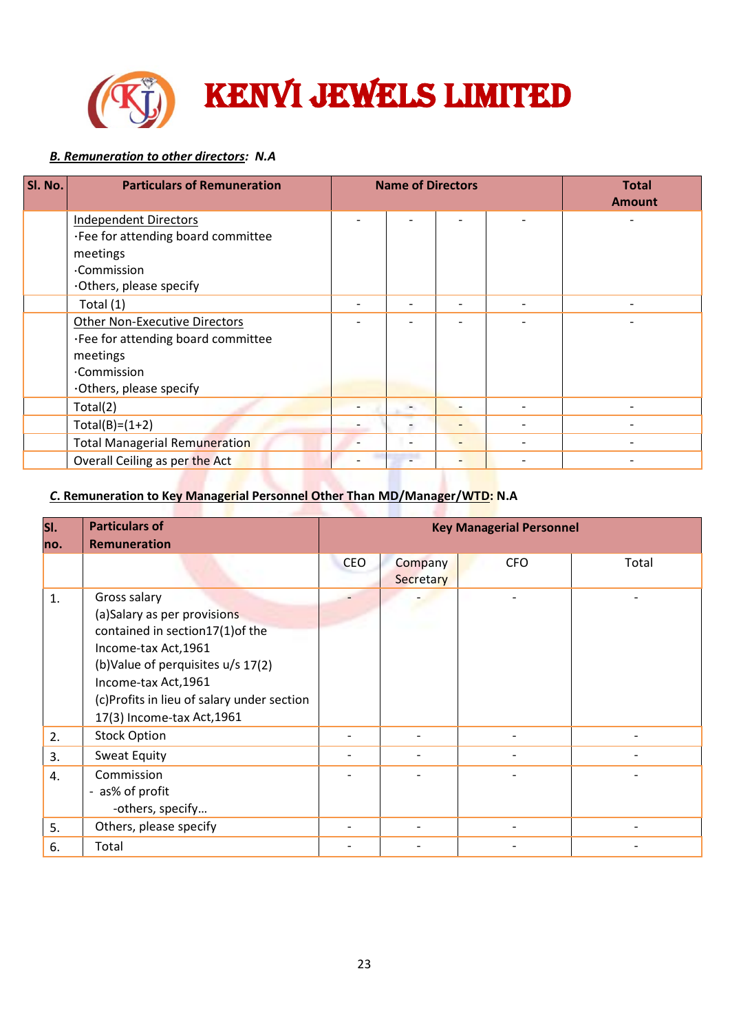# KENVI JEWELS LIMITED

***B. Remuneration to other directors*: N.A**

| Sl. No. | Particulars of Remuneration | Name of Directors | | | | Total Amount |
|---|---|---|---|---|---|---|
| | Independent Directors<br>·Fee for attending board committee meetings<br>·Commission<br>·Others, please specify | - | - | - | - | - |
| | Total (1) | - | - | - | - | - |
| | Other Non-Executive Directors<br>·Fee for attending board committee meetings<br>·Commission<br>·Others, please specify | - | - | - | - | - |
| | Total(2) | - | - | - | - | - |
| | Total(B)=(1+2) | - | - | - | - | - |
| | Total Managerial Remuneration | - | - | - | - | - |
| | Overall Ceiling as per the Act | - | - | - | - | - |

***C.* Remuneration to Key Managerial Personnel Other Than MD/Manager/WTD: N.A**

| Sl. no. | Particulars of Remuneration | Key Managerial Personnel | | | |
|---|---|---|---|---|---|
| | | CEO | Company Secretary | CFO | Total |
| 1. | Gross salary<br>(a)Salary as per provisions contained in section17(1)of the Income-tax Act,1961<br>(b)Value of perquisites u/s 17(2) Income-tax Act,1961<br>(c)Profits in lieu of salary under section 17(3) Income-tax Act,1961 | - | - | - | - |
| 2. | Stock Option | - | - | - | - |
| 3. | Sweat Equity | - | - | - | - |
| 4. | Commission<br>- as% of profit<br>-others, specify… | - | - | - | - |
| 5. | Others, please specify | - | - | - | - |
| 6. | Total | - | - | - | - |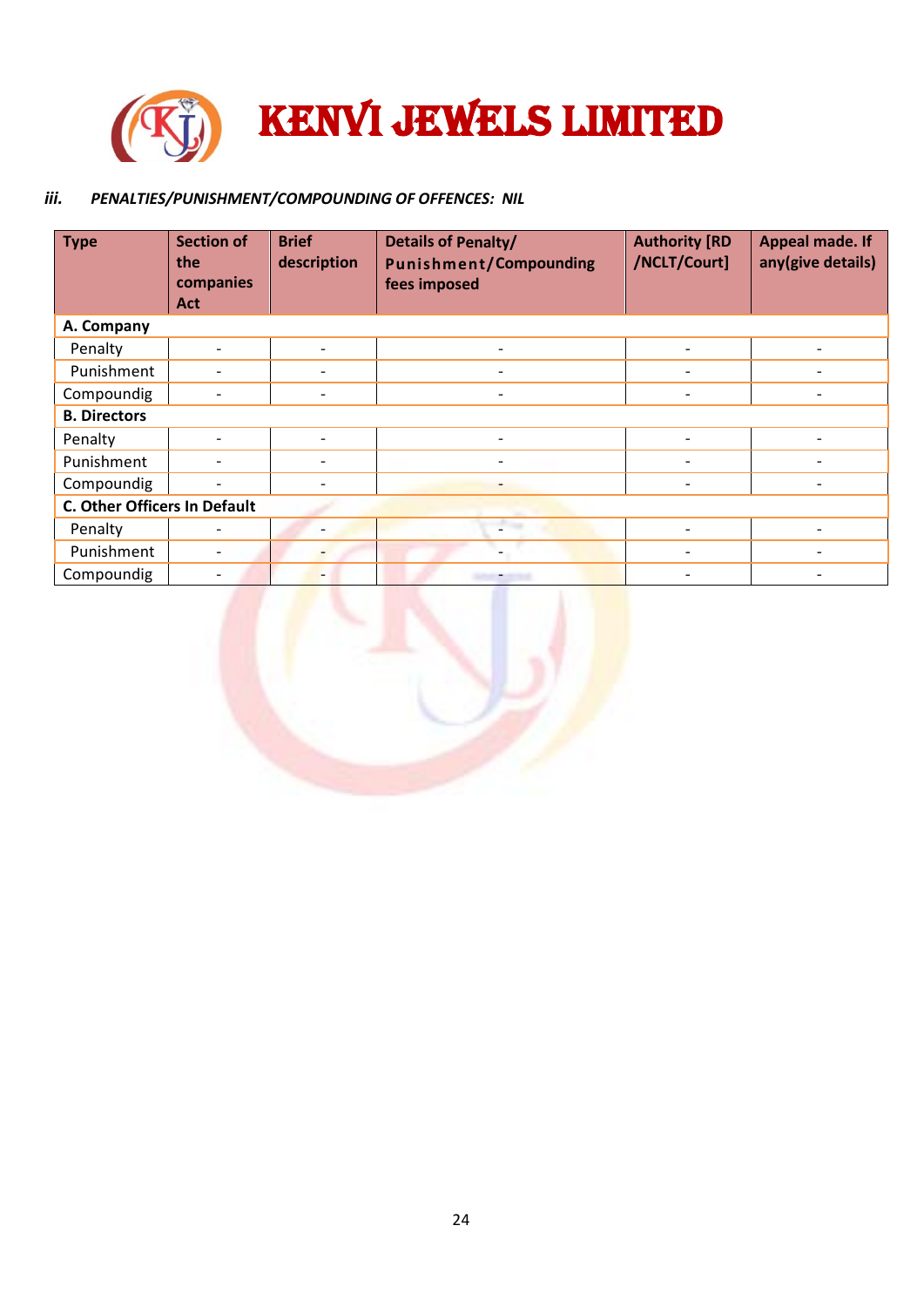*iii. PENALTIES/PUNISHMENT/COMPOUNDING OF OFFENCES: NIL*

| Type | Section of the companies Act | Brief description | Details of Penalty/ Punishment/Compounding fees imposed | Authority [RD /NCLT/Court] | Appeal made. If any(give details) |
|---|---|---|---|---|---|
| **A. Company** | | | | | |
| Penalty | - | - | - | - | - |
| Punishment | - | - | - | - | - |
| Compoundig | - | - | - | - | - |
| **B. Directors** | | | | | |
| Penalty | - | - | - | - | - |
| Punishment | - | - | - | - | - |
| Compoundig | - | - | - | - | - |
| **C. Other Officers In Default** | | | | | |
| Penalty | - | - | - | - | - |
| Punishment | - | - | - | - | - |
| Compoundig | - | - | - | - | - |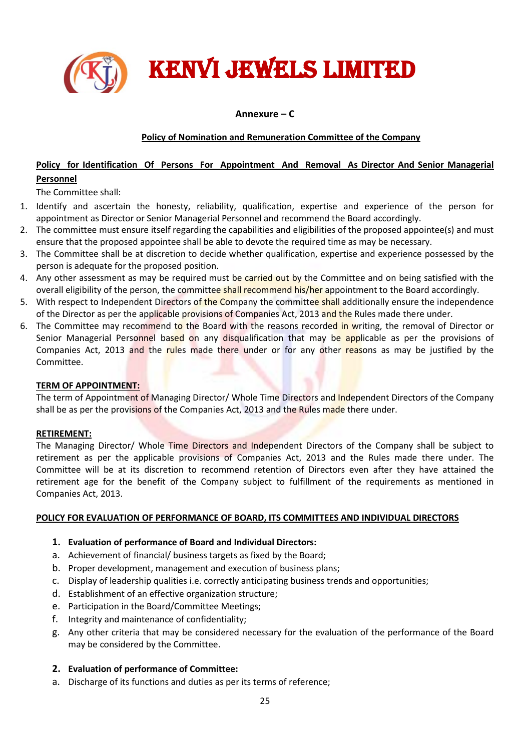**KENVI JEWELS LIMITED**

**Annexure – C**

**Policy of Nomination and Remuneration Committee of the Company**

**Policy for Identification Of Persons For Appointment And Removal As Director And Senior Managerial Personnel**

The Committee shall:

1. Identify and ascertain the honesty, reliability, qualification, expertise and experience of the person for appointment as Director or Senior Managerial Personnel and recommend the Board accordingly.
2. The committee must ensure itself regarding the capabilities and eligibilities of the proposed appointee(s) and must ensure that the proposed appointee shall be able to devote the required time as may be necessary.
3. The Committee shall be at discretion to decide whether qualification, expertise and experience possessed by the person is adequate for the proposed position.
4. Any other assessment as may be required must be carried out by the Committee and on being satisfied with the overall eligibility of the person, the committee shall recommend his/her appointment to the Board accordingly.
5. With respect to Independent Directors of the Company the committee shall additionally ensure the independence of the Director as per the applicable provisions of Companies Act, 2013 and the Rules made there under.
6. The Committee may recommend to the Board with the reasons recorded in writing, the removal of Director or Senior Managerial Personnel based on any disqualification that may be applicable as per the provisions of Companies Act, 2013 and the rules made there under or for any other reasons as may be justified by the Committee.

**TERM OF APPOINTMENT:**

The term of Appointment of Managing Director/ Whole Time Directors and Independent Directors of the Company shall be as per the provisions of the Companies Act, 2013 and the Rules made there under.

**RETIREMENT:**

The Managing Director/ Whole Time Directors and Independent Directors of the Company shall be subject to retirement as per the applicable provisions of Companies Act, 2013 and the Rules made there under. The Committee will be at its discretion to recommend retention of Directors even after they have attained the retirement age for the benefit of the Company subject to fulfillment of the requirements as mentioned in Companies Act, 2013.

**POLICY FOR EVALUATION OF PERFORMANCE OF BOARD, ITS COMMITTEES AND INDIVIDUAL DIRECTORS**

**1. Evaluation of performance of Board and Individual Directors:**

a. Achievement of financial/ business targets as fixed by the Board;
b. Proper development, management and execution of business plans;
c. Display of leadership qualities i.e. correctly anticipating business trends and opportunities;
d. Establishment of an effective organization structure;
e. Participation in the Board/Committee Meetings;
f. Integrity and maintenance of confidentiality;
g. Any other criteria that may be considered necessary for the evaluation of the performance of the Board may be considered by the Committee.

**2. Evaluation of performance of Committee:**

a. Discharge of its functions and duties as per its terms of reference;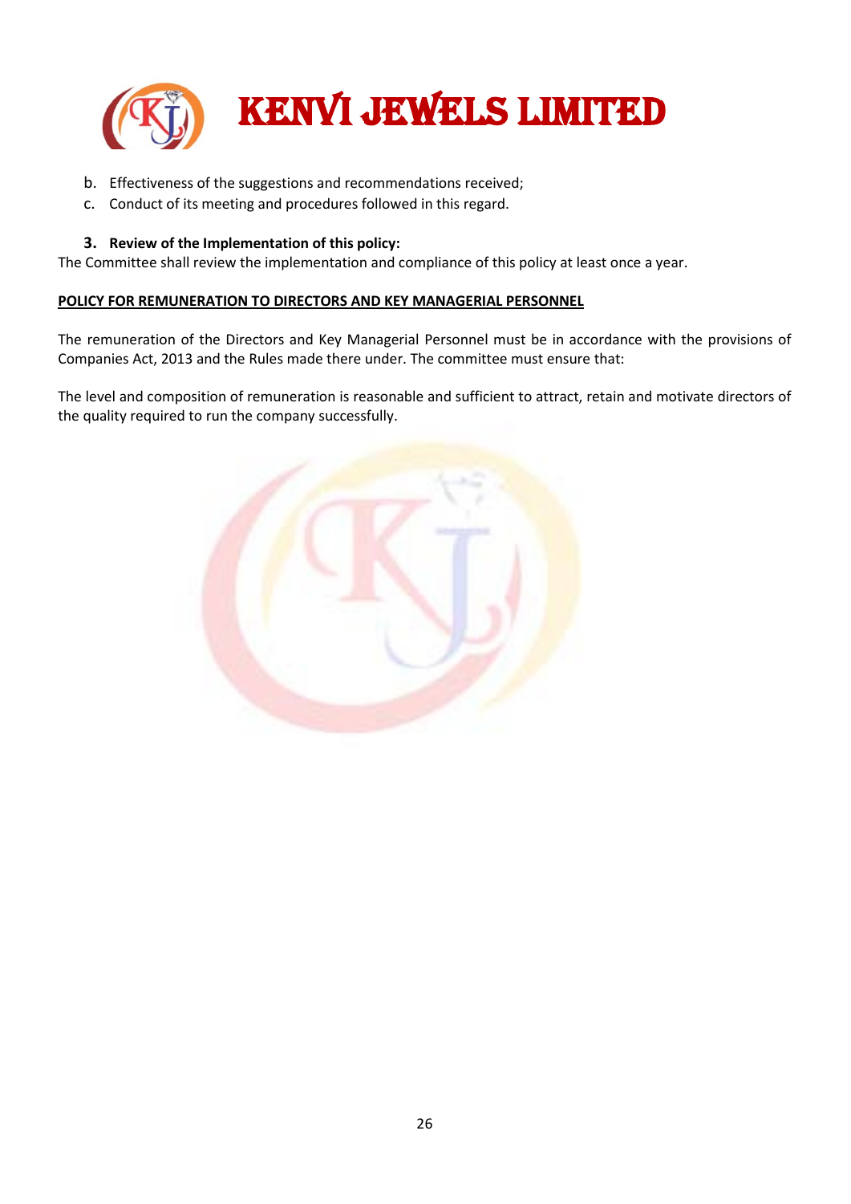b. Effectiveness of the suggestions and recommendations received;
c. Conduct of its meeting and procedures followed in this regard.

**3. Review of the Implementation of this policy:**

The Committee shall review the implementation and compliance of this policy at least once a year.

**POLICY FOR REMUNERATION TO DIRECTORS AND KEY MANAGERIAL PERSONNEL**

The remuneration of the Directors and Key Managerial Personnel must be in accordance with the provisions of Companies Act, 2013 and the Rules made there under. The committee must ensure that:

The level and composition of remuneration is reasonable and sufficient to attract, retain and motivate directors of the quality required to run the company successfully.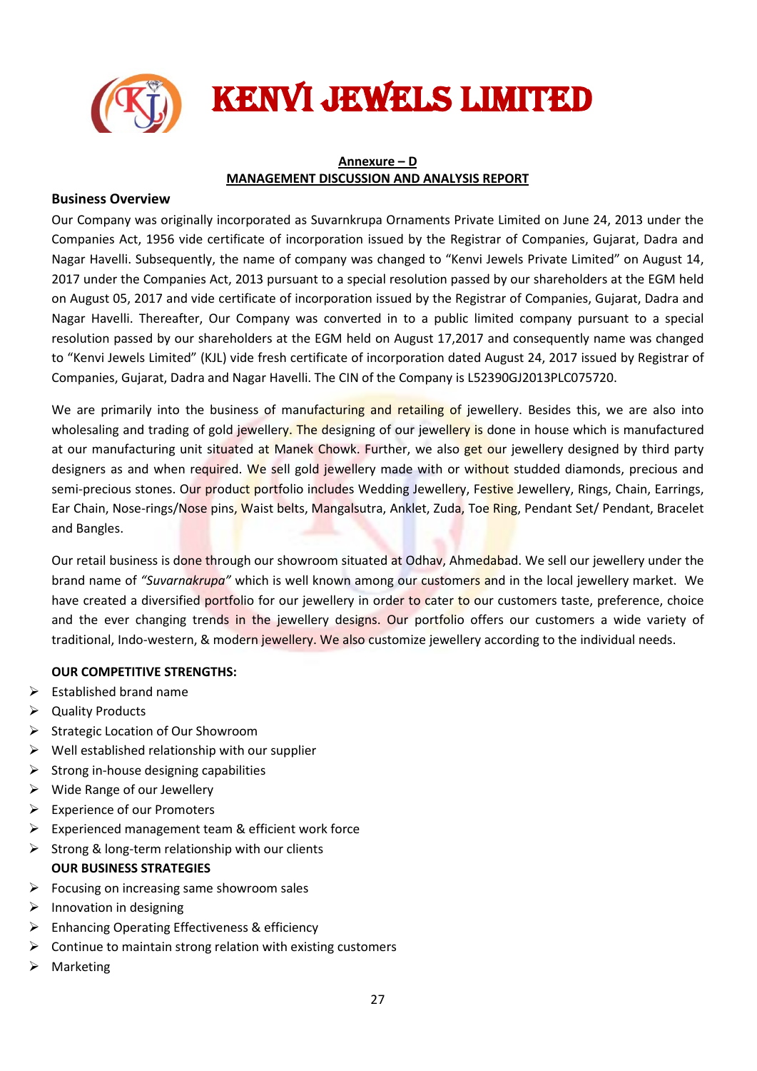# KENVI JEWELS LIMITED

**Annexure – D**

**MANAGEMENT DISCUSSION AND ANALYSIS REPORT**

## Business Overview

Our Company was originally incorporated as Suvarnkrupa Ornaments Private Limited on June 24, 2013 under the Companies Act, 1956 vide certificate of incorporation issued by the Registrar of Companies, Gujarat, Dadra and Nagar Havelli. Subsequently, the name of company was changed to "Kenvi Jewels Private Limited" on August 14, 2017 under the Companies Act, 2013 pursuant to a special resolution passed by our shareholders at the EGM held on August 05, 2017 and vide certificate of incorporation issued by the Registrar of Companies, Gujarat, Dadra and Nagar Havelli. Thereafter, Our Company was converted in to a public limited company pursuant to a special resolution passed by our shareholders at the EGM held on August 17,2017 and consequently name was changed to "Kenvi Jewels Limited" (KJL) vide fresh certificate of incorporation dated August 24, 2017 issued by Registrar of Companies, Gujarat, Dadra and Nagar Havelli. The CIN of the Company is L52390GJ2013PLC075720.

We are primarily into the business of manufacturing and retailing of jewellery. Besides this, we are also into wholesaling and trading of gold jewellery. The designing of our jewellery is done in house which is manufactured at our manufacturing unit situated at Manek Chowk. Further, we also get our jewellery designed by third party designers as and when required. We sell gold jewellery made with or without studded diamonds, precious and semi-precious stones. Our product portfolio includes Wedding Jewellery, Festive Jewellery, Rings, Chain, Earrings, Ear Chain, Nose-rings/Nose pins, Waist belts, Mangalsutra, Anklet, Zuda, Toe Ring, Pendant Set/ Pendant, Bracelet and Bangles.

Our retail business is done through our showroom situated at Odhav, Ahmedabad. We sell our jewellery under the brand name of *"Suvarnakrupa"* which is well known among our customers and in the local jewellery market. We have created a diversified portfolio for our jewellery in order to cater to our customers taste, preference, choice and the ever changing trends in the jewellery designs. Our portfolio offers our customers a wide variety of traditional, Indo-western, & modern jewellery. We also customize jewellery according to the individual needs.

**OUR COMPETITIVE STRENGTHS:**

- Established brand name
- Quality Products
- Strategic Location of Our Showroom
- Well established relationship with our supplier
- Strong in-house designing capabilities
- Wide Range of our Jewellery
- Experience of our Promoters
- Experienced management team & efficient work force
- Strong & long-term relationship with our clients

**OUR BUSINESS STRATEGIES**

- Focusing on increasing same showroom sales
- Innovation in designing
- Enhancing Operating Effectiveness & efficiency
- Continue to maintain strong relation with existing customers
- Marketing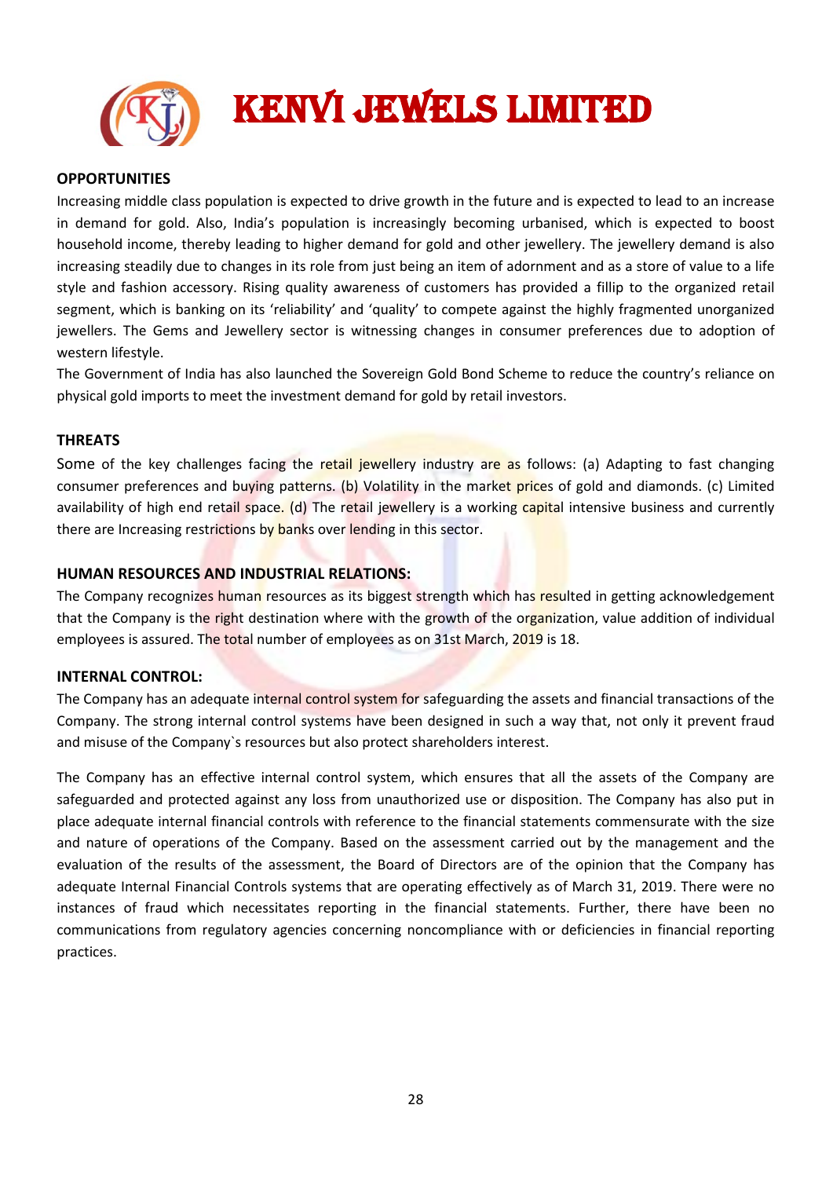## OPPORTUNITIES

Increasing middle class population is expected to drive growth in the future and is expected to lead to an increase in demand for gold. Also, India's population is increasingly becoming urbanised, which is expected to boost household income, thereby leading to higher demand for gold and other jewellery. The jewellery demand is also increasing steadily due to changes in its role from just being an item of adornment and as a store of value to a life style and fashion accessory. Rising quality awareness of customers has provided a fillip to the organized retail segment, which is banking on its 'reliability' and 'quality' to compete against the highly fragmented unorganized jewellers. The Gems and Jewellery sector is witnessing changes in consumer preferences due to adoption of western lifestyle.

The Government of India has also launched the Sovereign Gold Bond Scheme to reduce the country's reliance on physical gold imports to meet the investment demand for gold by retail investors.

## THREATS

Some of the key challenges facing the retail jewellery industry are as follows: (a) Adapting to fast changing consumer preferences and buying patterns. (b) Volatility in the market prices of gold and diamonds. (c) Limited availability of high end retail space. (d) The retail jewellery is a working capital intensive business and currently there are Increasing restrictions by banks over lending in this sector.

## HUMAN RESOURCES AND INDUSTRIAL RELATIONS:

The Company recognizes human resources as its biggest strength which has resulted in getting acknowledgement that the Company is the right destination where with the growth of the organization, value addition of individual employees is assured. The total number of employees as on 31st March, 2019 is 18.

## INTERNAL CONTROL:

The Company has an adequate internal control system for safeguarding the assets and financial transactions of the Company. The strong internal control systems have been designed in such a way that, not only it prevent fraud and misuse of the Company`s resources but also protect shareholders interest.

The Company has an effective internal control system, which ensures that all the assets of the Company are safeguarded and protected against any loss from unauthorized use or disposition. The Company has also put in place adequate internal financial controls with reference to the financial statements commensurate with the size and nature of operations of the Company. Based on the assessment carried out by the management and the evaluation of the results of the assessment, the Board of Directors are of the opinion that the Company has adequate Internal Financial Controls systems that are operating effectively as of March 31, 2019. There were no instances of fraud which necessitates reporting in the financial statements. Further, there have been no communications from regulatory agencies concerning noncompliance with or deficiencies in financial reporting practices.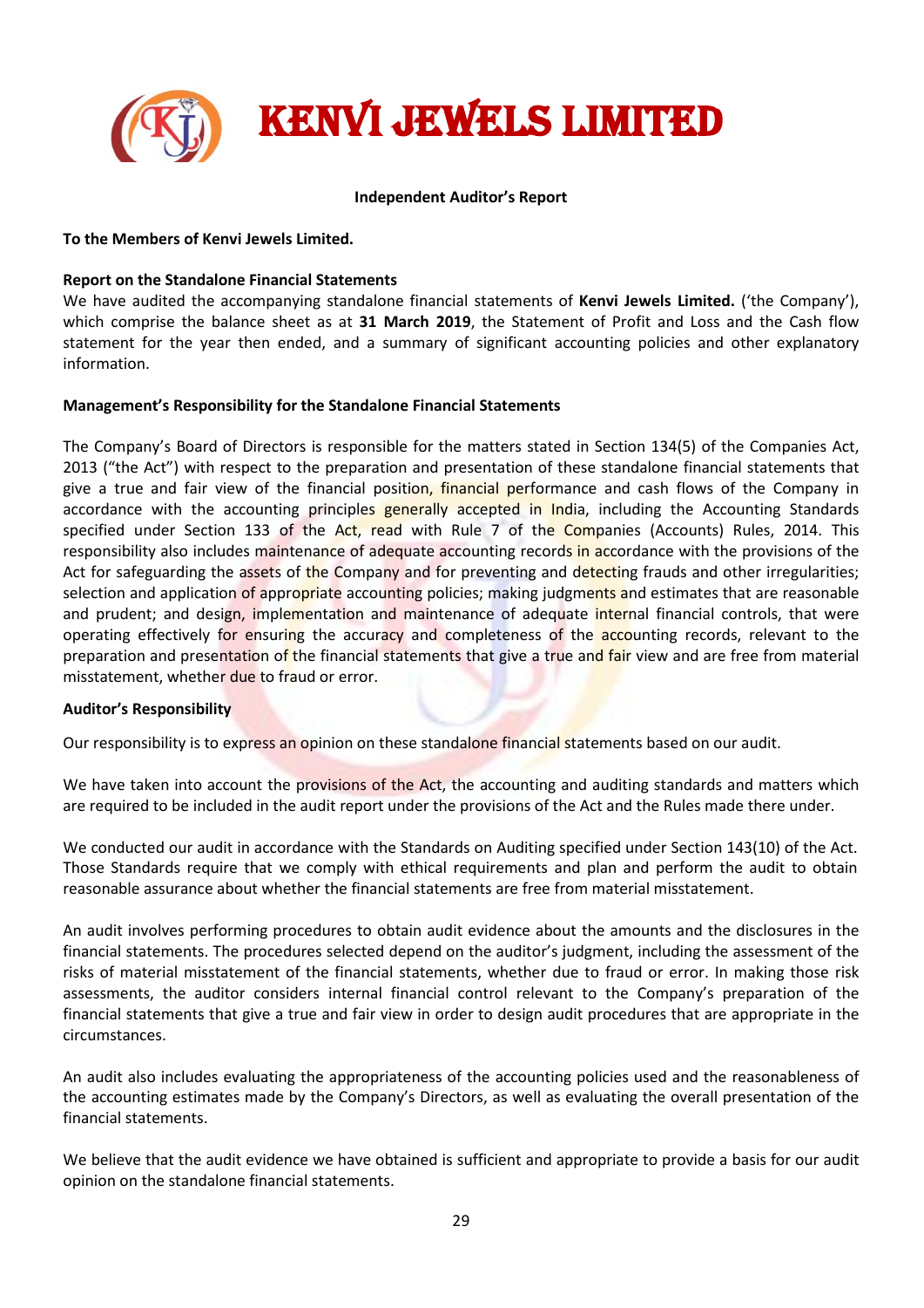**Independent Auditor's Report**

**To the Members of Kenvi Jewels Limited.**

**Report on the Standalone Financial Statements**

We have audited the accompanying standalone financial statements of **Kenvi Jewels Limited.** ('the Company'), which comprise the balance sheet as at **31 March 2019**, the Statement of Profit and Loss and the Cash flow statement for the year then ended, and a summary of significant accounting policies and other explanatory information.

**Management's Responsibility for the Standalone Financial Statements**

The Company's Board of Directors is responsible for the matters stated in Section 134(5) of the Companies Act, 2013 ("the Act") with respect to the preparation and presentation of these standalone financial statements that give a true and fair view of the financial position, financial performance and cash flows of the Company in accordance with the accounting principles generally accepted in India, including the Accounting Standards specified under Section 133 of the Act, read with Rule 7 of the Companies (Accounts) Rules, 2014. This responsibility also includes maintenance of adequate accounting records in accordance with the provisions of the Act for safeguarding the assets of the Company and for preventing and detecting frauds and other irregularities; selection and application of appropriate accounting policies; making judgments and estimates that are reasonable and prudent; and design, implementation and maintenance of adequate internal financial controls, that were operating effectively for ensuring the accuracy and completeness of the accounting records, relevant to the preparation and presentation of the financial statements that give a true and fair view and are free from material misstatement, whether due to fraud or error.

**Auditor's Responsibility**

Our responsibility is to express an opinion on these standalone financial statements based on our audit.

We have taken into account the provisions of the Act, the accounting and auditing standards and matters which are required to be included in the audit report under the provisions of the Act and the Rules made there under.

We conducted our audit in accordance with the Standards on Auditing specified under Section 143(10) of the Act. Those Standards require that we comply with ethical requirements and plan and perform the audit to obtain reasonable assurance about whether the financial statements are free from material misstatement.

An audit involves performing procedures to obtain audit evidence about the amounts and the disclosures in the financial statements. The procedures selected depend on the auditor's judgment, including the assessment of the risks of material misstatement of the financial statements, whether due to fraud or error. In making those risk assessments, the auditor considers internal financial control relevant to the Company's preparation of the financial statements that give a true and fair view in order to design audit procedures that are appropriate in the circumstances.

An audit also includes evaluating the appropriateness of the accounting policies used and the reasonableness of the accounting estimates made by the Company's Directors, as well as evaluating the overall presentation of the financial statements.

We believe that the audit evidence we have obtained is sufficient and appropriate to provide a basis for our audit opinion on the standalone financial statements.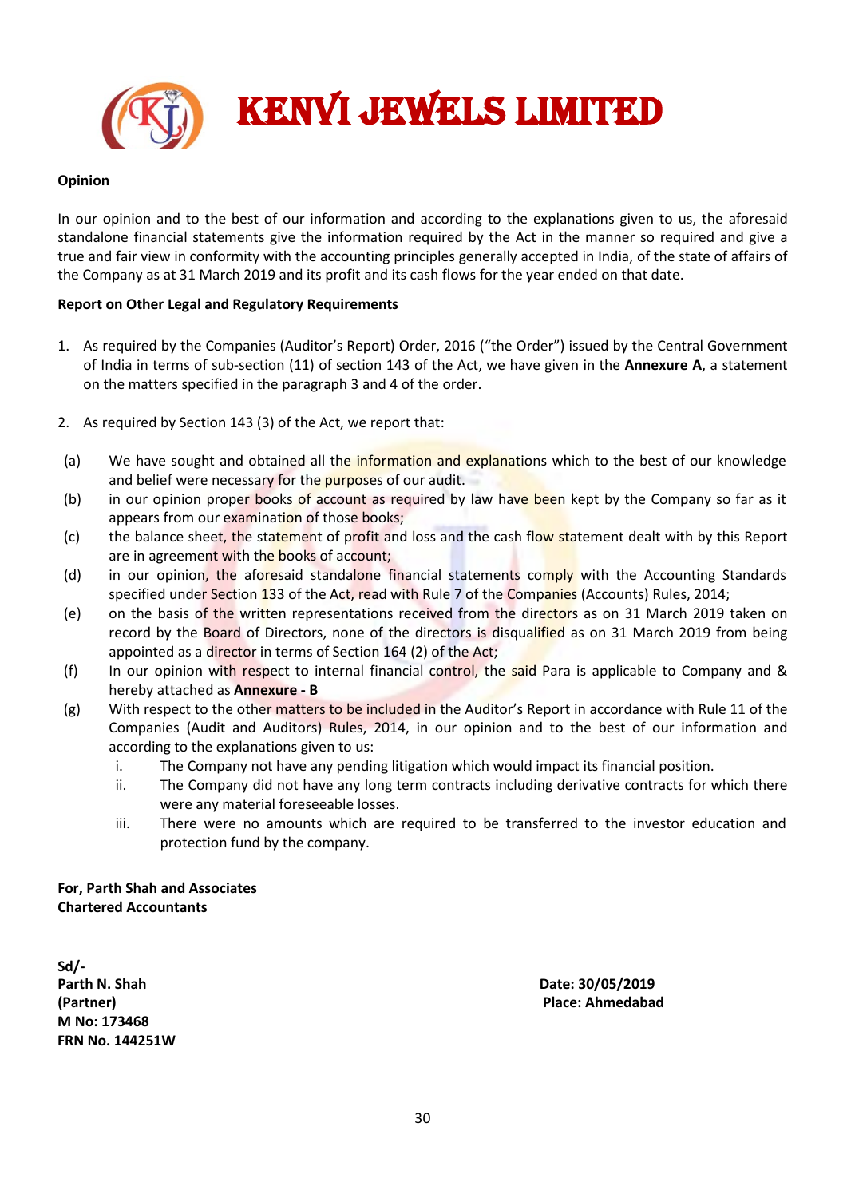**Opinion**

In our opinion and to the best of our information and according to the explanations given to us, the aforesaid standalone financial statements give the information required by the Act in the manner so required and give a true and fair view in conformity with the accounting principles generally accepted in India, of the state of affairs of the Company as at 31 March 2019 and its profit and its cash flows for the year ended on that date.

**Report on Other Legal and Regulatory Requirements**

1. As required by the Companies (Auditor's Report) Order, 2016 ("the Order") issued by the Central Government of India in terms of sub-section (11) of section 143 of the Act, we have given in the **Annexure A**, a statement on the matters specified in the paragraph 3 and 4 of the order.

2. As required by Section 143 (3) of the Act, we report that:

(a) We have sought and obtained all the information and explanations which to the best of our knowledge and belief were necessary for the purposes of our audit.

(b) in our opinion proper books of account as required by law have been kept by the Company so far as it appears from our examination of those books;

(c) the balance sheet, the statement of profit and loss and the cash flow statement dealt with by this Report are in agreement with the books of account;

(d) in our opinion, the aforesaid standalone financial statements comply with the Accounting Standards specified under Section 133 of the Act, read with Rule 7 of the Companies (Accounts) Rules, 2014;

(e) on the basis of the written representations received from the directors as on 31 March 2019 taken on record by the Board of Directors, none of the directors is disqualified as on 31 March 2019 from being appointed as a director in terms of Section 164 (2) of the Act;

(f) In our opinion with respect to internal financial control, the said Para is applicable to Company and & hereby attached as **Annexure - B**

(g) With respect to the other matters to be included in the Auditor's Report in accordance with Rule 11 of the Companies (Audit and Auditors) Rules, 2014, in our opinion and to the best of our information and according to the explanations given to us:

   i. The Company not have any pending litigation which would impact its financial position.

   ii. The Company did not have any long term contracts including derivative contracts for which there were any material foreseeable losses.

   iii. There were no amounts which are required to be transferred to the investor education and protection fund by the company.

**For, Parth Shah and Associates**
**Chartered Accountants**

**Sd/-**
**Parth N. Shah**
**(Partner)**
**M No: 173468**
**FRN No. 144251W**

**Date: 30/05/2019**
**Place: Ahmedabad**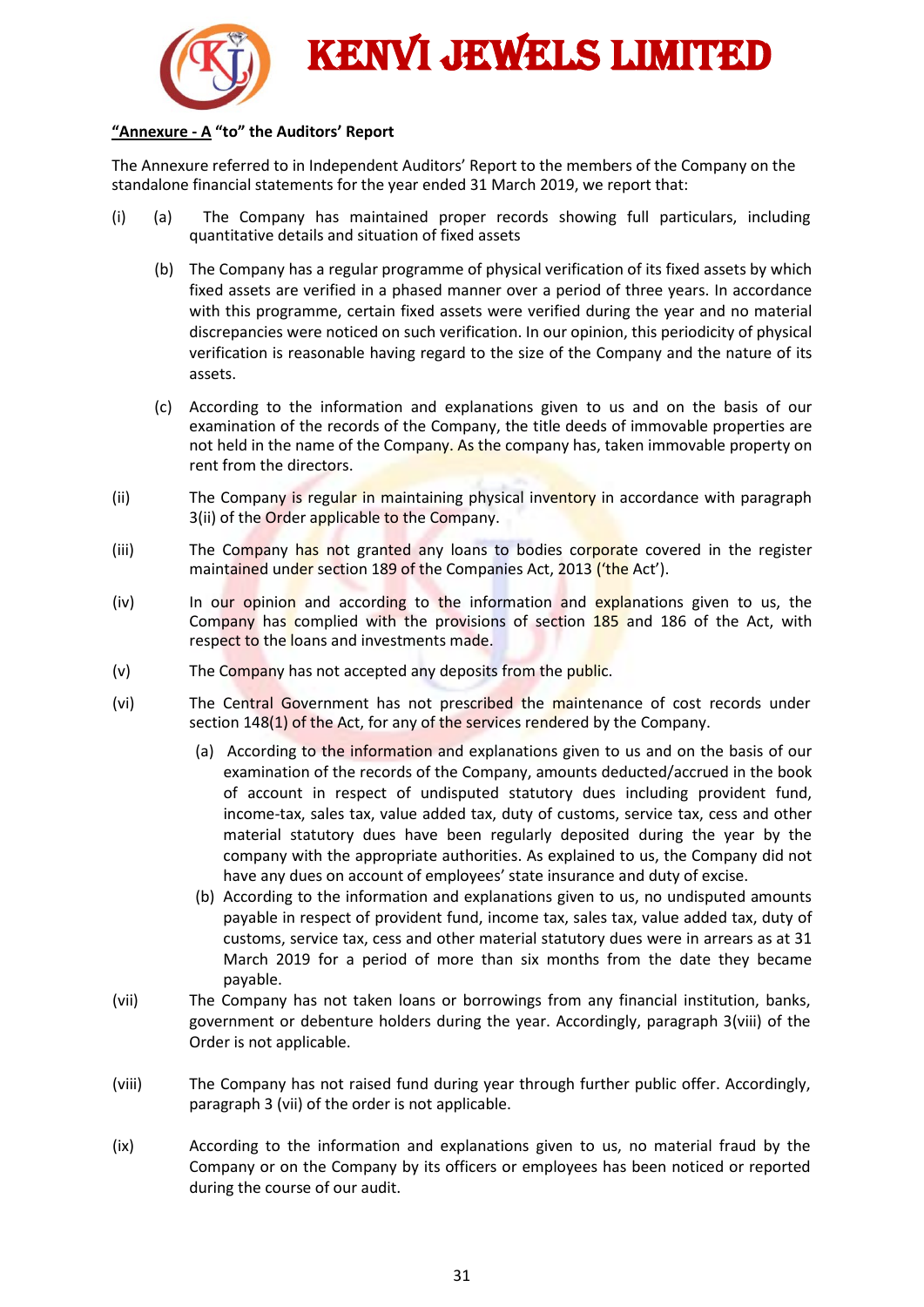**"Annexure - A "to" the Auditors' Report**

The Annexure referred to in Independent Auditors' Report to the members of the Company on the standalone financial statements for the year ended 31 March 2019, we report that:

(i) (a) The Company has maintained proper records showing full particulars, including quantitative details and situation of fixed assets

(b) The Company has a regular programme of physical verification of its fixed assets by which fixed assets are verified in a phased manner over a period of three years. In accordance with this programme, certain fixed assets were verified during the year and no material discrepancies were noticed on such verification. In our opinion, this periodicity of physical verification is reasonable having regard to the size of the Company and the nature of its assets.

(c) According to the information and explanations given to us and on the basis of our examination of the records of the Company, the title deeds of immovable properties are not held in the name of the Company. As the company has, taken immovable property on rent from the directors.

(ii) The Company is regular in maintaining physical inventory in accordance with paragraph 3(ii) of the Order applicable to the Company.

(iii) The Company has not granted any loans to bodies corporate covered in the register maintained under section 189 of the Companies Act, 2013 ('the Act').

(iv) In our opinion and according to the information and explanations given to us, the Company has complied with the provisions of section 185 and 186 of the Act, with respect to the loans and investments made.

(v) The Company has not accepted any deposits from the public.

(vi) The Central Government has not prescribed the maintenance of cost records under section 148(1) of the Act, for any of the services rendered by the Company.

(a) According to the information and explanations given to us and on the basis of our examination of the records of the Company, amounts deducted/accrued in the book of account in respect of undisputed statutory dues including provident fund, income-tax, sales tax, value added tax, duty of customs, service tax, cess and other material statutory dues have been regularly deposited during the year by the company with the appropriate authorities. As explained to us, the Company did not have any dues on account of employees' state insurance and duty of excise.

(b) According to the information and explanations given to us, no undisputed amounts payable in respect of provident fund, income tax, sales tax, value added tax, duty of customs, service tax, cess and other material statutory dues were in arrears as at 31 March 2019 for a period of more than six months from the date they became payable.

(vii) The Company has not taken loans or borrowings from any financial institution, banks, government or debenture holders during the year. Accordingly, paragraph 3(viii) of the Order is not applicable.

(viii) The Company has not raised fund during year through further public offer. Accordingly, paragraph 3 (vii) of the order is not applicable.

(ix) According to the information and explanations given to us, no material fraud by the Company or on the Company by its officers or employees has been noticed or reported during the course of our audit.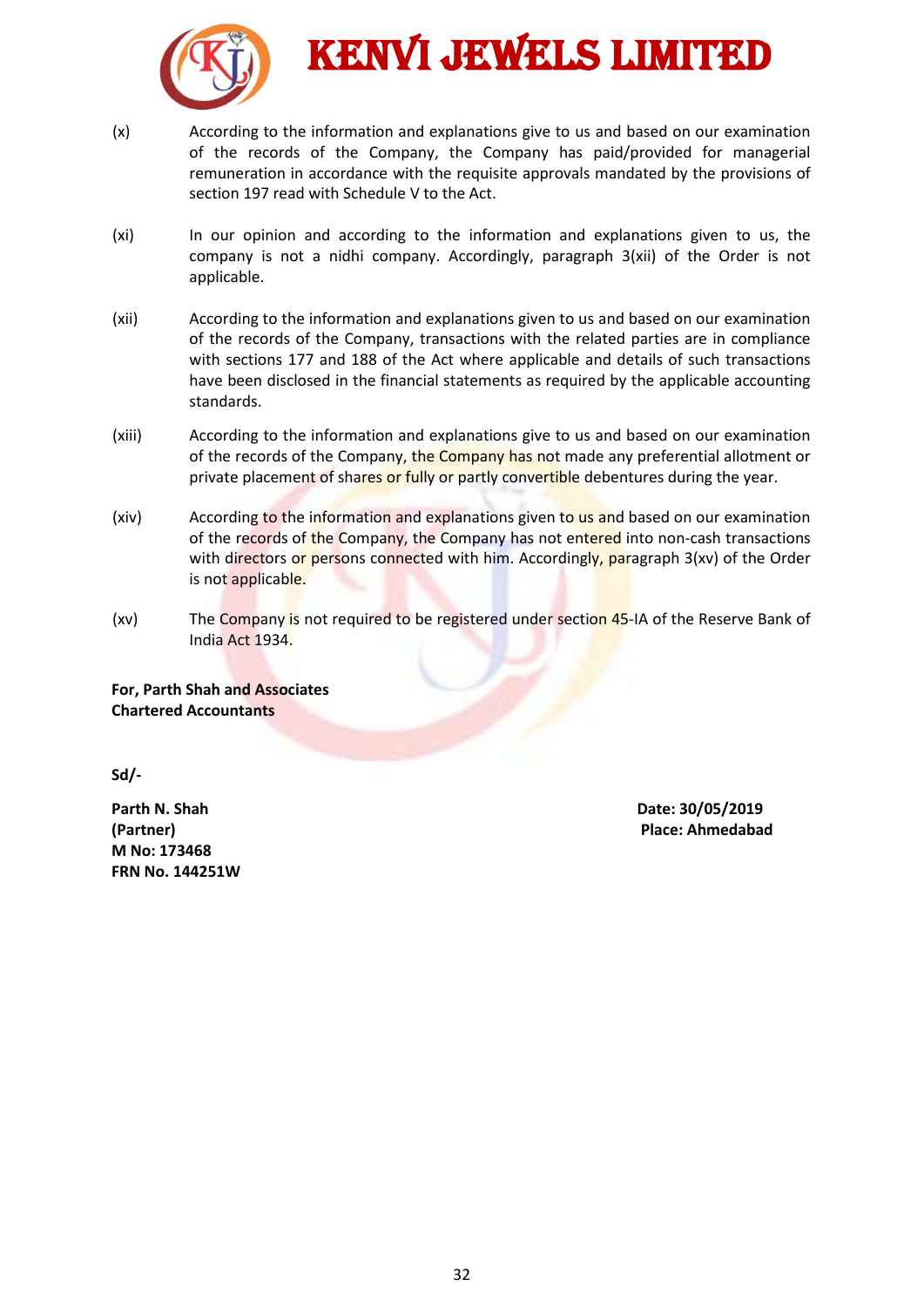(x) According to the information and explanations give to us and based on our examination of the records of the Company, the Company has paid/provided for managerial remuneration in accordance with the requisite approvals mandated by the provisions of section 197 read with Schedule V to the Act.

(xi) In our opinion and according to the information and explanations given to us, the company is not a nidhi company. Accordingly, paragraph 3(xii) of the Order is not applicable.

(xii) According to the information and explanations given to us and based on our examination of the records of the Company, transactions with the related parties are in compliance with sections 177 and 188 of the Act where applicable and details of such transactions have been disclosed in the financial statements as required by the applicable accounting standards.

(xiii) According to the information and explanations give to us and based on our examination of the records of the Company, the Company has not made any preferential allotment or private placement of shares or fully or partly convertible debentures during the year.

(xiv) According to the information and explanations given to us and based on our examination of the records of the Company, the Company has not entered into non-cash transactions with directors or persons connected with him. Accordingly, paragraph 3(xv) of the Order is not applicable.

(xv) The Company is not required to be registered under section 45-IA of the Reserve Bank of India Act 1934.

**For, Parth Shah and Associates**
**Chartered Accountants**

**Sd/-**

**Parth N. Shah**
**(Partner)**
**M No: 173468**
**FRN No. 144251W**

**Date: 30/05/2019**
**Place: Ahmedabad**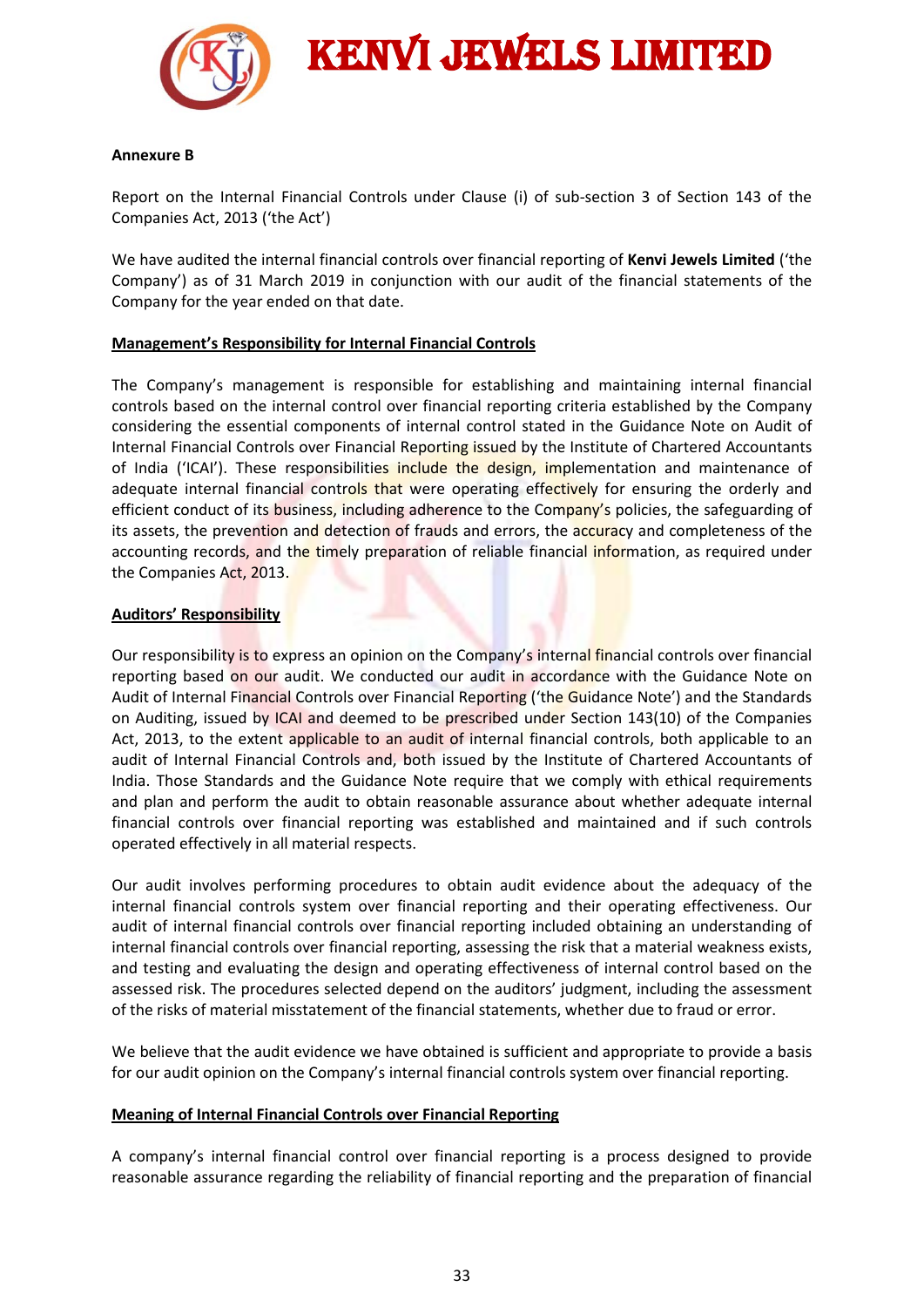**Annexure B**

Report on the Internal Financial Controls under Clause (i) of sub-section 3 of Section 143 of the Companies Act, 2013 ('the Act')

We have audited the internal financial controls over financial reporting of **Kenvi Jewels Limited** ('the Company') as of 31 March 2019 in conjunction with our audit of the financial statements of the Company for the year ended on that date.

**Management's Responsibility for Internal Financial Controls**

The Company's management is responsible for establishing and maintaining internal financial controls based on the internal control over financial reporting criteria established by the Company considering the essential components of internal control stated in the Guidance Note on Audit of Internal Financial Controls over Financial Reporting issued by the Institute of Chartered Accountants of India ('ICAI'). These responsibilities include the design, implementation and maintenance of adequate internal financial controls that were operating effectively for ensuring the orderly and efficient conduct of its business, including adherence to the Company's policies, the safeguarding of its assets, the prevention and detection of frauds and errors, the accuracy and completeness of the accounting records, and the timely preparation of reliable financial information, as required under the Companies Act, 2013.

**Auditors' Responsibility**

Our responsibility is to express an opinion on the Company's internal financial controls over financial reporting based on our audit. We conducted our audit in accordance with the Guidance Note on Audit of Internal Financial Controls over Financial Reporting ('the Guidance Note') and the Standards on Auditing, issued by ICAI and deemed to be prescribed under Section 143(10) of the Companies Act, 2013, to the extent applicable to an audit of internal financial controls, both applicable to an audit of Internal Financial Controls and, both issued by the Institute of Chartered Accountants of India. Those Standards and the Guidance Note require that we comply with ethical requirements and plan and perform the audit to obtain reasonable assurance about whether adequate internal financial controls over financial reporting was established and maintained and if such controls operated effectively in all material respects.

Our audit involves performing procedures to obtain audit evidence about the adequacy of the internal financial controls system over financial reporting and their operating effectiveness. Our audit of internal financial controls over financial reporting included obtaining an understanding of internal financial controls over financial reporting, assessing the risk that a material weakness exists, and testing and evaluating the design and operating effectiveness of internal control based on the assessed risk. The procedures selected depend on the auditors' judgment, including the assessment of the risks of material misstatement of the financial statements, whether due to fraud or error.

We believe that the audit evidence we have obtained is sufficient and appropriate to provide a basis for our audit opinion on the Company's internal financial controls system over financial reporting.

**Meaning of Internal Financial Controls over Financial Reporting**

A company's internal financial control over financial reporting is a process designed to provide reasonable assurance regarding the reliability of financial reporting and the preparation of financial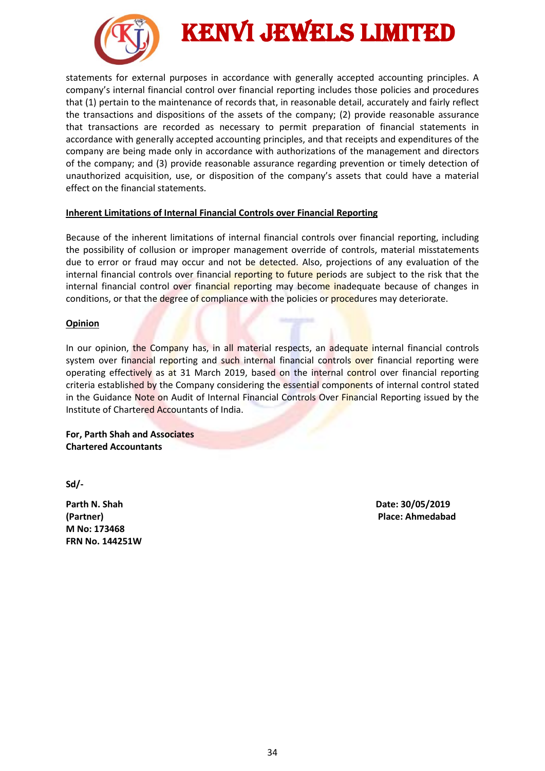statements for external purposes in accordance with generally accepted accounting principles. A company's internal financial control over financial reporting includes those policies and procedures that (1) pertain to the maintenance of records that, in reasonable detail, accurately and fairly reflect the transactions and dispositions of the assets of the company; (2) provide reasonable assurance that transactions are recorded as necessary to permit preparation of financial statements in accordance with generally accepted accounting principles, and that receipts and expenditures of the company are being made only in accordance with authorizations of the management and directors of the company; and (3) provide reasonable assurance regarding prevention or timely detection of unauthorized acquisition, use, or disposition of the company's assets that could have a material effect on the financial statements.

**Inherent Limitations of Internal Financial Controls over Financial Reporting**

Because of the inherent limitations of internal financial controls over financial reporting, including the possibility of collusion or improper management override of controls, material misstatements due to error or fraud may occur and not be detected. Also, projections of any evaluation of the internal financial controls over financial reporting to future periods are subject to the risk that the internal financial control over financial reporting may become inadequate because of changes in conditions, or that the degree of compliance with the policies or procedures may deteriorate.

**Opinion**

In our opinion, the Company has, in all material respects, an adequate internal financial controls system over financial reporting and such internal financial controls over financial reporting were operating effectively as at 31 March 2019, based on the internal control over financial reporting criteria established by the Company considering the essential components of internal control stated in the Guidance Note on Audit of Internal Financial Controls Over Financial Reporting issued by the Institute of Chartered Accountants of India.

**For, Parth Shah and Associates**
**Chartered Accountants**

**Sd/-**

**Parth N. Shah**
**(Partner)**
**M No: 173468**
**FRN No. 144251W**

**Date: 30/05/2019**
**Place: Ahmedabad**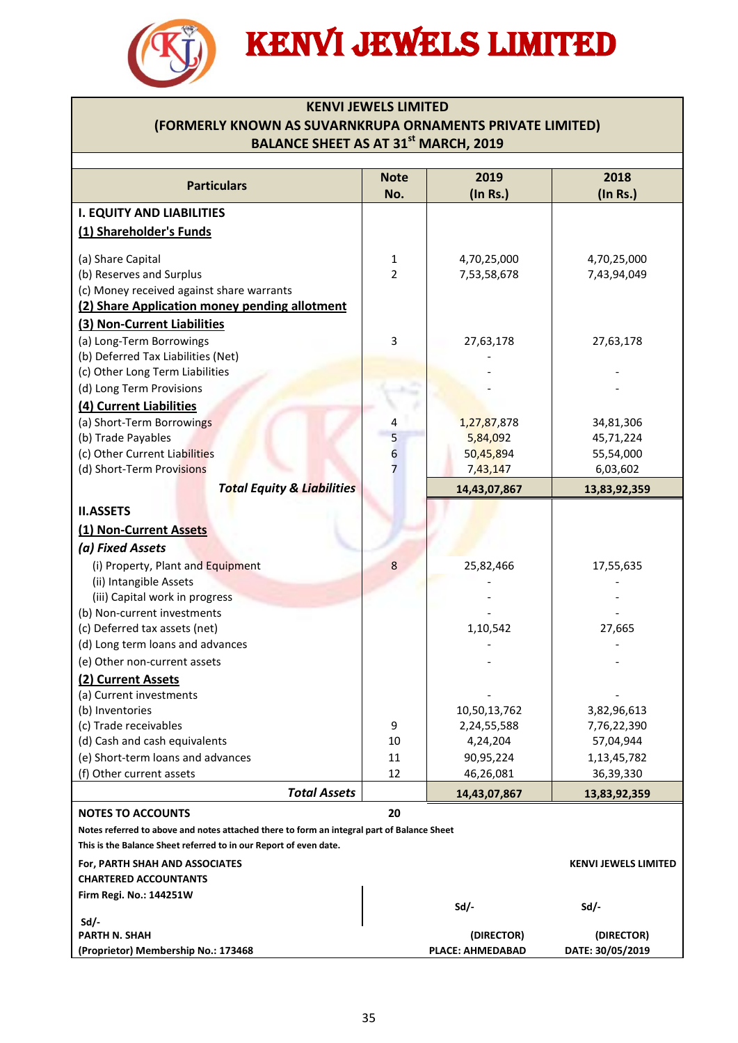# KENVI JEWELS LIMITED

## KENVI JEWELS LIMITED
## (FORMERLY KNOWN AS SUVARNKRUPA ORNAMENTS PRIVATE LIMITED)
## BALANCE SHEET AS AT 31st MARCH, 2019

| Particulars | Note No. | 2019 (In Rs.) | 2018 (In Rs.) |
|---|---|---|---|
| **I. EQUITY AND LIABILITIES** | | | |
| **(1) Shareholder's Funds** | | | |
| (a) Share Capital | 1 | 4,70,25,000 | 4,70,25,000 |
| (b) Reserves and Surplus | 2 | 7,53,58,678 | 7,43,94,049 |
| (c) Money received against share warrants | | | |
| **(2) Share Application money pending allotment** | | | |
| **(3) Non-Current Liabilities** | | | |
| (a) Long-Term Borrowings | 3 | 27,63,178 | 27,63,178 |
| (b) Deferred Tax Liabilities (Net) | | - | |
| (c) Other Long Term Liabilities | | - | - |
| (d) Long Term Provisions | | - | - |
| **(4) Current Liabilities** | | | |
| (a) Short-Term Borrowings | 4 | 1,27,87,878 | 34,81,306 |
| (b) Trade Payables | 5 | 5,84,092 | 45,71,224 |
| (c) Other Current Liabilities | 6 | 50,45,894 | 55,54,000 |
| (d) Short-Term Provisions | 7 | 7,43,147 | 6,03,602 |
| ***Total Equity & Liabilities*** | | **14,43,07,867** | **13,83,92,359** |
| **II.ASSETS** | | | |
| **(1) Non-Current Assets** | | | |
| ***(a) Fixed Assets*** | | | |
| (i) Property, Plant and Equipment | 8 | 25,82,466 | 17,55,635 |
| (ii) Intangible Assets | | - | - |
| (iii) Capital work in progress | | - | - |
| (b) Non-current investments | | - | - |
| (c) Deferred tax assets (net) | | 1,10,542 | 27,665 |
| (d) Long term loans and advances | | - | - |
| (e) Other non-current assets | | - | - |
| **(2) Current Assets** | | | |
| (a) Current investments | | - | - |
| (b) Inventories | | 10,50,13,762 | 3,82,96,613 |
| (c) Trade receivables | 9 | 2,24,55,588 | 7,76,22,390 |
| (d) Cash and cash equivalents | 10 | 4,24,204 | 57,04,944 |
| (e) Short-term loans and advances | 11 | 90,95,224 | 1,13,45,782 |
| (f) Other current assets | 12 | 46,26,081 | 36,39,330 |
| ***Total Assets*** | | **14,43,07,867** | **13,83,92,359** |

**NOTES TO ACCOUNTS** **20**

**Notes referred to above and notes attached there to form an integral part of Balance Sheet**

**This is the Balance Sheet referred to in our Report of even date.**

**For, PARTH SHAH AND ASSOCIATES**
**CHARTERED ACCOUNTANTS**
**Firm Regi. No.: 144251W**

**Sd/-**
**PARTH N. SHAH**
**(Proprietor) Membership No.: 173468**

**KENVI JEWELS LIMITED**

**Sd/-** **Sd/-**

**(DIRECTOR)** **(DIRECTOR)**

**PLACE: AHMEDABAD** **DATE: 30/05/2019**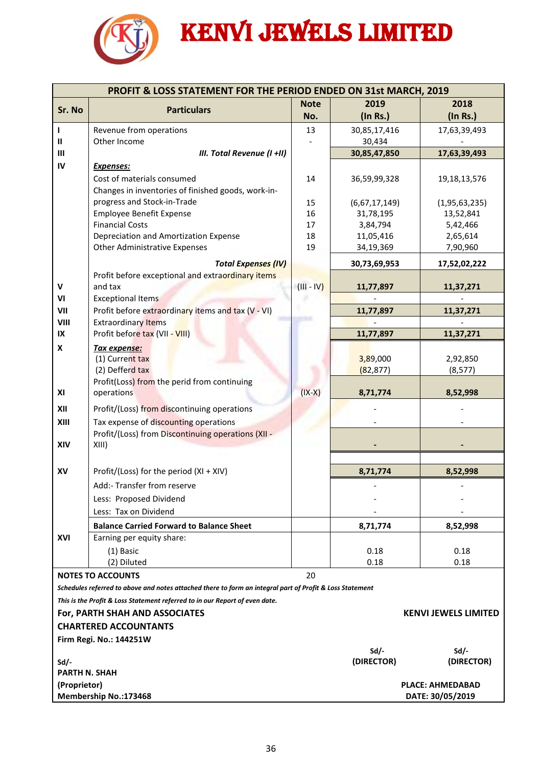# KENVI JEWELS LIMITED

| PROFIT & LOSS STATEMENT FOR THE PERIOD ENDED ON 31st MARCH, 2019 | | | | |
|---|---|---|---|---|
| **Sr. No** | **Particulars** | **Note No.** | **2019 (In Rs.)** | **2018 (In Rs.)** |
| I | Revenue from operations | 13 | 30,85,17,416 | 17,63,39,493 |
| II | Other Income | - | 30,434 | - |
| III | ***III. Total Revenue (I +II)*** | | **30,85,47,850** | **17,63,39,493** |
| IV | ***Expenses:*** | | | |
| | Cost of materials consumed | 14 | 36,59,99,328 | 19,18,13,576 |
| | Changes in inventories of finished goods, work-in-progress and Stock-in-Trade | 15 | (6,67,17,149) | (1,95,63,235) |
| | Employee Benefit Expense | 16 | 31,78,195 | 13,52,841 |
| | Financial Costs | 17 | 3,84,794 | 5,42,466 |
| | Depreciation and Amortization Expense | 18 | 11,05,416 | 2,65,614 |
| | Other Administrative Expenses | 19 | 34,19,369 | 7,90,960 |
| | ***Total Expenses (IV)*** | | **30,73,69,953** | **17,52,02,222** |
| V | Profit before exceptional and extraordinary items and tax | (III - IV) | **11,77,897** | **11,37,271** |
| VI | Exceptional Items | | - | - |
| VII | Profit before extraordinary items and tax (V - VI) | | **11,77,897** | **11,37,271** |
| VIII | Extraordinary Items | | - | - |
| IX | Profit before tax (VII - VIII) | | **11,77,897** | **11,37,271** |
| X | ***Tax expense:*** | | | |
| | (1) Current tax | | 3,89,000 | 2,92,850 |
| | (2) Defferd tax | | (82,877) | (8,577) |
| XI | Profit(Loss) from the perid from continuing operations | (IX-X) | **8,71,774** | **8,52,998** |
| XII | Profit/(Loss) from discontinuing operations | | - | - |
| XIII | Tax expense of discounting operations | | - | - |
| XIV | Profit/(Loss) from Discontinuing operations (XII - XIII) | | **-** | **-** |
| XV | Profit/(Loss) for the period (XI + XIV) | | **8,71,774** | **8,52,998** |
| | Add:- Transfer from reserve | | - | - |
| | Less: Proposed Dividend | | - | - |
| | Less: Tax on Dividend | | - | - |
| | **Balance Carried Forward to Balance Sheet** | | **8,71,774** | **8,52,998** |
| XVI | Earning per equity share: | | | |
| | (1) Basic | | 0.18 | 0.18 |
| | (2) Diluted | | 0.18 | 0.18 |

**NOTES TO ACCOUNTS** 20

***Schedules referred to above and notes attached there to form an integral part of Profit & Loss Statement***

***This is the Profit & Loss Statement referred to in our Report of even date.***

**For, PARTH SHAH AND ASSOCIATES**
**CHARTERED ACCOUNTANTS**
**Firm Regi. No.: 144251W**

**Sd/-**
**PARTH N. SHAH**
**(Proprietor)**
**Membership No.:173468**

**KENVI JEWELS LIMITED**

**Sd/-** **(DIRECTOR)**

**Sd/-** **(DIRECTOR)**

**PLACE: AHMEDABAD**
**DATE: 30/05/2019**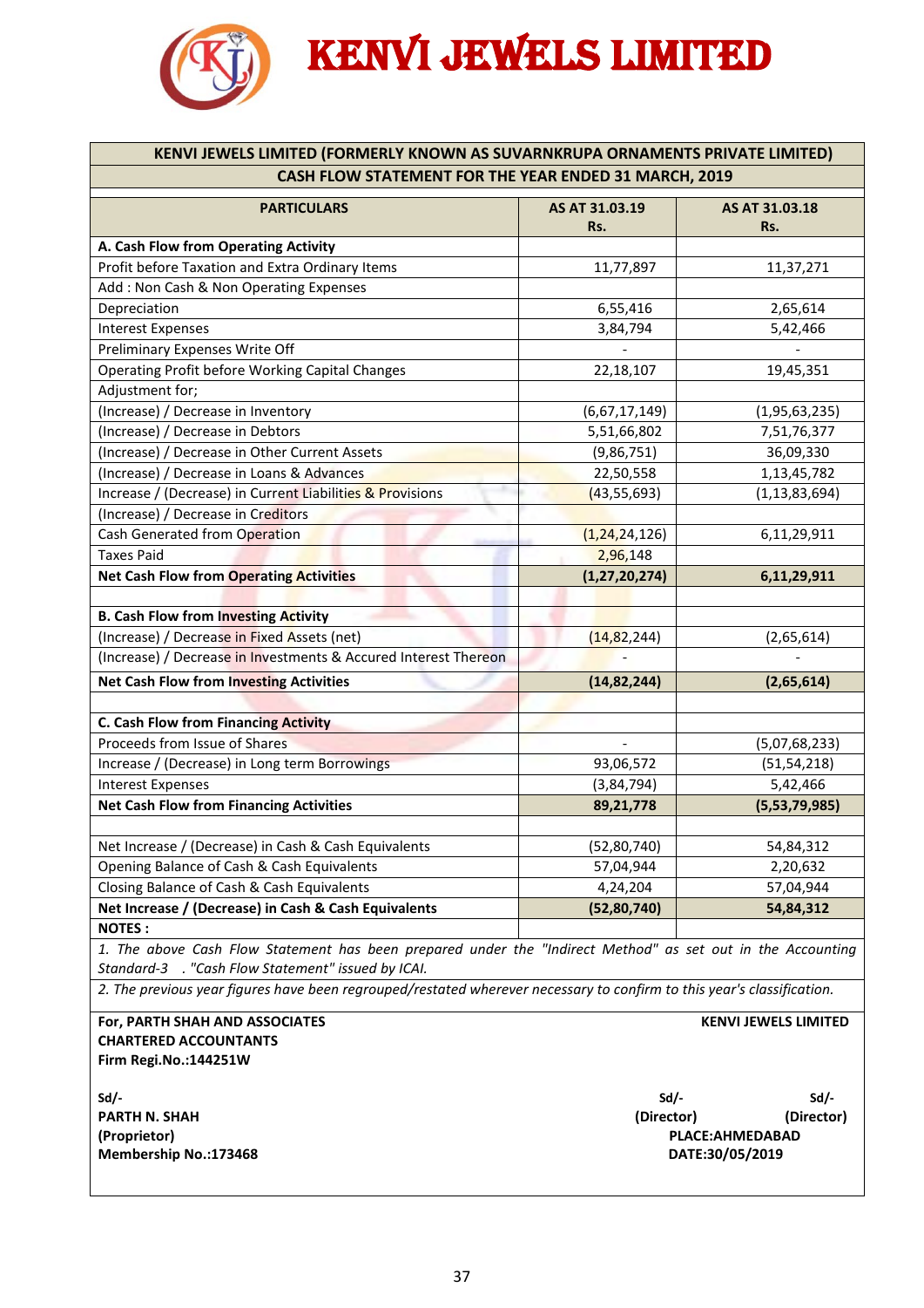# KENVI JEWELS LIMITED

| KENVI JEWELS LIMITED (FORMERLY KNOWN AS SUVARNKRUPA ORNAMENTS PRIVATE LIMITED) CASH FLOW STATEMENT FOR THE YEAR ENDED 31 MARCH, 2019 | | |
|---|---|---|
| **PARTICULARS** | **AS AT 31.03.19 Rs.** | **AS AT 31.03.18 Rs.** |
| **A. Cash Flow from Operating Activity** | | |
| Profit before Taxation and Extra Ordinary Items | 11,77,897 | 11,37,271 |
| Add : Non Cash & Non Operating Expenses | | |
| Depreciation | 6,55,416 | 2,65,614 |
| Interest Expenses | 3,84,794 | 5,42,466 |
| Preliminary Expenses Write Off | - | - |
| Operating Profit before Working Capital Changes | 22,18,107 | 19,45,351 |
| Adjustment for; | | |
| (Increase) / Decrease in Inventory | (6,67,17,149) | (1,95,63,235) |
| (Increase) / Decrease in Debtors | 5,51,66,802 | 7,51,76,377 |
| (Increase) / Decrease in Other Current Assets | (9,86,751) | 36,09,330 |
| (Increase) / Decrease in Loans & Advances | 22,50,558 | 1,13,45,782 |
| Increase / (Decrease) in Current Liabilities & Provisions | (43,55,693) | (1,13,83,694) |
| (Increase) / Decrease in Creditors | | |
| Cash Generated from Operation | (1,24,24,126) | 6,11,29,911 |
| Taxes Paid | 2,96,148 | |
| **Net Cash Flow from Operating Activities** | **(1,27,20,274)** | **6,11,29,911** |
| | | |
| **B. Cash Flow from Investing Activity** | | |
| (Increase) / Decrease in Fixed Assets (net) | (14,82,244) | (2,65,614) |
| (Increase) / Decrease in Investments & Accured Interest Thereon | - | - |
| **Net Cash Flow from Investing Activities** | **(14,82,244)** | **(2,65,614)** |
| | | |
| **C. Cash Flow from Financing Activity** | | |
| Proceeds from Issue of Shares | - | (5,07,68,233) |
| Increase / (Decrease) in Long term Borrowings | 93,06,572 | (51,54,218) |
| Interest Expenses | (3,84,794) | 5,42,466 |
| **Net Cash Flow from Financing Activities** | **89,21,778** | **(5,53,79,985)** |
| | | |
| Net Increase / (Decrease) in Cash & Cash Equivalents | (52,80,740) | 54,84,312 |
| Opening Balance of Cash & Cash Equivalents | 57,04,944 | 2,20,632 |
| Closing Balance of Cash & Cash Equivalents | 4,24,204 | 57,04,944 |
| **Net Increase / (Decrease) in Cash & Cash Equivalents** | **(52,80,740)** | **54,84,312** |

**NOTES :**

*1. The above Cash Flow Statement has been prepared under the "Indirect Method" as set out in the Accounting Standard-3 . "Cash Flow Statement" issued by ICAI.*

*2. The previous year figures have been regrouped/restated wherever necessary to confirm to this year's classification.*

**For, PARTH SHAH AND ASSOCIATES**
**CHARTERED ACCOUNTANTS**
**Firm Regi.No.:144251W**

**Sd/-**
**PARTH N. SHAH**
**(Proprietor)**
**Membership No.:173468**

**KENVI JEWELS LIMITED**

**Sd/-** **(Director)** **Sd/-** **(Director)**

**PLACE:AHMEDABAD**
**DATE:30/05/2019**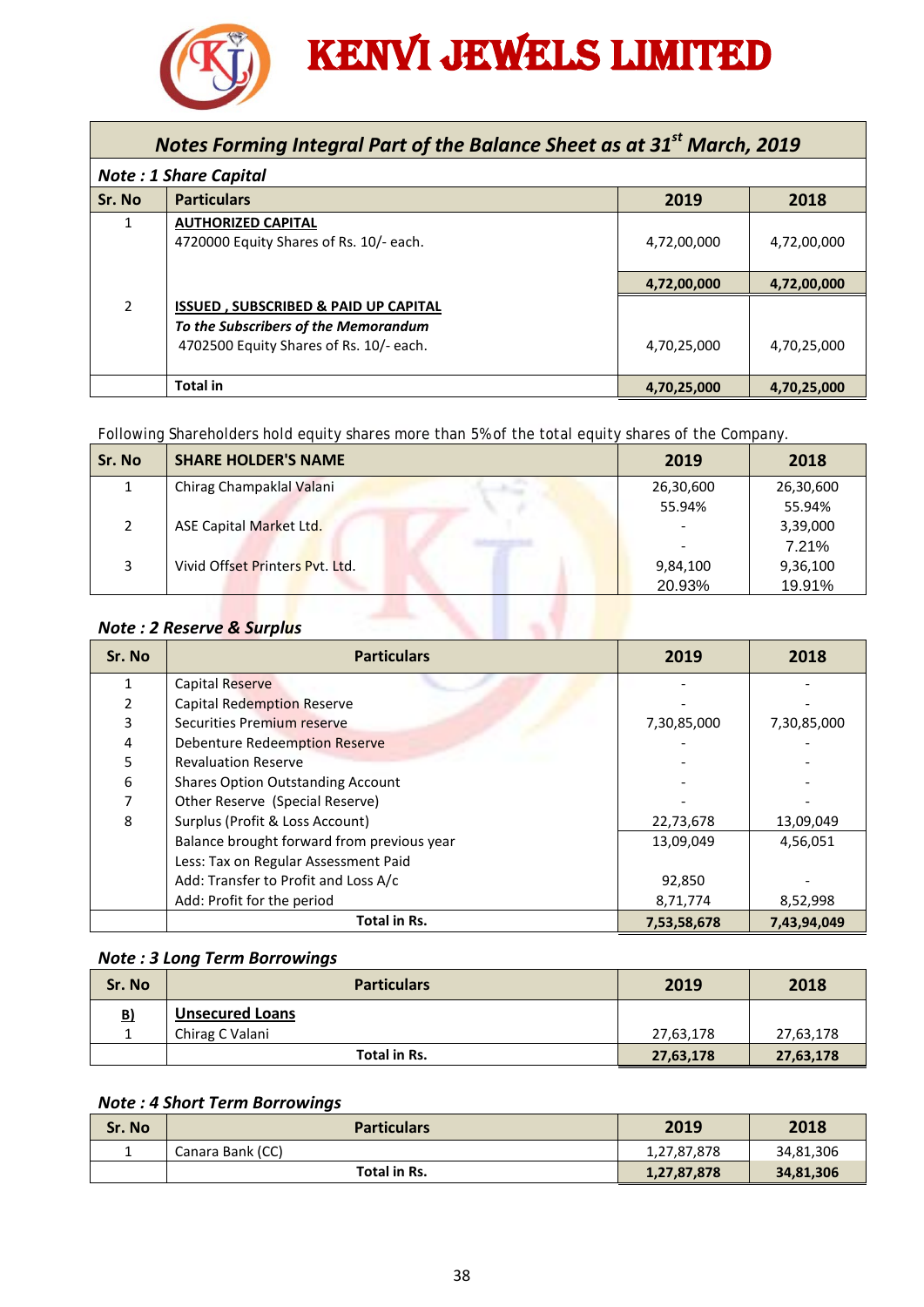# KENVI JEWELS LIMITED

## Notes Forming Integral Part of the Balance Sheet as at 31st March, 2019

### Note : 1 Share Capital

| Sr. No | Particulars | 2019 | 2018 |
|---|---|---|---|
| 1 | **AUTHORIZED CAPITAL** | | |
| | 4720000 Equity Shares of Rs. 10/- each. | 4,72,00,000 | 4,72,00,000 |
| | | **4,72,00,000** | **4,72,00,000** |
| 2 | **ISSUED , SUBSCRIBED & PAID UP CAPITAL** | | |
| | ***To the Subscribers of the Memorandum*** | | |
| | 4702500 Equity Shares of Rs. 10/- each. | 4,70,25,000 | 4,70,25,000 |
| | **Total in** | **4,70,25,000** | **4,70,25,000** |

Following Shareholders hold equity shares more than 5% of the total equity shares of the Company.

| Sr. No | SHARE HOLDER'S NAME | 2019 | 2018 |
|---|---|---|---|
| 1 | Chirag Champaklal Valani | 26,30,600 | 26,30,600 |
| | | 55.94% | 55.94% |
| 2 | ASE Capital Market Ltd. | - | 3,39,000 |
| | | - | 7.21% |
| 3 | Vivid Offset Printers Pvt. Ltd. | 9,84,100 | 9,36,100 |
| | | 20.93% | 19.91% |

### Note : 2 Reserve & Surplus

| Sr. No | Particulars | 2019 | 2018 |
|---|---|---|---|
| 1 | Capital Reserve | - | - |
| 2 | Capital Redemption Reserve | - | - |
| 3 | Securities Premium reserve | 7,30,85,000 | 7,30,85,000 |
| 4 | Debenture Redeemption Reserve | - | - |
| 5 | Revaluation Reserve | - | - |
| 6 | Shares Option Outstanding Account | - | - |
| 7 | Other Reserve (Special Reserve) | - | - |
| 8 | Surplus (Profit & Loss Account) | 22,73,678 | 13,09,049 |
| | Balance brought forward from previous year | 13,09,049 | 4,56,051 |
| | Less: Tax on Regular Assessment Paid | | |
| | Add: Transfer to Profit and Loss A/c | 92,850 | - |
| | Add: Profit for the period | 8,71,774 | 8,52,998 |
| | **Total in Rs.** | **7,53,58,678** | **7,43,94,049** |

### Note : 3 Long Term Borrowings

| Sr. No | Particulars | 2019 | 2018 |
|---|---|---|---|
| **B)** | **Unsecured Loans** | | |
| 1 | Chirag C Valani | 27,63,178 | 27,63,178 |
| | **Total in Rs.** | **27,63,178** | **27,63,178** |

### Note : 4 Short Term Borrowings

| Sr. No | Particulars | 2019 | 2018 |
|---|---|---|---|
| 1 | Canara Bank (CC) | 1,27,87,878 | 34,81,306 |
| | **Total in Rs.** | **1,27,87,878** | **34,81,306** |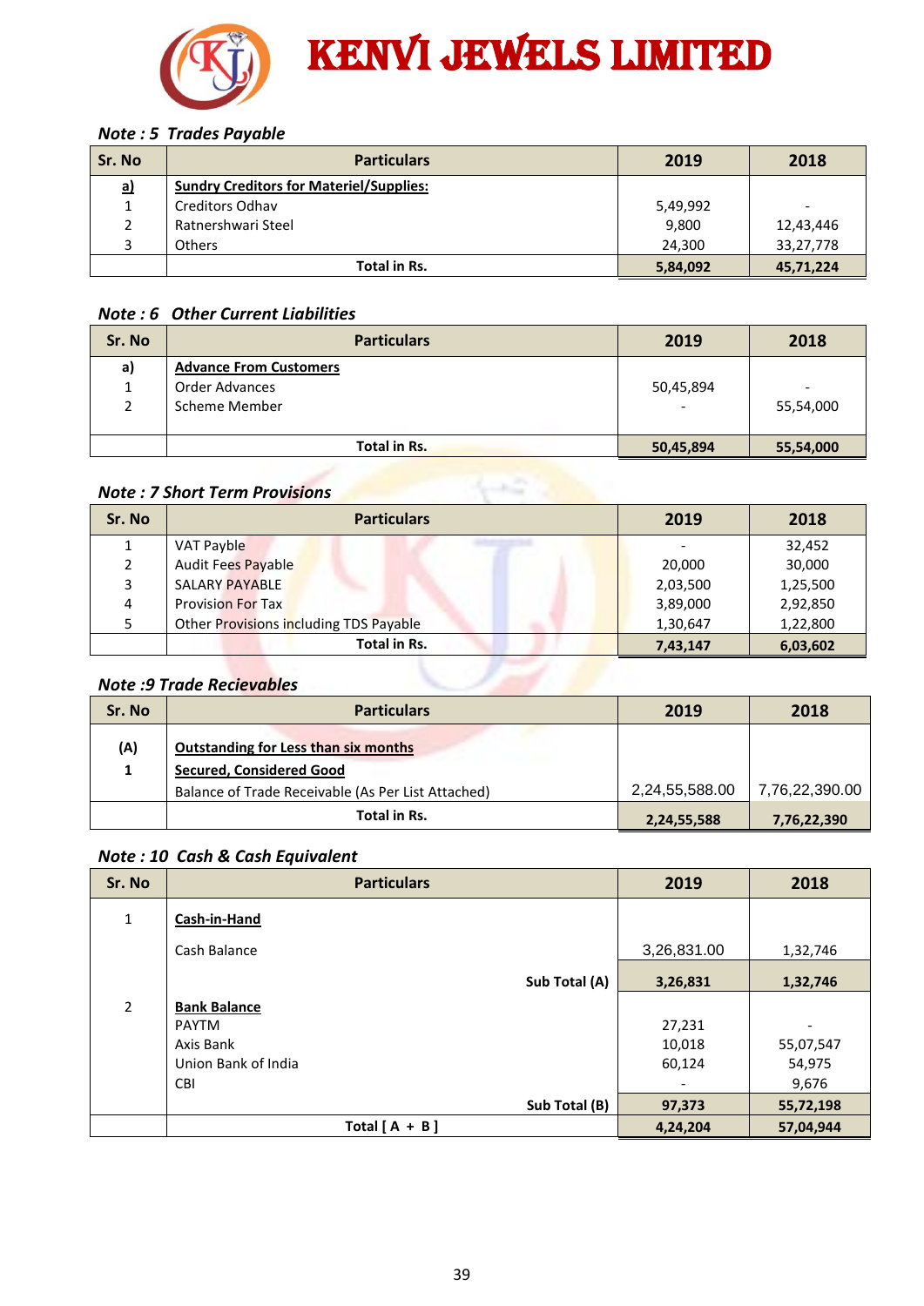# KENVI JEWELS LIMITED

### *Note : 5 Trades Payable*

| Sr. No | Particulars | 2019 | 2018 |
|---|---|---|---|
| a) | Sundry Creditors for Materiel/Supplies: | | |
| 1 | Creditors Odhav | 5,49,992 | - |
| 2 | Ratnershwari Steel | 9,800 | 12,43,446 |
| 3 | Others | 24,300 | 33,27,778 |
| | **Total in Rs.** | **5,84,092** | **45,71,224** |

### *Note : 6 Other Current Liabilities*

| Sr. No | Particulars | 2019 | 2018 |
|---|---|---|---|
| a) | Advance From Customers | | |
| 1 | Order Advances | 50,45,894 | - |
| 2 | Scheme Member | - | 55,54,000 |
| | **Total in Rs.** | **50,45,894** | **55,54,000** |

### *Note : 7 Short Term Provisions*

| Sr. No | Particulars | 2019 | 2018 |
|---|---|---|---|
| 1 | VAT Payble | - | 32,452 |
| 2 | Audit Fees Payable | 20,000 | 30,000 |
| 3 | SALARY PAYABLE | 2,03,500 | 1,25,500 |
| 4 | Provision For Tax | 3,89,000 | 2,92,850 |
| 5 | Other Provisions including TDS Payable | 1,30,647 | 1,22,800 |
| | **Total in Rs.** | **7,43,147** | **6,03,602** |

### *Note :9 Trade Recievables*

| Sr. No | Particulars | 2019 | 2018 |
|---|---|---|---|
| (A) | Outstanding for Less than six months | | |
| 1 | Secured, Considered Good | | |
| | Balance of Trade Receivable (As Per List Attached) | 2,24,55,588.00 | 7,76,22,390.00 |
| | **Total in Rs.** | **2,24,55,588** | **7,76,22,390** |

### *Note : 10 Cash & Cash Equivalent*

| Sr. No | Particulars | 2019 | 2018 |
|---|---|---|---|
| 1 | Cash-in-Hand | | |
| | Cash Balance | 3,26,831.00 | 1,32,746 |
| | **Sub Total (A)** | **3,26,831** | **1,32,746** |
| 2 | Bank Balance | | |
| | PAYTM | 27,231 | - |
| | Axis Bank | 10,018 | 55,07,547 |
| | Union Bank of India | 60,124 | 54,975 |
| | CBI | - | 9,676 |
| | **Sub Total (B)** | **97,373** | **55,72,198** |
| | **Total [ A + B ]** | **4,24,204** | **57,04,944** |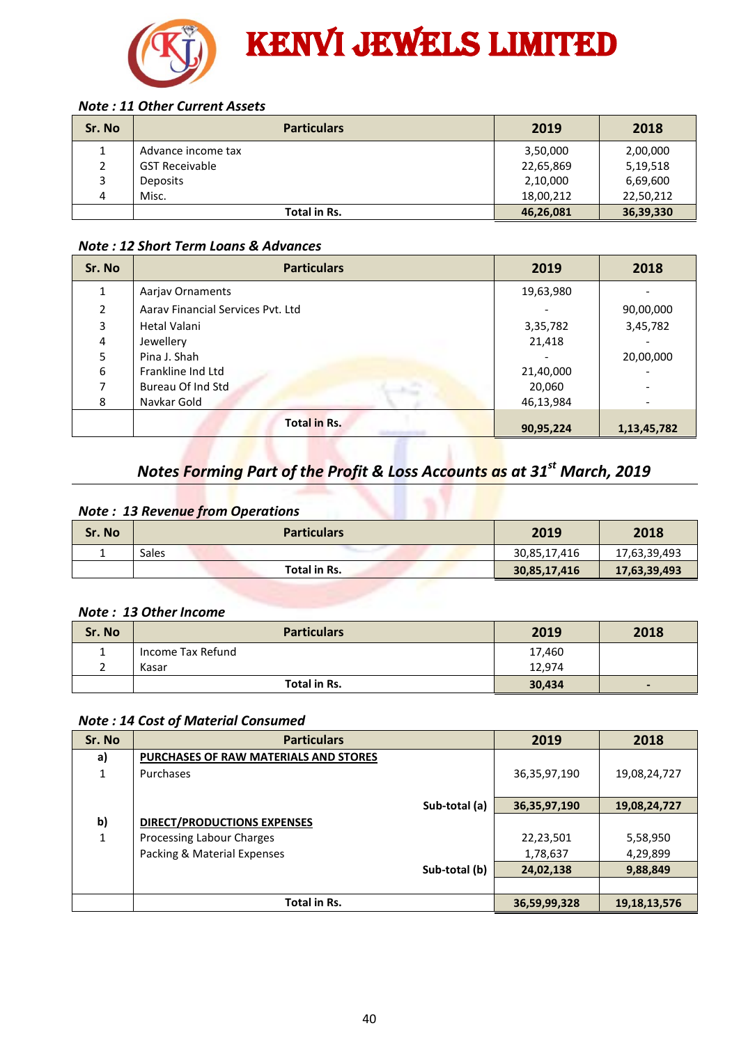# KENVI JEWELS LIMITED

### *Note : 11 Other Current Assets*

| Sr. No | Particulars | 2019 | 2018 |
|---|---|---|---|
| 1 | Advance income tax | 3,50,000 | 2,00,000 |
| 2 | GST Receivable | 22,65,869 | 5,19,518 |
| 3 | Deposits | 2,10,000 | 6,69,600 |
| 4 | Misc. | 18,00,212 | 22,50,212 |
| | **Total in Rs.** | **46,26,081** | **36,39,330** |

### *Note : 12 Short Term Loans & Advances*

| Sr. No | Particulars | 2019 | 2018 |
|---|---|---|---|
| 1 | Aarjav Ornaments | 19,63,980 | - |
| 2 | Aarav Financial Services Pvt. Ltd | - | 90,00,000 |
| 3 | Hetal Valani | 3,35,782 | 3,45,782 |
| 4 | Jewellery | 21,418 | - |
| 5 | Pina J. Shah | - | 20,00,000 |
| 6 | Frankline Ind Ltd | 21,40,000 | - |
| 7 | Bureau Of Ind Std | 20,060 | - |
| 8 | Navkar Gold | 46,13,984 | - |
| | **Total in Rs.** | **90,95,224** | **1,13,45,782** |

## *Notes Forming Part of the Profit & Loss Accounts as at 31st March, 2019*

### *Note : 13 Revenue from Operations*

| Sr. No | Particulars | 2019 | 2018 |
|---|---|---|---|
| 1 | Sales | 30,85,17,416 | 17,63,39,493 |
| | **Total in Rs.** | **30,85,17,416** | **17,63,39,493** |

### *Note : 13 Other Income*

| Sr. No | Particulars | 2019 | 2018 |
|---|---|---|---|
| 1 | Income Tax Refund | 17,460 | |
| 2 | Kasar | 12,974 | |
| | **Total in Rs.** | **30,434** | **-** |

### *Note : 14 Cost of Material Consumed*

| Sr. No | Particulars | 2019 | 2018 |
|---|---|---|---|
| **a)** | **PURCHASES OF RAW MATERIALS AND STORES** | | |
| 1 | Purchases | 36,35,97,190 | 19,08,24,727 |
| | **Sub-total (a)** | **36,35,97,190** | **19,08,24,727** |
| **b)** | **DIRECT/PRODUCTIONS EXPENSES** | | |
| 1 | Processing Labour Charges | 22,23,501 | 5,58,950 |
| | Packing & Material Expenses | 1,78,637 | 4,29,899 |
| | **Sub-total (b)** | **24,02,138** | **9,88,849** |
| | **Total in Rs.** | **36,59,99,328** | **19,18,13,576** |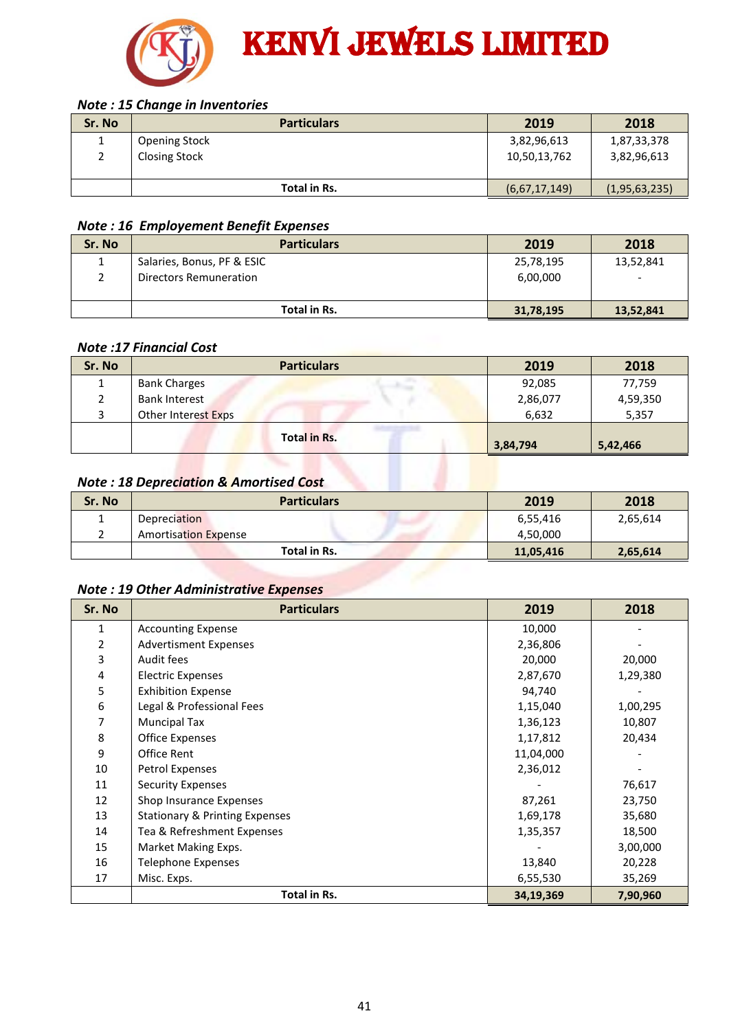# KENVI JEWELS LIMITED

### *Note : 15 Change in Inventories*

| Sr. No | Particulars | 2019 | 2018 |
|---|---|---|---|
| 1 | Opening Stock | 3,82,96,613 | 1,87,33,378 |
| 2 | Closing Stock | 10,50,13,762 | 3,82,96,613 |
| | **Total in Rs.** | (6,67,17,149) | (1,95,63,235) |

### *Note : 16 Employement Benefit Expenses*

| Sr. No | Particulars | 2019 | 2018 |
|---|---|---|---|
| 1 | Salaries, Bonus, PF & ESIC | 25,78,195 | 13,52,841 |
| 2 | Directors Remuneration | 6,00,000 | - |
| | **Total in Rs.** | **31,78,195** | **13,52,841** |

### *Note :17 Financial Cost*

| Sr. No | Particulars | 2019 | 2018 |
|---|---|---|---|
| 1 | Bank Charges | 92,085 | 77,759 |
| 2 | Bank Interest | 2,86,077 | 4,59,350 |
| 3 | Other Interest Exps | 6,632 | 5,357 |
| | **Total in Rs.** | **3,84,794** | **5,42,466** |

### *Note : 18 Depreciation & Amortised Cost*

| Sr. No | Particulars | 2019 | 2018 |
|---|---|---|---|
| 1 | Depreciation | 6,55,416 | 2,65,614 |
| 2 | Amortisation Expense | 4,50,000 | |
| | **Total in Rs.** | **11,05,416** | **2,65,614** |

### *Note : 19 Other Administrative Expenses*

| Sr. No | Particulars | 2019 | 2018 |
|---|---|---|---|
| 1 | Accounting Expense | 10,000 | - |
| 2 | Advertisment Expenses | 2,36,806 | - |
| 3 | Audit fees | 20,000 | 20,000 |
| 4 | Electric Expenses | 2,87,670 | 1,29,380 |
| 5 | Exhibition Expense | 94,740 | - |
| 6 | Legal & Professional Fees | 1,15,040 | 1,00,295 |
| 7 | Muncipal Tax | 1,36,123 | 10,807 |
| 8 | Office Expenses | 1,17,812 | 20,434 |
| 9 | Office Rent | 11,04,000 | - |
| 10 | Petrol Expenses | 2,36,012 | - |
| 11 | Security Expenses | - | 76,617 |
| 12 | Shop Insurance Expenses | 87,261 | 23,750 |
| 13 | Stationary & Printing Expenses | 1,69,178 | 35,680 |
| 14 | Tea & Refreshment Expenses | 1,35,357 | 18,500 |
| 15 | Market Making Exps. | - | 3,00,000 |
| 16 | Telephone Expenses | 13,840 | 20,228 |
| 17 | Misc. Exps. | 6,55,530 | 35,269 |
| | **Total in Rs.** | **34,19,369** | **7,90,960** |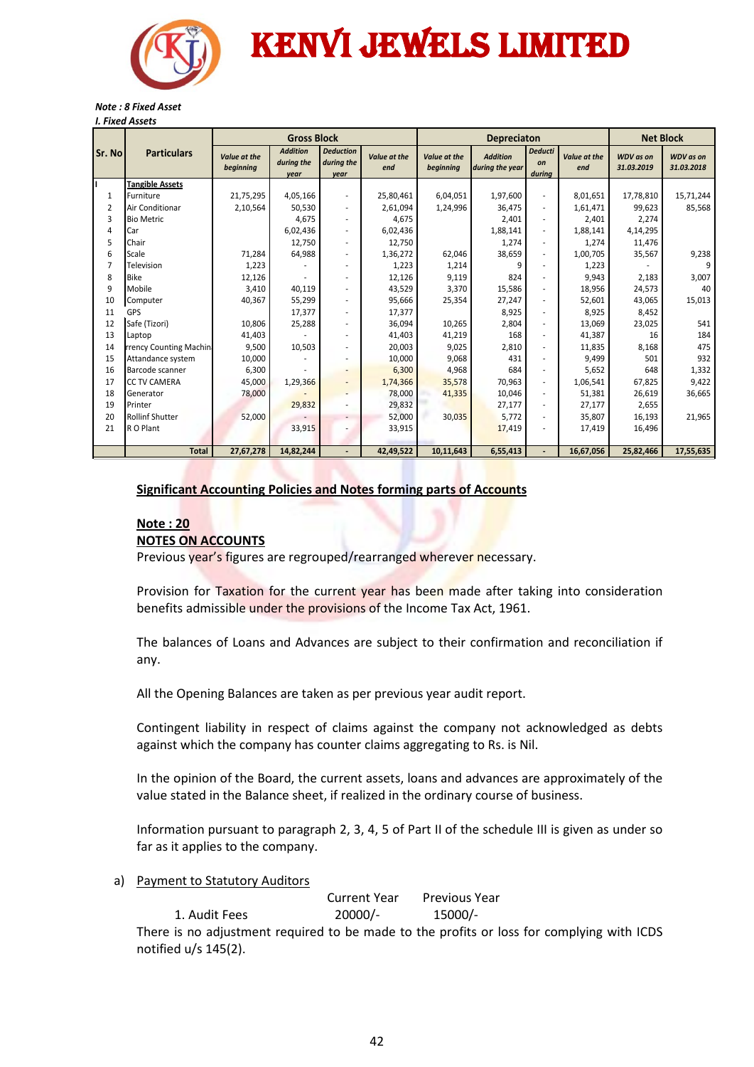*Note : 8 Fixed Asset*

*I. Fixed Assets*

| Sr. No | Particulars | Gross Block | | | | Depreciaton | | | | Net Block | |
|---|---|---|---|---|---|---|---|---|---|---|---|
| | | *Value at the beginning* | *Addition during the year* | *Deduction during the year* | *Value at the end* | *Value at the beginning* | *Addition during the year* | *Deduction during* | *Value at the end* | *WDV as on 31.03.2019* | *WDV as on 31.03.2018* |
| I | **Tangible Assets** | | | | | | | | | | |
| 1 | Furniture | 21,75,295 | 4,05,166 | - | 25,80,461 | 6,04,051 | 1,97,600 | - | 8,01,651 | 17,78,810 | 15,71,244 |
| 2 | Air Conditionar | 2,10,564 | 50,530 | - | 2,61,094 | 1,24,996 | 36,475 | - | 1,61,471 | 99,623 | 85,568 |
| 3 | Bio Metric | | 4,675 | - | 4,675 | | 2,401 | - | 2,401 | 2,274 | |
| 4 | Car | | 6,02,436 | - | 6,02,436 | | 1,88,141 | - | 1,88,141 | 4,14,295 | |
| 5 | Chair | | 12,750 | - | 12,750 | | 1,274 | - | 1,274 | 11,476 | |
| 6 | Scale | 71,284 | 64,988 | - | 1,36,272 | 62,046 | 38,659 | - | 1,00,705 | 35,567 | 9,238 |
| 7 | Television | 1,223 | - | - | 1,223 | 1,214 | 9 | - | 1,223 | - | 9 |
| 8 | Bike | 12,126 | - | - | 12,126 | 9,119 | 824 | - | 9,943 | 2,183 | 3,007 |
| 9 | Mobile | 3,410 | 40,119 | - | 43,529 | 3,370 | 15,586 | - | 18,956 | 24,573 | 40 |
| 10 | Computer | 40,367 | 55,299 | - | 95,666 | 25,354 | 27,247 | - | 52,601 | 43,065 | 15,013 |
| 11 | GPS | | 17,377 | - | 17,377 | | 8,925 | - | 8,925 | 8,452 | |
| 12 | Safe (Tizori) | 10,806 | 25,288 | - | 36,094 | 10,265 | 2,804 | - | 13,069 | 23,025 | 541 |
| 13 | Laptop | 41,403 | - | - | 41,403 | 41,219 | 168 | - | 41,387 | 16 | 184 |
| 14 | rrency Counting Machin | 9,500 | 10,503 | - | 20,003 | 9,025 | 2,810 | - | 11,835 | 8,168 | 475 |
| 15 | Attandance system | 10,000 | - | - | 10,000 | 9,068 | 431 | - | 9,499 | 501 | 932 |
| 16 | Barcode scanner | 6,300 | - | - | 6,300 | 4,968 | 684 | - | 5,652 | 648 | 1,332 |
| 17 | CC TV CAMERA | 45,000 | 1,29,366 | - | 1,74,366 | 35,578 | 70,963 | - | 1,06,541 | 67,825 | 9,422 |
| 18 | Generator | 78,000 | - | - | 78,000 | 41,335 | 10,046 | - | 51,381 | 26,619 | 36,665 |
| 19 | Printer | | 29,832 | - | 29,832 | | 27,177 | - | 27,177 | 2,655 | |
| 20 | Rollinf Shutter | 52,000 | - | - | 52,000 | 30,035 | 5,772 | - | 35,807 | 16,193 | 21,965 |
| 21 | R O Plant | | 33,915 | - | 33,915 | | 17,419 | - | 17,419 | 16,496 | |
| | **Total** | **27,67,278** | **14,82,244** | **-** | **42,49,522** | **10,11,643** | **6,55,413** | **-** | **16,67,056** | **25,82,466** | **17,55,635** |

**Significant Accounting Policies and Notes forming parts of Accounts**

**Note : 20**

**NOTES ON ACCOUNTS**

Previous year's figures are regrouped/rearranged wherever necessary.

Provision for Taxation for the current year has been made after taking into consideration benefits admissible under the provisions of the Income Tax Act, 1961.

The balances of Loans and Advances are subject to their confirmation and reconciliation if any.

All the Opening Balances are taken as per previous year audit report.

Contingent liability in respect of claims against the company not acknowledged as debts against which the company has counter claims aggregating to Rs. is Nil.

In the opinion of the Board, the current assets, loans and advances are approximately of the value stated in the Balance sheet, if realized in the ordinary course of business.

Information pursuant to paragraph 2, 3, 4, 5 of Part II of the schedule III is given as under so far as it applies to the company.

a) Payment to Statutory Auditors

| | Current Year | Previous Year |
|---|---|---|
| 1. Audit Fees | 20000/- | 15000/- |

There is no adjustment required to be made to the profits or loss for complying with ICDS notified u/s 145(2).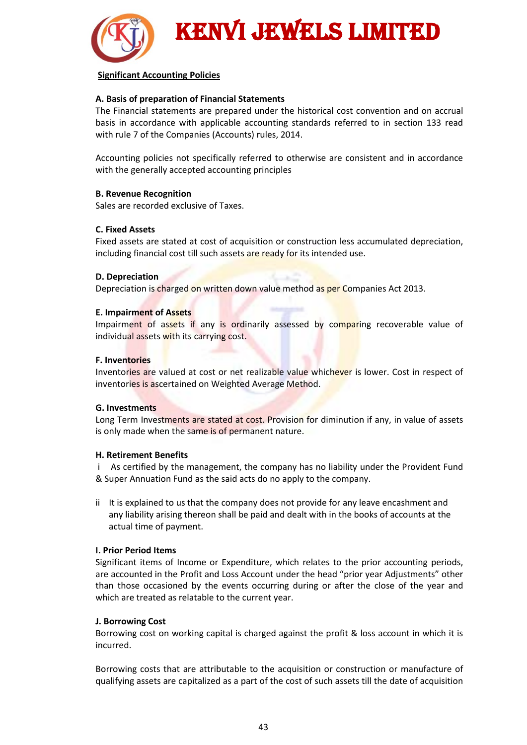**Significant Accounting Policies**

**A. Basis of preparation of Financial Statements**

The Financial statements are prepared under the historical cost convention and on accrual basis in accordance with applicable accounting standards referred to in section 133 read with rule 7 of the Companies (Accounts) rules, 2014.

Accounting policies not specifically referred to otherwise are consistent and in accordance with the generally accepted accounting principles

**B. Revenue Recognition**

Sales are recorded exclusive of Taxes.

**C. Fixed Assets**

Fixed assets are stated at cost of acquisition or construction less accumulated depreciation, including financial cost till such assets are ready for its intended use.

**D. Depreciation**

Depreciation is charged on written down value method as per Companies Act 2013.

**E. Impairment of Assets**

Impairment of assets if any is ordinarily assessed by comparing recoverable value of individual assets with its carrying cost.

**F. Inventories**

Inventories are valued at cost or net realizable value whichever is lower. Cost in respect of inventories is ascertained on Weighted Average Method.

**G. Investments**

Long Term Investments are stated at cost. Provision for diminution if any, in value of assets is only made when the same is of permanent nature.

**H. Retirement Benefits**

i As certified by the management, the company has no liability under the Provident Fund & Super Annuation Fund as the said acts do no apply to the company.

ii It is explained to us that the company does not provide for any leave encashment and any liability arising thereon shall be paid and dealt with in the books of accounts at the actual time of payment.

**I. Prior Period Items**

Significant items of Income or Expenditure, which relates to the prior accounting periods, are accounted in the Profit and Loss Account under the head "prior year Adjustments" other than those occasioned by the events occurring during or after the close of the year and which are treated as relatable to the current year.

**J. Borrowing Cost**

Borrowing cost on working capital is charged against the profit & loss account in which it is incurred.

Borrowing costs that are attributable to the acquisition or construction or manufacture of qualifying assets are capitalized as a part of the cost of such assets till the date of acquisition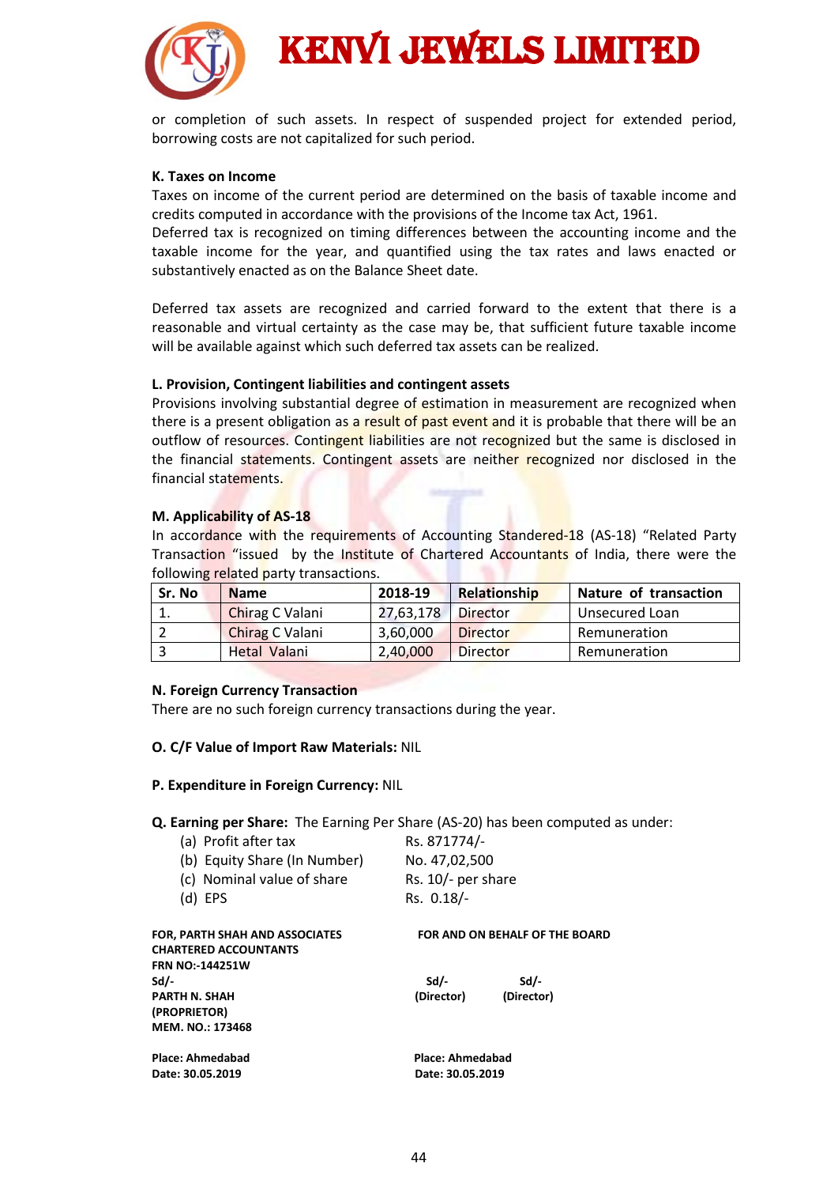or completion of such assets. In respect of suspended project for extended period, borrowing costs are not capitalized for such period.

**K. Taxes on Income**

Taxes on income of the current period are determined on the basis of taxable income and credits computed in accordance with the provisions of the Income tax Act, 1961.
Deferred tax is recognized on timing differences between the accounting income and the taxable income for the year, and quantified using the tax rates and laws enacted or substantively enacted as on the Balance Sheet date.

Deferred tax assets are recognized and carried forward to the extent that there is a reasonable and virtual certainty as the case may be, that sufficient future taxable income will be available against which such deferred tax assets can be realized.

**L. Provision, Contingent liabilities and contingent assets**

Provisions involving substantial degree of estimation in measurement are recognized when there is a present obligation as a result of past event and it is probable that there will be an outflow of resources. Contingent liabilities are not recognized but the same is disclosed in the financial statements. Contingent assets are neither recognized nor disclosed in the financial statements.

**M. Applicability of AS-18**

In accordance with the requirements of Accounting Standered-18 (AS-18) "Related Party Transaction "issued by the Institute of Chartered Accountants of India, there were the following related party transactions.

| Sr. No | Name | 2018-19 | Relationship | Nature of transaction |
|---|---|---|---|---|
| 1. | Chirag C Valani | 27,63,178 | Director | Unsecured Loan |
| 2 | Chirag C Valani | 3,60,000 | Director | Remuneration |
| 3 | Hetal Valani | 2,40,000 | Director | Remuneration |

**N. Foreign Currency Transaction**

There are no such foreign currency transactions during the year.

**O. C/F Value of Import Raw Materials:** NIL

**P. Expenditure in Foreign Currency:** NIL

**Q. Earning per Share:** The Earning Per Share (AS-20) has been computed as under:

(a) Profit after tax — Rs. 871774/-
(b) Equity Share (In Number) — No. 47,02,500
(c) Nominal value of share — Rs. 10/- per share
(d) EPS — Rs. 0.18/-

**FOR, PARTH SHAH AND ASSOCIATES**
**CHARTERED ACCOUNTANTS**
**FRN NO:-144251W**
**Sd/-**
**PARTH N. SHAH**
**(PROPRIETOR)**
**MEM. NO.: 173468**

**Place: Ahmedabad**
**Date: 30.05.2019**

**FOR AND ON BEHALF OF THE BOARD**

**Sd/-** **(Director)** **Sd/-** **(Director)**

**Place: Ahmedabad**
**Date: 30.05.2019**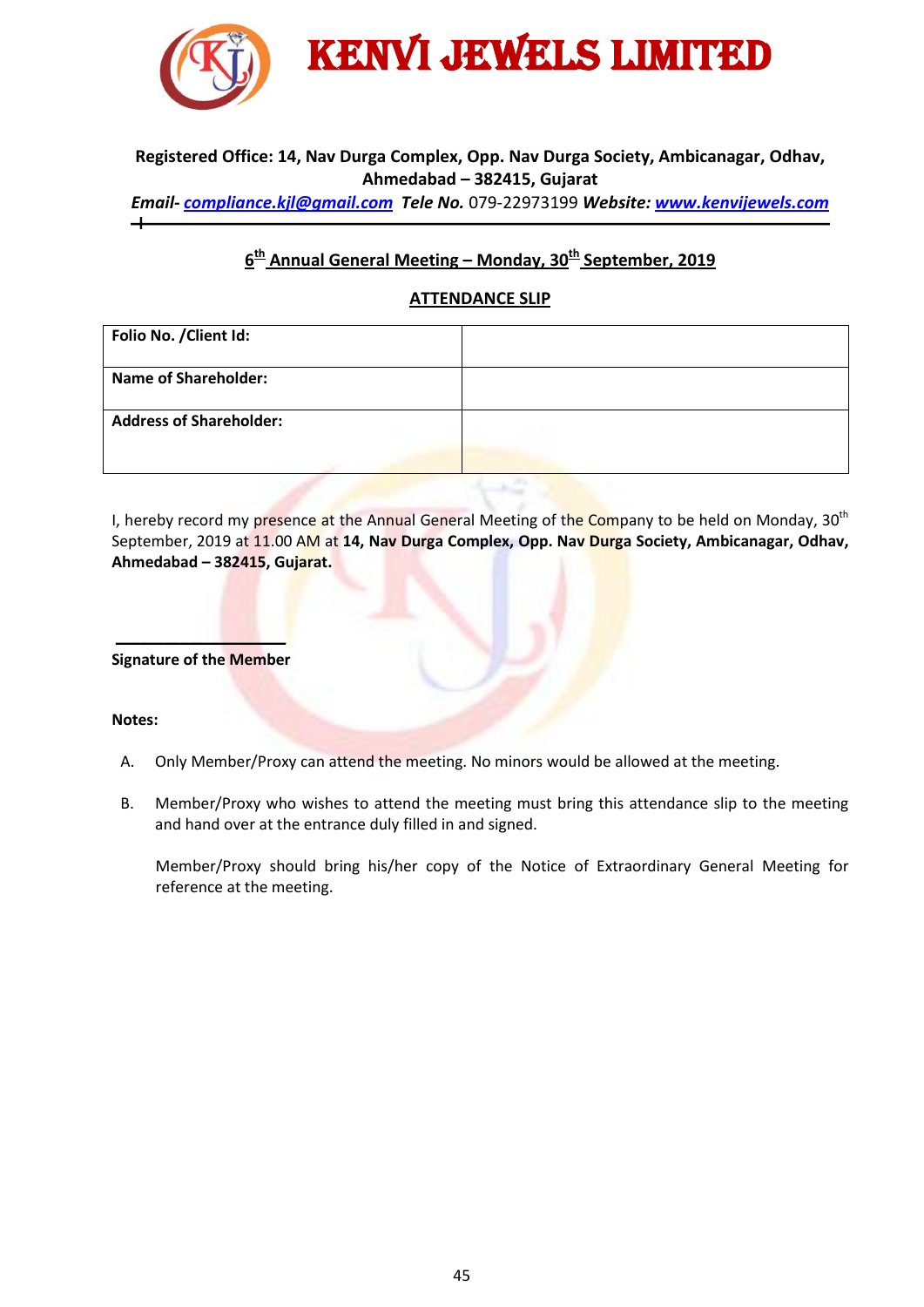# KENVI JEWELS LIMITED

**Registered Office: 14, Nav Durga Complex, Opp. Nav Durga Society, Ambicanagar, Odhav, Ahmedabad – 382415, Gujarat**

***Email-*** ***compliance.kjl@gmail.com*** ***Tele No.*** 079-22973199 ***Website:*** ***www.kenvijewels.com***

## 6th Annual General Meeting – Monday, 30th September, 2019

## ATTENDANCE SLIP

| | |
|---|---|
| **Folio No. /Client Id:** | |
| **Name of Shareholder:** | |
| **Address of Shareholder:** | |

I, hereby record my presence at the Annual General Meeting of the Company to be held on Monday, 30th September, 2019 at 11.00 AM at **14, Nav Durga Complex, Opp. Nav Durga Society, Ambicanagar, Odhav, Ahmedabad – 382415, Gujarat.**

____________________

**Signature of the Member**

**Notes:**

A. Only Member/Proxy can attend the meeting. No minors would be allowed at the meeting.

B. Member/Proxy who wishes to attend the meeting must bring this attendance slip to the meeting and hand over at the entrance duly filled in and signed.

   Member/Proxy should bring his/her copy of the Notice of Extraordinary General Meeting for reference at the meeting.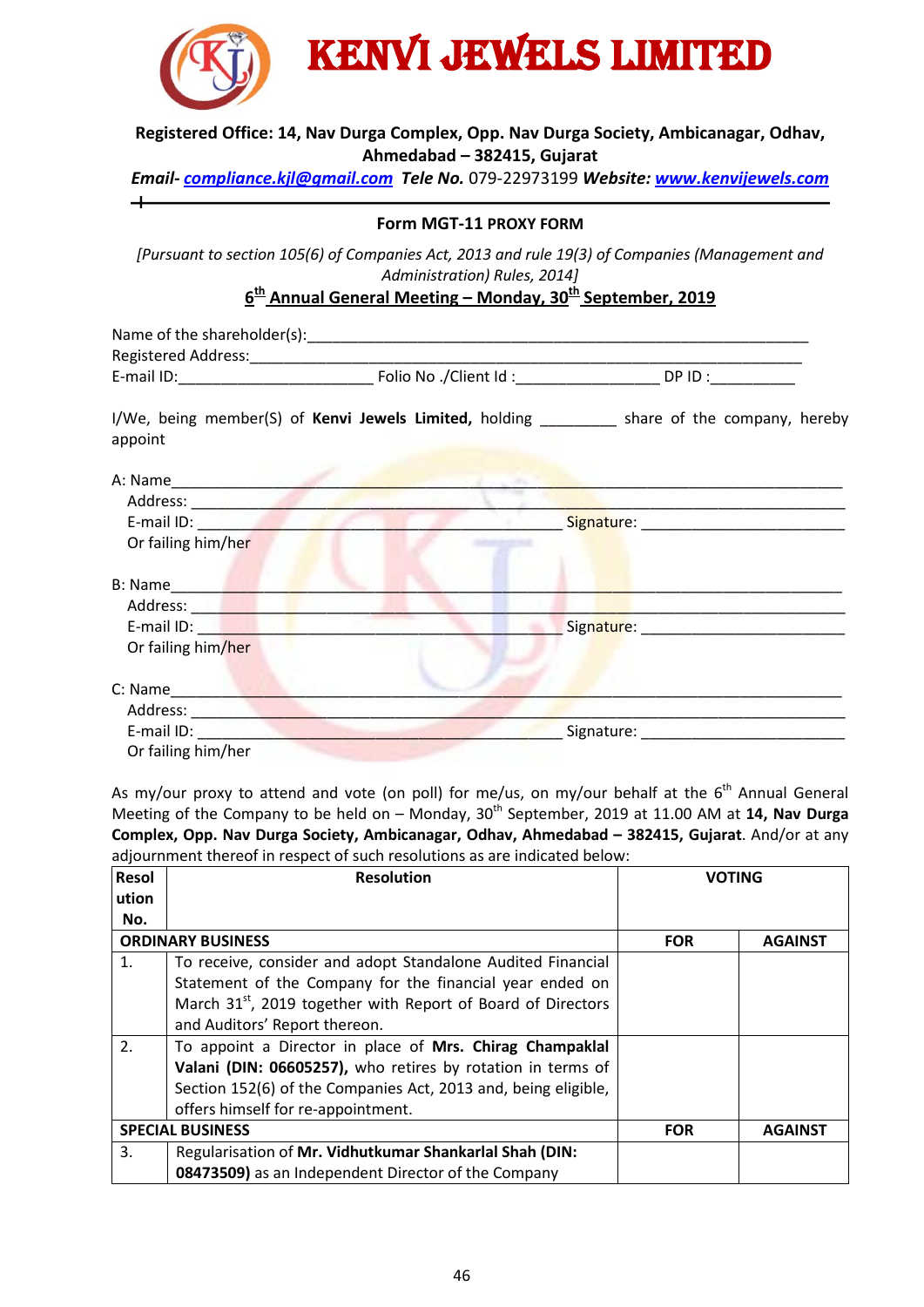# KENVI JEWELS LIMITED

**Registered Office: 14, Nav Durga Complex, Opp. Nav Durga Society, Ambicanagar, Odhav, Ahmedabad – 382415, Gujarat**

***Email-*** *compliance.kjl@gmail.com* ***Tele No.*** 079-22973199 ***Website:*** www.kenvijewels.com

## Form MGT-11 PROXY FORM

*[Pursuant to section 105(6) of Companies Act, 2013 and rule 19(3) of Companies (Management and Administration) Rules, 2014]*

**6th Annual General Meeting – Monday, 30th September, 2019**

Name of the shareholder(s):____________________________________________________________

Registered Address:____________________________________________________________

E-mail ID:_______________________ Folio No ./Client Id :________________ DP ID :__________

I/We, being member(S) of **Kenvi Jewels Limited,** holding _________ share of the company, hereby appoint

A: Name____________________________________________________________

Address: ____________________________________________________________

E-mail ID: ______________________________ Signature: _______________________

Or failing him/her

B: Name____________________________________________________________

Address: ____________________________________________________________

E-mail ID: ______________________________ Signature: _______________________

Or failing him/her

C: Name____________________________________________________________

Address: ____________________________________________________________

E-mail ID: ______________________________ Signature: _______________________

Or failing him/her

As my/our proxy to attend and vote (on poll) for me/us, on my/our behalf at the 6th Annual General Meeting of the Company to be held on – Monday, 30th September, 2019 at 11.00 AM at **14, Nav Durga Complex, Opp. Nav Durga Society, Ambicanagar, Odhav, Ahmedabad – 382415, Gujarat**. And/or at any adjournment thereof in respect of such resolutions as are indicated below:

| Resolution No. | Resolution | VOTING | |
|---|---|---|---|
| **ORDINARY BUSINESS** | | **FOR** | **AGAINST** |
| 1. | To receive, consider and adopt Standalone Audited Financial Statement of the Company for the financial year ended on March 31st, 2019 together with Report of Board of Directors and Auditors' Report thereon. | | |
| 2. | To appoint a Director in place of **Mrs. Chirag Champaklal Valani (DIN: 06605257),** who retires by rotation in terms of Section 152(6) of the Companies Act, 2013 and, being eligible, offers himself for re-appointment. | | |
| **SPECIAL BUSINESS** | | **FOR** | **AGAINST** |
| 3. | Regularisation of **Mr. Vidhutkumar Shankarlal Shah (DIN: 08473509)** as an Independent Director of the Company | | |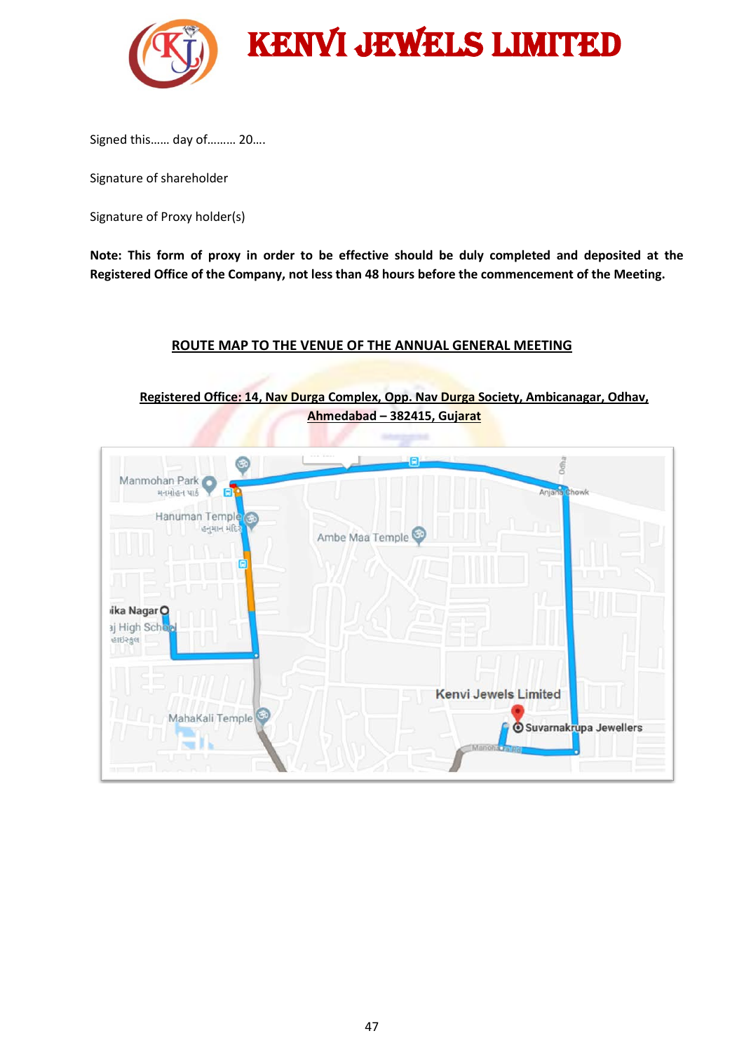Signed this…… day of……… 20….

Signature of shareholder

Signature of Proxy holder(s)

**Note: This form of proxy in order to be effective should be duly completed and deposited at the Registered Office of the Company, not less than 48 hours before the commencement of the Meeting.**

## ROUTE MAP TO THE VENUE OF THE ANNUAL GENERAL MEETING

**Registered Office: 14, Nav Durga Complex, Opp. Nav Durga Society, Ambicanagar, Odhav, Ahmedabad – 382415, Gujarat**

Manmohan Park
Hanuman Temple
Ambe Maa Temple
Anjana Chowk
ika Nagar
aj High School
MahaKali Temple
Kenvi Jewels Limited
Suvarnakrupa Jewellers